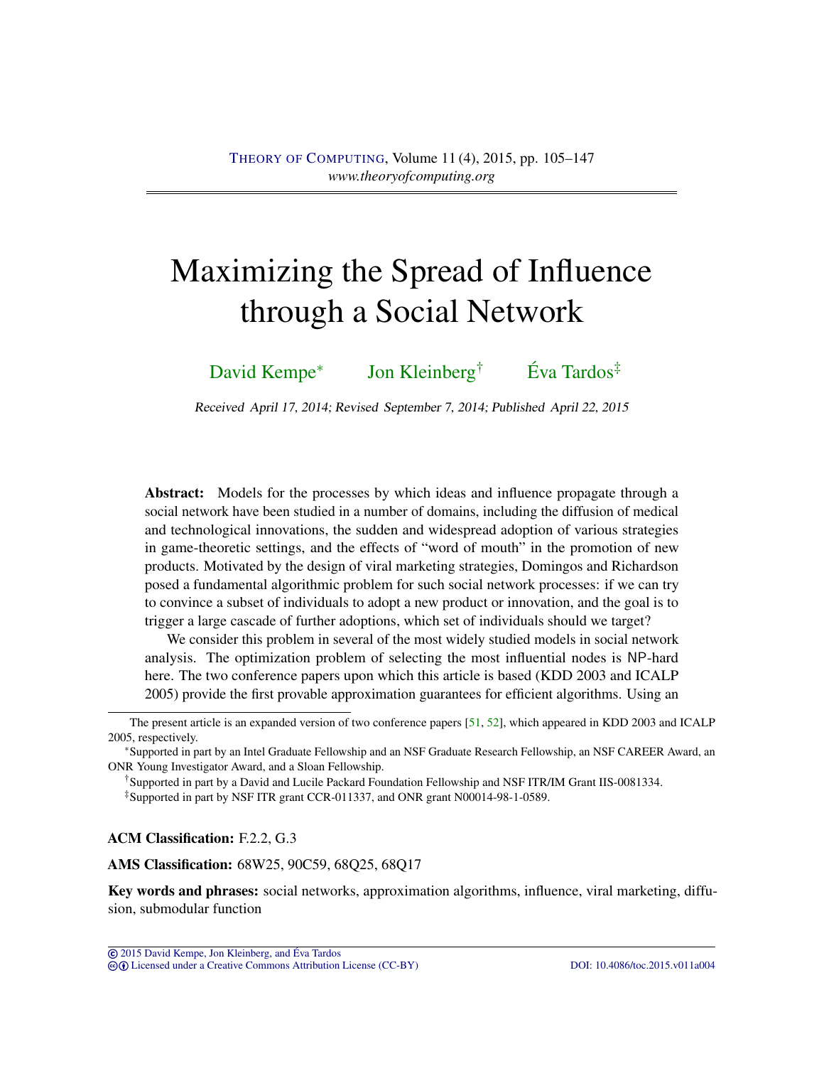# Maximizing the Spread of Influence through a Social Network

David Kempe* Jon Kleinberg† Éva Tardos‡

*Received April 17, 2014; Revised September 7, 2014; Published April 22, 2015*

**Abstract:** Models for the processes by which ideas and influence propagate through a social network have been studied in a number of domains, including the diffusion of medical and technological innovations, the sudden and widespread adoption of various strategies in game-theoretic settings, and the effects of "word of mouth" in the promotion of new products. Motivated by the design of viral marketing strategies, Domingos and Richardson posed a fundamental algorithmic problem for such social network processes: if we can try to convince a subset of individuals to adopt a new product or innovation, and the goal is to trigger a large cascade of further adoptions, which set of individuals should we target?

We consider this problem in several of the most widely studied models in social network analysis. The optimization problem of selecting the most influential nodes is NP-hard here. The two conference papers upon which this article is based (KDD 2003 and ICALP 2005) provide the first provable approximation guarantees for efficient algorithms. Using an

The present article is an expanded version of two conference papers [51, 52], which appeared in KDD 2003 and ICALP 2005, respectively.

*Supported in part by an Intel Graduate Fellowship and an NSF Graduate Research Fellowship, an NSF CAREER Award, an ONR Young Investigator Award, and a Sloan Fellowship.

†Supported in part by a David and Lucile Packard Foundation Fellowship and NSF ITR/IM Grant IIS-0081334.

‡Supported in part by NSF ITR grant CCR-011337, and ONR grant N00014-98-1-0589.

**ACM Classification:** F.2.2, G.3

**AMS Classification:** 68W25, 90C59, 68Q25, 68Q17

**Key words and phrases:** social networks, approximation algorithms, influence, viral marketing, diffusion, submodular function

© 2015 David Kempe, Jon Kleinberg, and Éva Tardos
Licensed under a Creative Commons Attribution License (CC-BY) DOI: 10.4086/toc.2015.v011a004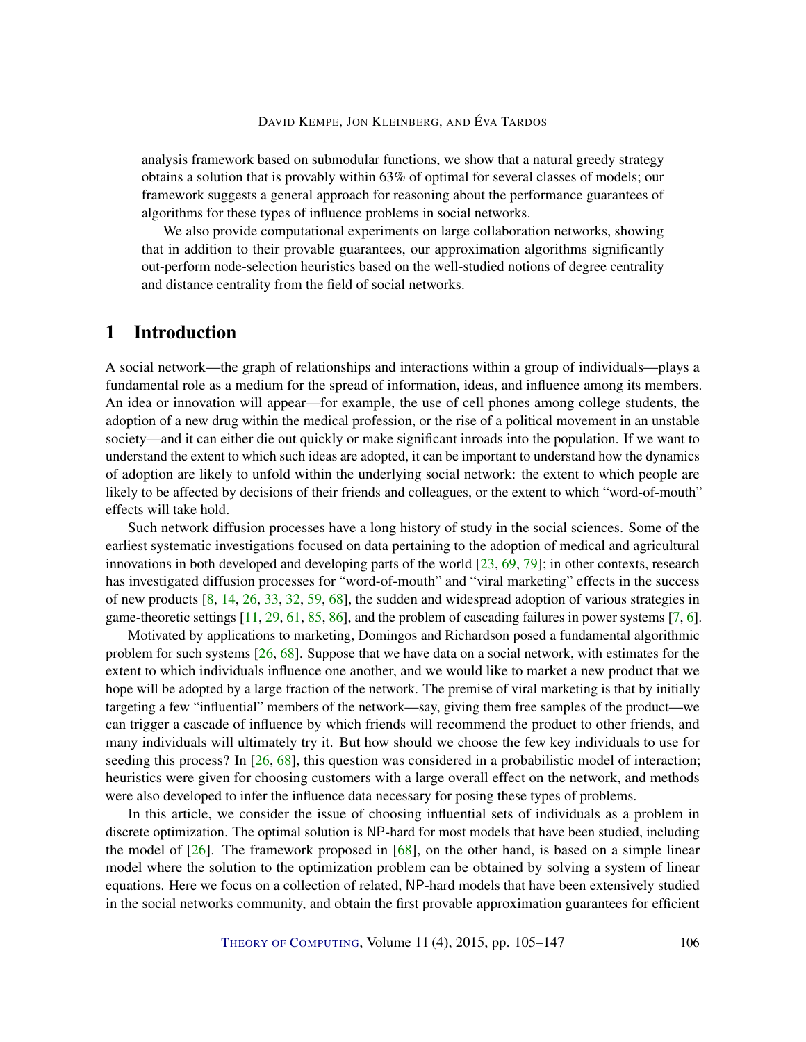analysis framework based on submodular functions, we show that a natural greedy strategy obtains a solution that is provably within 63% of optimal for several classes of models; our framework suggests a general approach for reasoning about the performance guarantees of algorithms for these types of influence problems in social networks.

We also provide computational experiments on large collaboration networks, showing that in addition to their provable guarantees, our approximation algorithms significantly out-perform node-selection heuristics based on the well-studied notions of degree centrality and distance centrality from the field of social networks.

## 1 Introduction

A social network—the graph of relationships and interactions within a group of individuals—plays a fundamental role as a medium for the spread of information, ideas, and influence among its members. An idea or innovation will appear—for example, the use of cell phones among college students, the adoption of a new drug within the medical profession, or the rise of a political movement in an unstable society—and it can either die out quickly or make significant inroads into the population. If we want to understand the extent to which such ideas are adopted, it can be important to understand how the dynamics of adoption are likely to unfold within the underlying social network: the extent to which people are likely to be affected by decisions of their friends and colleagues, or the extent to which "word-of-mouth" effects will take hold.

Such network diffusion processes have a long history of study in the social sciences. Some of the earliest systematic investigations focused on data pertaining to the adoption of medical and agricultural innovations in both developed and developing parts of the world [23, 69, 79]; in other contexts, research has investigated diffusion processes for "word-of-mouth" and "viral marketing" effects in the success of new products [8, 14, 26, 33, 32, 59, 68], the sudden and widespread adoption of various strategies in game-theoretic settings [11, 29, 61, 85, 86], and the problem of cascading failures in power systems [7, 6].

Motivated by applications to marketing, Domingos and Richardson posed a fundamental algorithmic problem for such systems [26, 68]. Suppose that we have data on a social network, with estimates for the extent to which individuals influence one another, and we would like to market a new product that we hope will be adopted by a large fraction of the network. The premise of viral marketing is that by initially targeting a few "influential" members of the network—say, giving them free samples of the product—we can trigger a cascade of influence by which friends will recommend the product to other friends, and many individuals will ultimately try it. But how should we choose the few key individuals to use for seeding this process? In [26, 68], this question was considered in a probabilistic model of interaction; heuristics were given for choosing customers with a large overall effect on the network, and methods were also developed to infer the influence data necessary for posing these types of problems.

In this article, we consider the issue of choosing influential sets of individuals as a problem in discrete optimization. The optimal solution is NP-hard for most models that have been studied, including the model of [26]. The framework proposed in [68], on the other hand, is based on a simple linear model where the solution to the optimization problem can be obtained by solving a system of linear equations. Here we focus on a collection of related, NP-hard models that have been extensively studied in the social networks community, and obtain the first provable approximation guarantees for efficient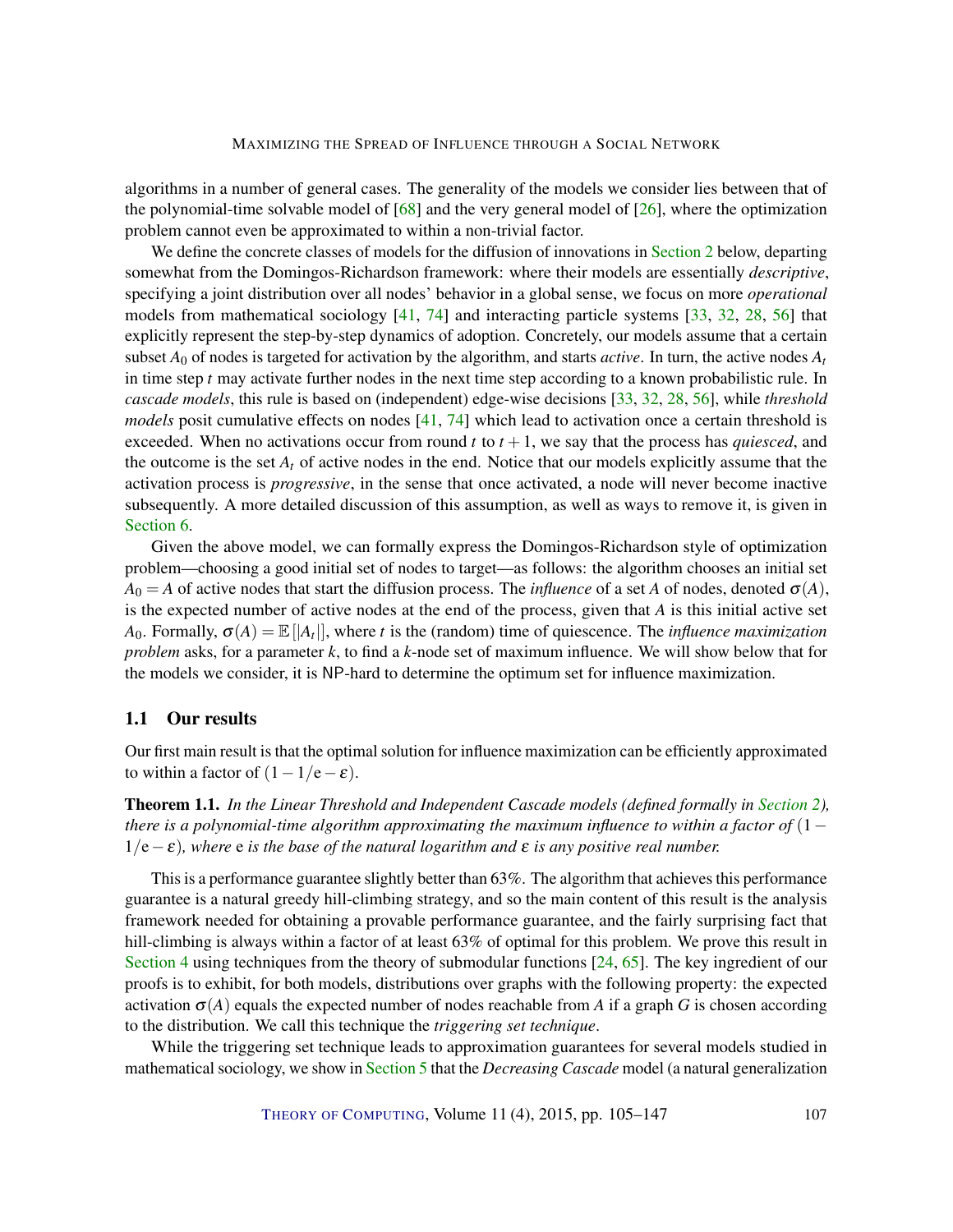algorithms in a number of general cases. The generality of the models we consider lies between that of the polynomial-time solvable model of [68] and the very general model of [26], where the optimization problem cannot even be approximated to within a non-trivial factor.

We define the concrete classes of models for the diffusion of innovations in Section 2 below, departing somewhat from the Domingos-Richardson framework: where their models are essentially *descriptive*, specifying a joint distribution over all nodes' behavior in a global sense, we focus on more *operational* models from mathematical sociology [41, 74] and interacting particle systems [33, 32, 28, 56] that explicitly represent the step-by-step dynamics of adoption. Concretely, our models assume that a certain subset $A_0$ of nodes is targeted for activation by the algorithm, and starts *active*. In turn, the active nodes $A_t$ in time step $t$ may activate further nodes in the next time step according to a known probabilistic rule. In *cascade models*, this rule is based on (independent) edge-wise decisions [33, 32, 28, 56], while *threshold models* posit cumulative effects on nodes [41, 74] which lead to activation once a certain threshold is exceeded. When no activations occur from round $t$ to $t+1$, we say that the process has *quiesced*, and the outcome is the set $A_t$ of active nodes in the end. Notice that our models explicitly assume that the activation process is *progressive*, in the sense that once activated, a node will never become inactive subsequently. A more detailed discussion of this assumption, as well as ways to remove it, is given in Section 6.

Given the above model, we can formally express the Domingos-Richardson style of optimization problem—choosing a good initial set of nodes to target—as follows: the algorithm chooses an initial set $A_0 = A$ of active nodes that start the diffusion process. The *influence* of a set $A$ of nodes, denoted $\sigma(A)$, is the expected number of active nodes at the end of the process, given that $A$ is this initial active set $A_0$. Formally, $\sigma(A) = \mathbb{E}[|A_t|]$, where $t$ is the (random) time of quiescence. The *influence maximization problem* asks, for a parameter $k$, to find a $k$-node set of maximum influence. We will show below that for the models we consider, it is NP-hard to determine the optimum set for influence maximization.

## 1.1 Our results

Our first main result is that the optimal solution for influence maximization can be efficiently approximated to within a factor of $(1 - 1/\mathrm{e} - \varepsilon)$.

**Theorem 1.1.** *In the Linear Threshold and Independent Cascade models (defined formally in Section 2), there is a polynomial-time algorithm approximating the maximum influence to within a factor of* $(1 - 1/\mathrm{e} - \varepsilon)$*, where* e *is the base of the natural logarithm and* $\varepsilon$ *is any positive real number.*

This is a performance guarantee slightly better than 63%. The algorithm that achieves this performance guarantee is a natural greedy hill-climbing strategy, and so the main content of this result is the analysis framework needed for obtaining a provable performance guarantee, and the fairly surprising fact that hill-climbing is always within a factor of at least 63% of optimal for this problem. We prove this result in Section 4 using techniques from the theory of submodular functions [24, 65]. The key ingredient of our proofs is to exhibit, for both models, distributions over graphs with the following property: the expected activation $\sigma(A)$ equals the expected number of nodes reachable from $A$ if a graph $G$ is chosen according to the distribution. We call this technique the *triggering set technique*.

While the triggering set technique leads to approximation guarantees for several models studied in mathematical sociology, we show in Section 5 that the *Decreasing Cascade* model (a natural generalization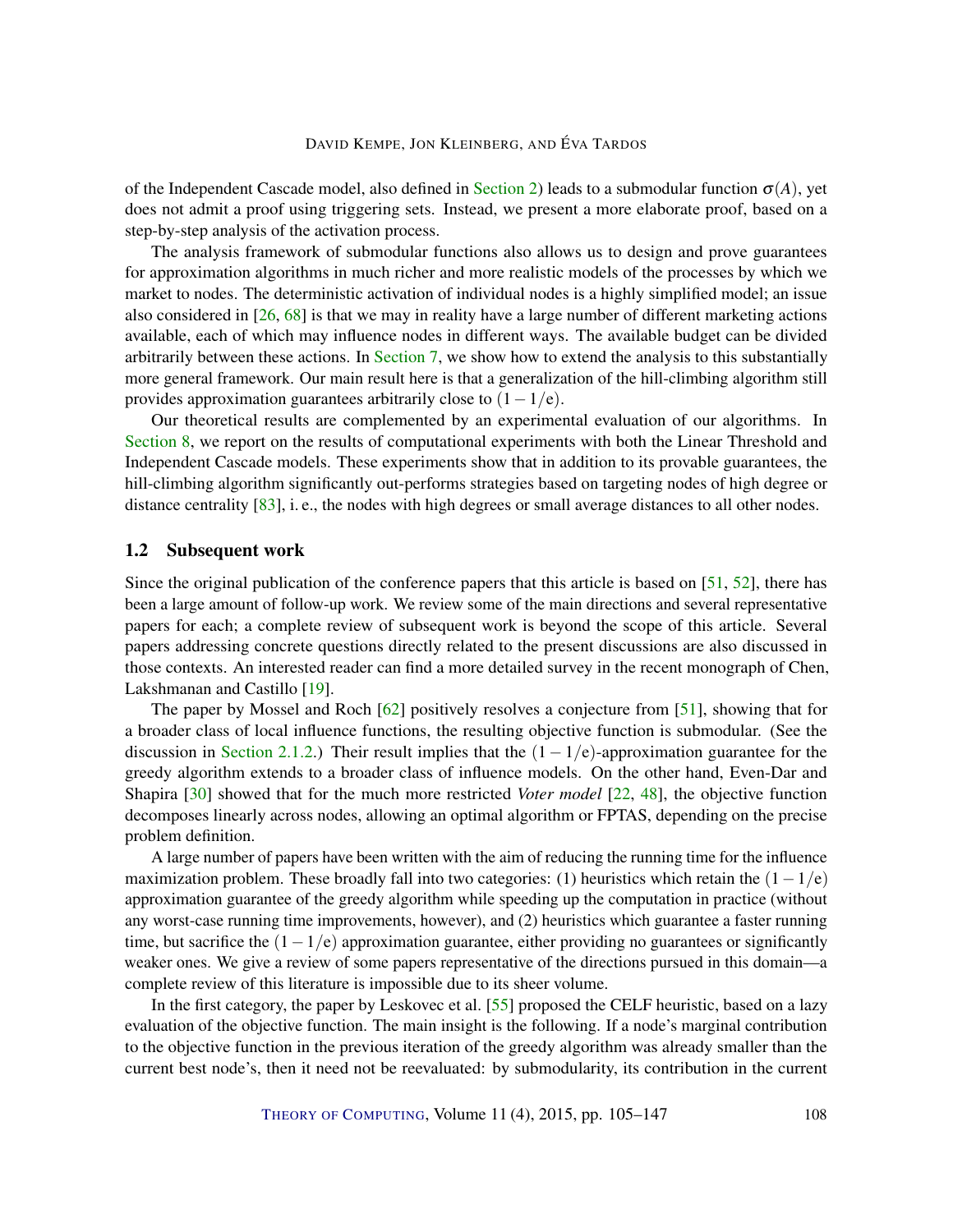of the Independent Cascade model, also defined in Section 2) leads to a submodular function $\sigma(A)$, yet does not admit a proof using triggering sets. Instead, we present a more elaborate proof, based on a step-by-step analysis of the activation process.

The analysis framework of submodular functions also allows us to design and prove guarantees for approximation algorithms in much richer and more realistic models of the processes by which we market to nodes. The deterministic activation of individual nodes is a highly simplified model; an issue also considered in [26, 68] is that we may in reality have a large number of different marketing actions available, each of which may influence nodes in different ways. The available budget can be divided arbitrarily between these actions. In Section 7, we show how to extend the analysis to this substantially more general framework. Our main result here is that a generalization of the hill-climbing algorithm still provides approximation guarantees arbitrarily close to $(1-1/e)$.

Our theoretical results are complemented by an experimental evaluation of our algorithms. In Section 8, we report on the results of computational experiments with both the Linear Threshold and Independent Cascade models. These experiments show that in addition to its provable guarantees, the hill-climbing algorithm significantly out-performs strategies based on targeting nodes of high degree or distance centrality [83], i. e., the nodes with high degrees or small average distances to all other nodes.

## 1.2 Subsequent work

Since the original publication of the conference papers that this article is based on [51, 52], there has been a large amount of follow-up work. We review some of the main directions and several representative papers for each; a complete review of subsequent work is beyond the scope of this article. Several papers addressing concrete questions directly related to the present discussions are also discussed in those contexts. An interested reader can find a more detailed survey in the recent monograph of Chen, Lakshmanan and Castillo [19].

The paper by Mossel and Roch [62] positively resolves a conjecture from [51], showing that for a broader class of local influence functions, the resulting objective function is submodular. (See the discussion in Section 2.1.2.) Their result implies that the $(1-1/e)$-approximation guarantee for the greedy algorithm extends to a broader class of influence models. On the other hand, Even-Dar and Shapira [30] showed that for the much more restricted *Voter model* [22, 48], the objective function decomposes linearly across nodes, allowing an optimal algorithm or FPTAS, depending on the precise problem definition.

A large number of papers have been written with the aim of reducing the running time for the influence maximization problem. These broadly fall into two categories: (1) heuristics which retain the $(1-1/e)$ approximation guarantee of the greedy algorithm while speeding up the computation in practice (without any worst-case running time improvements, however), and (2) heuristics which guarantee a faster running time, but sacrifice the $(1-1/e)$ approximation guarantee, either providing no guarantees or significantly weaker ones. We give a review of some papers representative of the directions pursued in this domain—a complete review of this literature is impossible due to its sheer volume.

In the first category, the paper by Leskovec et al. [55] proposed the CELF heuristic, based on a lazy evaluation of the objective function. The main insight is the following. If a node's marginal contribution to the objective function in the previous iteration of the greedy algorithm was already smaller than the current best node's, then it need not be reevaluated: by submodularity, its contribution in the current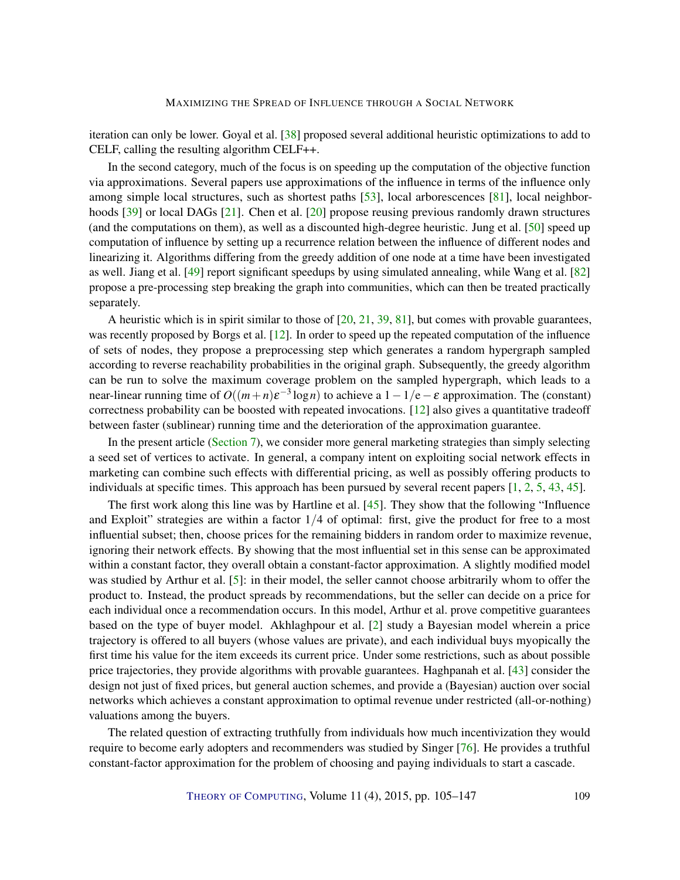iteration can only be lower. Goyal et al. [38] proposed several additional heuristic optimizations to add to CELF, calling the resulting algorithm CELF++.

In the second category, much of the focus is on speeding up the computation of the objective function via approximations. Several papers use approximations of the influence in terms of the influence only among simple local structures, such as shortest paths [53], local arborescences [81], local neighborhoods [39] or local DAGs [21]. Chen et al. [20] propose reusing previous randomly drawn structures (and the computations on them), as well as a discounted high-degree heuristic. Jung et al. [50] speed up computation of influence by setting up a recurrence relation between the influence of different nodes and linearizing it. Algorithms differing from the greedy addition of one node at a time have been investigated as well. Jiang et al. [49] report significant speedups by using simulated annealing, while Wang et al. [82] propose a pre-processing step breaking the graph into communities, which can then be treated practically separately.

A heuristic which is in spirit similar to those of [20, 21, 39, 81], but comes with provable guarantees, was recently proposed by Borgs et al. [12]. In order to speed up the repeated computation of the influence of sets of nodes, they propose a preprocessing step which generates a random hypergraph sampled according to reverse reachability probabilities in the original graph. Subsequently, the greedy algorithm can be run to solve the maximum coverage problem on the sampled hypergraph, which leads to a near-linear running time of $O((m+n)\varepsilon^{-3}\log n)$ to achieve a $1-1/\mathrm{e}-\varepsilon$ approximation. The (constant) correctness probability can be boosted with repeated invocations. [12] also gives a quantitative tradeoff between faster (sublinear) running time and the deterioration of the approximation guarantee.

In the present article (Section 7), we consider more general marketing strategies than simply selecting a seed set of vertices to activate. In general, a company intent on exploiting social network effects in marketing can combine such effects with differential pricing, as well as possibly offering products to individuals at specific times. This approach has been pursued by several recent papers [1, 2, 5, 43, 45].

The first work along this line was by Hartline et al. [45]. They show that the following "Influence and Exploit" strategies are within a factor $1/4$ of optimal: first, give the product for free to a most influential subset; then, choose prices for the remaining bidders in random order to maximize revenue, ignoring their network effects. By showing that the most influential set in this sense can be approximated within a constant factor, they overall obtain a constant-factor approximation. A slightly modified model was studied by Arthur et al. [5]: in their model, the seller cannot choose arbitrarily whom to offer the product to. Instead, the product spreads by recommendations, but the seller can decide on a price for each individual once a recommendation occurs. In this model, Arthur et al. prove competitive guarantees based on the type of buyer model. Akhlaghpour et al. [2] study a Bayesian model wherein a price trajectory is offered to all buyers (whose values are private), and each individual buys myopically the first time his value for the item exceeds its current price. Under some restrictions, such as about possible price trajectories, they provide algorithms with provable guarantees. Haghpanah et al. [43] consider the design not just of fixed prices, but general auction schemes, and provide a (Bayesian) auction over social networks which achieves a constant approximation to optimal revenue under restricted (all-or-nothing) valuations among the buyers.

The related question of extracting truthfully from individuals how much incentivization they would require to become early adopters and recommenders was studied by Singer [76]. He provides a truthful constant-factor approximation for the problem of choosing and paying individuals to start a cascade.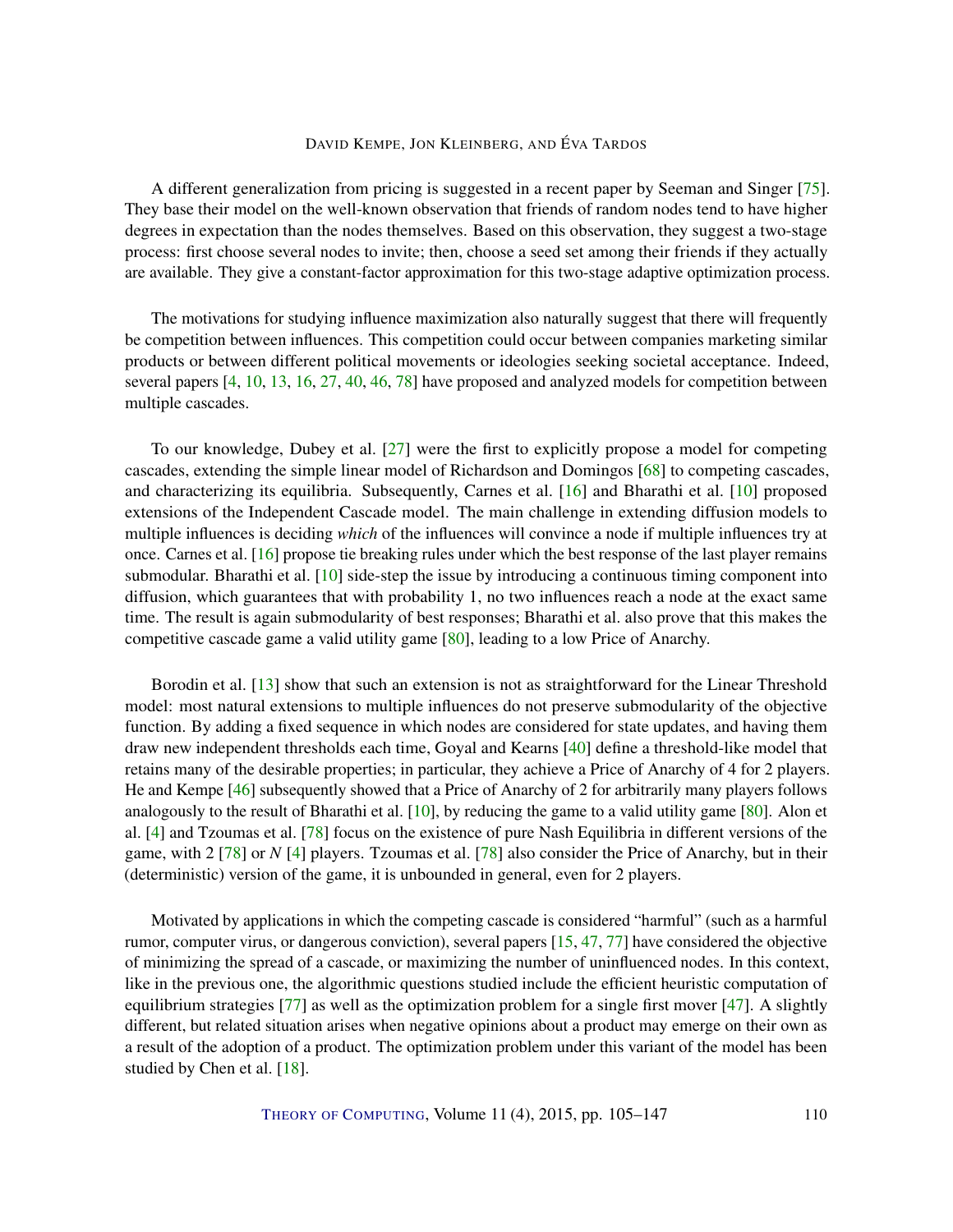A different generalization from pricing is suggested in a recent paper by Seeman and Singer [75]. They base their model on the well-known observation that friends of random nodes tend to have higher degrees in expectation than the nodes themselves. Based on this observation, they suggest a two-stage process: first choose several nodes to invite; then, choose a seed set among their friends if they actually are available. They give a constant-factor approximation for this two-stage adaptive optimization process.

The motivations for studying influence maximization also naturally suggest that there will frequently be competition between influences. This competition could occur between companies marketing similar products or between different political movements or ideologies seeking societal acceptance. Indeed, several papers [4, 10, 13, 16, 27, 40, 46, 78] have proposed and analyzed models for competition between multiple cascades.

To our knowledge, Dubey et al. [27] were the first to explicitly propose a model for competing cascades, extending the simple linear model of Richardson and Domingos [68] to competing cascades, and characterizing its equilibria. Subsequently, Carnes et al. [16] and Bharathi et al. [10] proposed extensions of the Independent Cascade model. The main challenge in extending diffusion models to multiple influences is deciding *which* of the influences will convince a node if multiple influences try at once. Carnes et al. [16] propose tie breaking rules under which the best response of the last player remains submodular. Bharathi et al. [10] side-step the issue by introducing a continuous timing component into diffusion, which guarantees that with probability 1, no two influences reach a node at the exact same time. The result is again submodularity of best responses; Bharathi et al. also prove that this makes the competitive cascade game a valid utility game [80], leading to a low Price of Anarchy.

Borodin et al. [13] show that such an extension is not as straightforward for the Linear Threshold model: most natural extensions to multiple influences do not preserve submodularity of the objective function. By adding a fixed sequence in which nodes are considered for state updates, and having them draw new independent thresholds each time, Goyal and Kearns [40] define a threshold-like model that retains many of the desirable properties; in particular, they achieve a Price of Anarchy of 4 for 2 players. He and Kempe [46] subsequently showed that a Price of Anarchy of 2 for arbitrarily many players follows analogously to the result of Bharathi et al. [10], by reducing the game to a valid utility game [80]. Alon et al. [4] and Tzoumas et al. [78] focus on the existence of pure Nash Equilibria in different versions of the game, with 2 [78] or $N$ [4] players. Tzoumas et al. [78] also consider the Price of Anarchy, but in their (deterministic) version of the game, it is unbounded in general, even for 2 players.

Motivated by applications in which the competing cascade is considered "harmful" (such as a harmful rumor, computer virus, or dangerous conviction), several papers [15, 47, 77] have considered the objective of minimizing the spread of a cascade, or maximizing the number of uninfluenced nodes. In this context, like in the previous one, the algorithmic questions studied include the efficient heuristic computation of equilibrium strategies [77] as well as the optimization problem for a single first mover [47]. A slightly different, but related situation arises when negative opinions about a product may emerge on their own as a result of the adoption of a product. The optimization problem under this variant of the model has been studied by Chen et al. [18].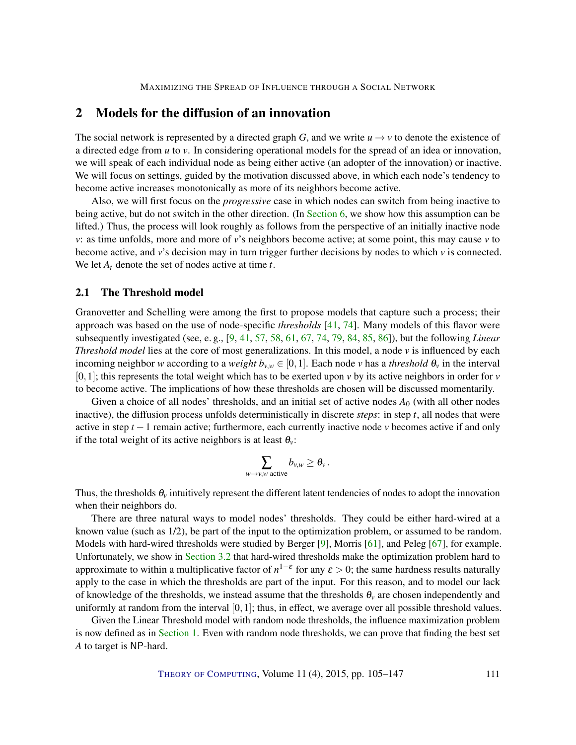## 2 Models for the diffusion of an innovation

The social network is represented by a directed graph $G$, and we write $u \to v$ to denote the existence of a directed edge from $u$ to $v$. In considering operational models for the spread of an idea or innovation, we will speak of each individual node as being either active (an adopter of the innovation) or inactive. We will focus on settings, guided by the motivation discussed above, in which each node's tendency to become active increases monotonically as more of its neighbors become active.

Also, we will first focus on the *progressive* case in which nodes can switch from being inactive to being active, but do not switch in the other direction. (In Section 6, we show how this assumption can be lifted.) Thus, the process will look roughly as follows from the perspective of an initially inactive node $v$: as time unfolds, more and more of $v$'s neighbors become active; at some point, this may cause $v$ to become active, and $v$'s decision may in turn trigger further decisions by nodes to which $v$ is connected. We let $A_t$ denote the set of nodes active at time $t$.

### 2.1 The Threshold model

Granovetter and Schelling were among the first to propose models that capture such a process; their approach was based on the use of node-specific *thresholds* [41, 74]. Many models of this flavor were subsequently investigated (see, e. g., [9, 41, 57, 58, 61, 67, 74, 79, 84, 85, 86]), but the following *Linear Threshold model* lies at the core of most generalizations. In this model, a node $v$ is influenced by each incoming neighbor $w$ according to a *weight* $b_{v,w} \in [0,1]$. Each node $v$ has a *threshold* $\theta_v$ in the interval $[0,1]$; this represents the total weight which has to be exerted upon $v$ by its active neighbors in order for $v$ to become active. The implications of how these thresholds are chosen will be discussed momentarily.

Given a choice of all nodes' thresholds, and an initial set of active nodes $A_0$ (with all other nodes inactive), the diffusion process unfolds deterministically in discrete *steps*: in step $t$, all nodes that were active in step $t-1$ remain active; furthermore, each currently inactive node $v$ becomes active if and only if the total weight of its active neighbors is at least $\theta_v$:

$$\sum_{w \to v, w \text{ active}} b_{v,w} \geq \theta_v \,.$$

Thus, the thresholds $\theta_v$ intuitively represent the different latent tendencies of nodes to adopt the innovation when their neighbors do.

There are three natural ways to model nodes' thresholds. They could be either hard-wired at a known value (such as 1/2), be part of the input to the optimization problem, or assumed to be random. Models with hard-wired thresholds were studied by Berger [9], Morris [61], and Peleg [67], for example. Unfortunately, we show in Section 3.2 that hard-wired thresholds make the optimization problem hard to approximate to within a multiplicative factor of $n^{1-\varepsilon}$ for any $\varepsilon > 0$; the same hardness results naturally apply to the case in which the thresholds are part of the input. For this reason, and to model our lack of knowledge of the thresholds, we instead assume that the thresholds $\theta_v$ are chosen independently and uniformly at random from the interval $[0,1]$; thus, in effect, we average over all possible threshold values.

Given the Linear Threshold model with random node thresholds, the influence maximization problem is now defined as in Section 1. Even with random node thresholds, we can prove that finding the best set $A$ to target is NP-hard.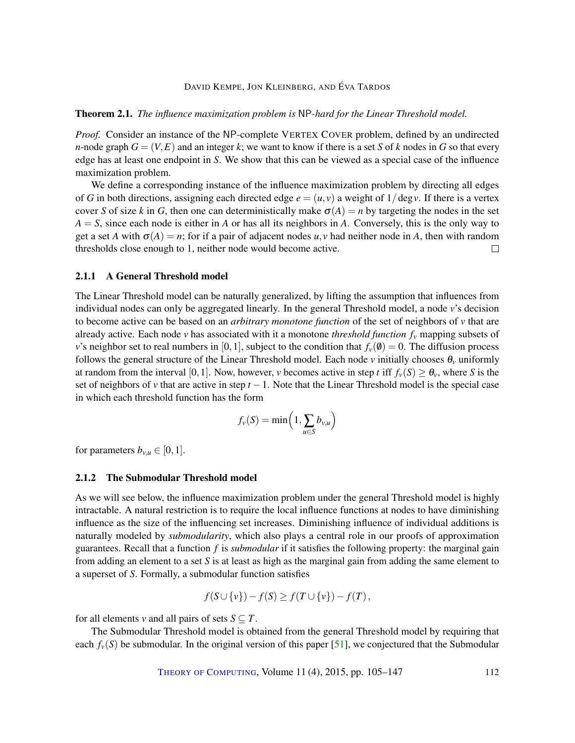**Theorem 2.1.** *The influence maximization problem is* NP*-hard for the Linear Threshold model.*

*Proof.* Consider an instance of the NP-complete VERTEX COVER problem, defined by an undirected $n$-node graph $G = (V,E)$ and an integer $k$; we want to know if there is a set $S$ of $k$ nodes in $G$ so that every edge has at least one endpoint in $S$. We show that this can be viewed as a special case of the influence maximization problem.

We define a corresponding instance of the influence maximization problem by directing all edges of $G$ in both directions, assigning each directed edge $e = (u,v)$ a weight of $1/\deg v$. If there is a vertex cover $S$ of size $k$ in $G$, then one can deterministically make $\sigma(A) = n$ by targeting the nodes in the set $A = S$, since each node is either in $A$ or has all its neighbors in $A$. Conversely, this is the only way to get a set $A$ with $\sigma(A) = n$; for if a pair of adjacent nodes $u, v$ had neither node in $A$, then with random thresholds close enough to 1, neither node would become active. $\square$

### 2.1.1 A General Threshold model

The Linear Threshold model can be naturally generalized, by lifting the assumption that influences from individual nodes can only be aggregated linearly. In the general Threshold model, a node $v$'s decision to become active can be based on an *arbitrary monotone function* of the set of neighbors of $v$ that are already active. Each node $v$ has associated with it a monotone *threshold function* $f_v$ mapping subsets of $v$'s neighbor set to real numbers in $[0,1]$, subject to the condition that $f_v(\emptyset) = 0$. The diffusion process follows the general structure of the Linear Threshold model. Each node $v$ initially chooses $\theta_v$ uniformly at random from the interval $[0,1]$. Now, however, $v$ becomes active in step $t$ iff $f_v(S) \geq \theta_v$, where $S$ is the set of neighbors of $v$ that are active in step $t-1$. Note that the Linear Threshold model is the special case in which each threshold function has the form

$$f_v(S) = \min\Big(1, \sum_{u \in S} b_{v,u}\Big)$$

for parameters $b_{v,u} \in [0,1]$.

### 2.1.2 The Submodular Threshold model

As we will see below, the influence maximization problem under the general Threshold model is highly intractable. A natural restriction is to require the local influence functions at nodes to have diminishing influence as the size of the influencing set increases. Diminishing influence of individual additions is naturally modeled by *submodularity*, which also plays a central role in our proofs of approximation guarantees. Recall that a function $f$ is *submodular* if it satisfies the following property: the marginal gain from adding an element to a set $S$ is at least as high as the marginal gain from adding the same element to a superset of $S$. Formally, a submodular function satisfies

$$f(S \cup \{v\}) - f(S) \geq f(T \cup \{v\}) - f(T),$$

for all elements $v$ and all pairs of sets $S \subseteq T$.

The Submodular Threshold model is obtained from the general Threshold model by requiring that each $f_v(S)$ be submodular. In the original version of this paper [51], we conjectured that the Submodular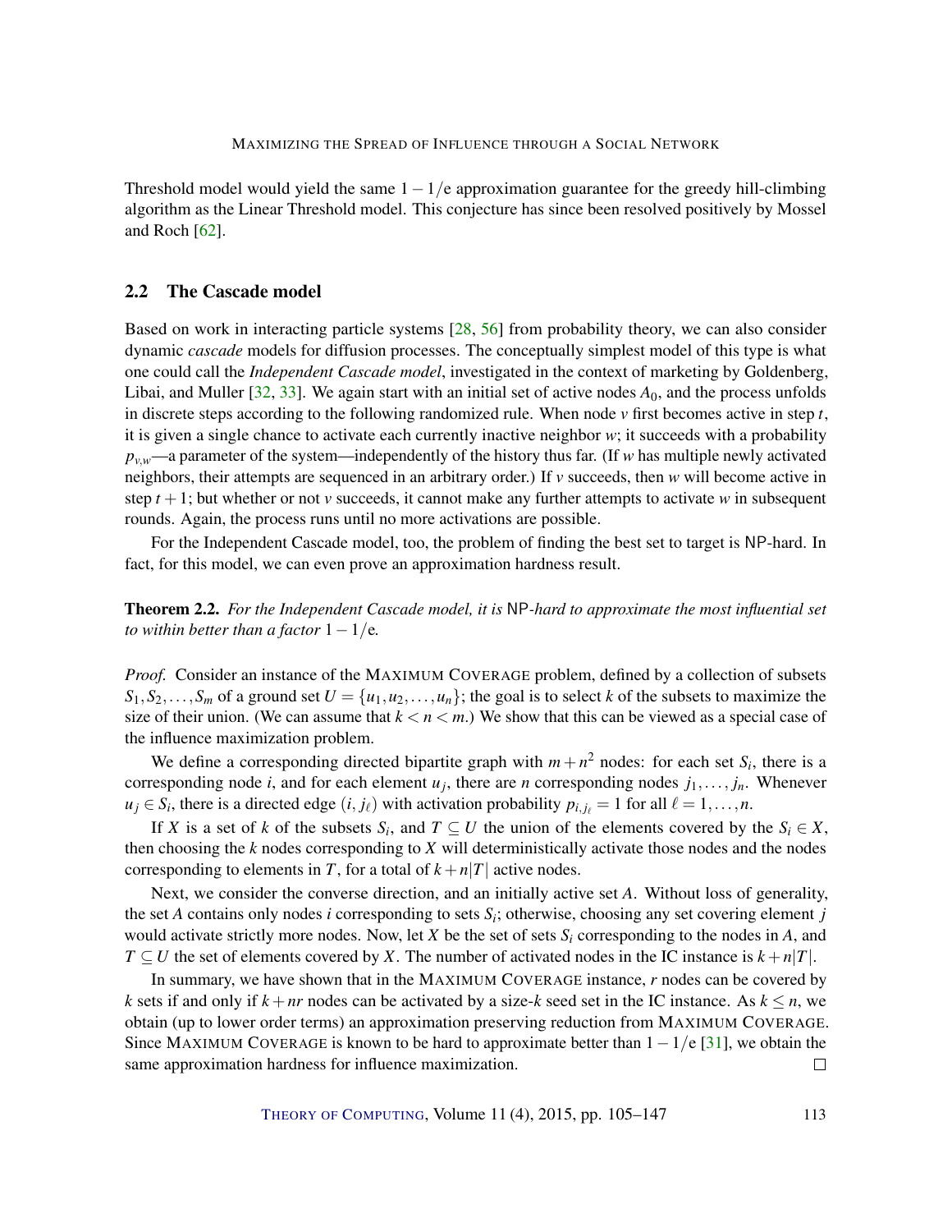Threshold model would yield the same $1-1/e$ approximation guarantee for the greedy hill-climbing algorithm as the Linear Threshold model. This conjecture has since been resolved positively by Mossel and Roch [62].

## 2.2 The Cascade model

Based on work in interacting particle systems [28, 56] from probability theory, we can also consider dynamic *cascade* models for diffusion processes. The conceptually simplest model of this type is what one could call the *Independent Cascade model*, investigated in the context of marketing by Goldenberg, Libai, and Muller [32, 33]. We again start with an initial set of active nodes $A_0$, and the process unfolds in discrete steps according to the following randomized rule. When node $v$ first becomes active in step $t$, it is given a single chance to activate each currently inactive neighbor $w$; it succeeds with a probability $p_{v,w}$—a parameter of the system—independently of the history thus far. (If $w$ has multiple newly activated neighbors, their attempts are sequenced in an arbitrary order.) If $v$ succeeds, then $w$ will become active in step $t+1$; but whether or not $v$ succeeds, it cannot make any further attempts to activate $w$ in subsequent rounds. Again, the process runs until no more activations are possible.

For the Independent Cascade model, too, the problem of finding the best set to target is NP-hard. In fact, for this model, we can even prove an approximation hardness result.

**Theorem 2.2.** *For the Independent Cascade model, it is* NP*-hard to approximate the most influential set to within better than a factor* $1-1/e$*.*

*Proof.* Consider an instance of the MAXIMUM COVERAGE problem, defined by a collection of subsets $S_1, S_2, \ldots, S_m$ of a ground set $U = \{u_1, u_2, \ldots, u_n\}$; the goal is to select $k$ of the subsets to maximize the size of their union. (We can assume that $k < n < m$.) We show that this can be viewed as a special case of the influence maximization problem.

We define a corresponding directed bipartite graph with $m+n^2$ nodes: for each set $S_i$, there is a corresponding node $i$, and for each element $u_j$, there are $n$ corresponding nodes $j_1, \ldots, j_n$. Whenever $u_j \in S_i$, there is a directed edge $(i, j_\ell)$ with activation probability $p_{i,j_\ell} = 1$ for all $\ell = 1, \ldots, n$.

If $X$ is a set of $k$ of the subsets $S_i$, and $T \subseteq U$ the union of the elements covered by the $S_i \in X$, then choosing the $k$ nodes corresponding to $X$ will deterministically activate those nodes and the nodes corresponding to elements in $T$, for a total of $k + n|T|$ active nodes.

Next, we consider the converse direction, and an initially active set $A$. Without loss of generality, the set $A$ contains only nodes $i$ corresponding to sets $S_i$; otherwise, choosing any set covering element $j$ would activate strictly more nodes. Now, let $X$ be the set of sets $S_i$ corresponding to the nodes in $A$, and $T \subseteq U$ the set of elements covered by $X$. The number of activated nodes in the IC instance is $k + n|T|$.

In summary, we have shown that in the MAXIMUM COVERAGE instance, $r$ nodes can be covered by $k$ sets if and only if $k + nr$ nodes can be activated by a size-$k$ seed set in the IC instance. As $k \leq n$, we obtain (up to lower order terms) an approximation preserving reduction from MAXIMUM COVERAGE. Since MAXIMUM COVERAGE is known to be hard to approximate better than $1-1/e$ [31], we obtain the same approximation hardness for influence maximization. □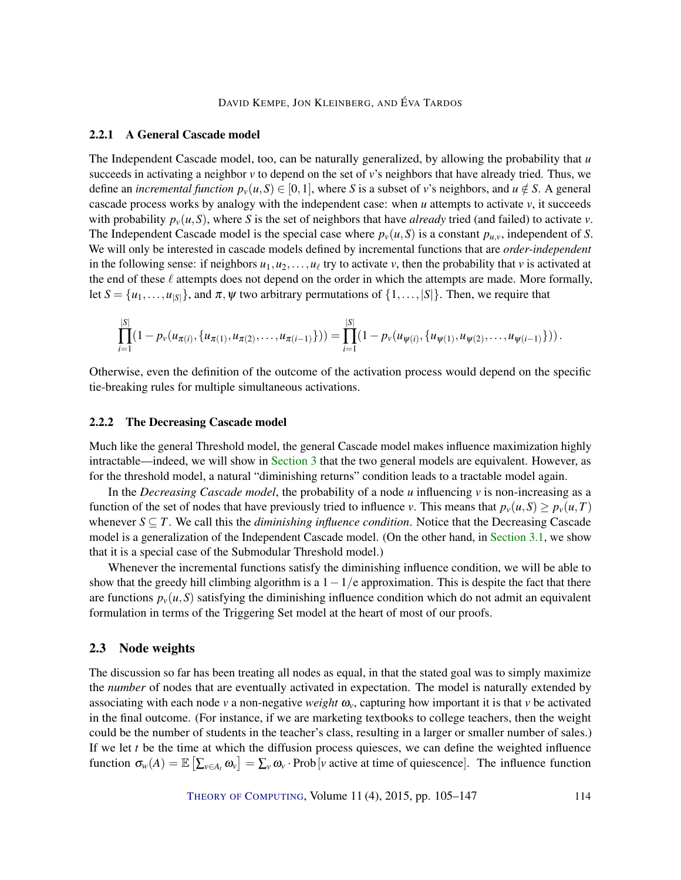### 2.2.1 A General Cascade model

The Independent Cascade model, too, can be naturally generalized, by allowing the probability that $u$ succeeds in activating a neighbor $v$ to depend on the set of $v$'s neighbors that have already tried. Thus, we define an *incremental function* $p_v(u,S) \in [0,1]$, where $S$ is a subset of $v$'s neighbors, and $u \notin S$. A general cascade process works by analogy with the independent case: when $u$ attempts to activate $v$, it succeeds with probability $p_v(u,S)$, where $S$ is the set of neighbors that have *already* tried (and failed) to activate $v$. The Independent Cascade model is the special case where $p_v(u,S)$ is a constant $p_{u,v}$, independent of $S$. We will only be interested in cascade models defined by incremental functions that are *order-independent* in the following sense: if neighbors $u_1, u_2, \ldots, u_\ell$ try to activate $v$, then the probability that $v$ is activated at the end of these $\ell$ attempts does not depend on the order in which the attempts are made. More formally, let $S = \{u_1, \ldots, u_{|S|}\}$, and $\pi, \psi$ two arbitrary permutations of $\{1, \ldots, |S|\}$. Then, we require that

$$\prod_{i=1}^{|S|}(1 - p_v(u_{\pi(i)}, \{u_{\pi(1)}, u_{\pi(2)}, \ldots, u_{\pi(i-1)}\})) = \prod_{i=1}^{|S|}(1 - p_v(u_{\psi(i)}, \{u_{\psi(1)}, u_{\psi(2)}, \ldots, u_{\psi(i-1)}\}))\,.$$

Otherwise, even the definition of the outcome of the activation process would depend on the specific tie-breaking rules for multiple simultaneous activations.

### 2.2.2 The Decreasing Cascade model

Much like the general Threshold model, the general Cascade model makes influence maximization highly intractable—indeed, we will show in Section 3 that the two general models are equivalent. However, as for the threshold model, a natural "diminishing returns" condition leads to a tractable model again.

In the *Decreasing Cascade model*, the probability of a node $u$ influencing $v$ is non-increasing as a function of the set of nodes that have previously tried to influence $v$. This means that $p_v(u,S) \geq p_v(u,T)$ whenever $S \subseteq T$. We call this the *diminishing influence condition*. Notice that the Decreasing Cascade model is a generalization of the Independent Cascade model. (On the other hand, in Section 3.1, we show that it is a special case of the Submodular Threshold model.)

Whenever the incremental functions satisfy the diminishing influence condition, we will be able to show that the greedy hill climbing algorithm is a $1 - 1/e$ approximation. This is despite the fact that there are functions $p_v(u,S)$ satisfying the diminishing influence condition which do not admit an equivalent formulation in terms of the Triggering Set model at the heart of most of our proofs.

## 2.3 Node weights

The discussion so far has been treating all nodes as equal, in that the stated goal was to simply maximize the *number* of nodes that are eventually activated in expectation. The model is naturally extended by associating with each node $v$ a non-negative *weight* $\omega_v$, capturing how important it is that $v$ be activated in the final outcome. (For instance, if we are marketing textbooks to college teachers, then the weight could be the number of students in the teacher's class, resulting in a larger or smaller number of sales.) If we let $t$ be the time at which the diffusion process quiesces, we can define the weighted influence function $\sigma_w(A) = \mathbb{E}\left[\sum_{v \in A_t} \omega_v\right] = \sum_v \omega_v \cdot \text{Prob}\left[v \text{ active at time of quiescence}\right]$. The influence function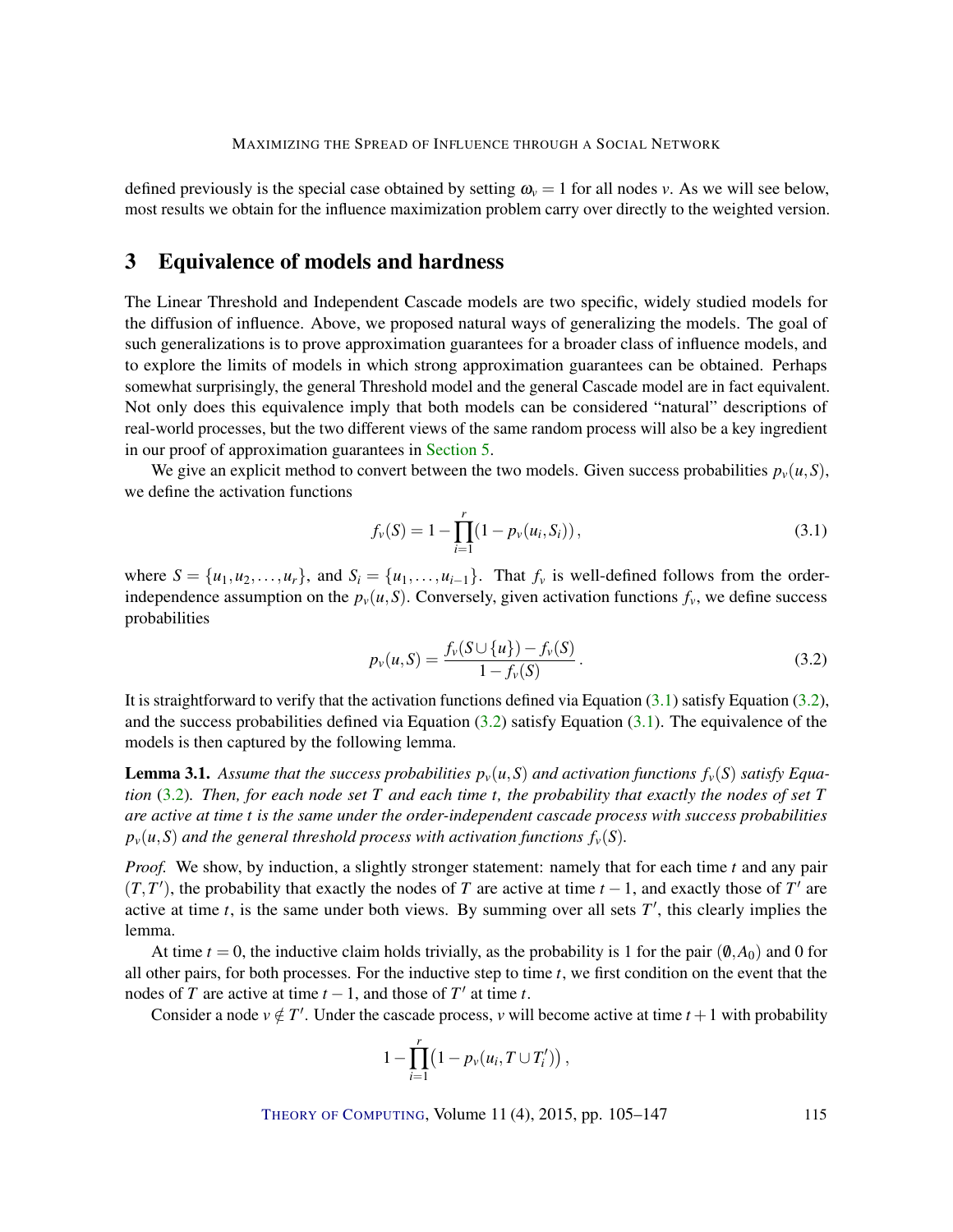defined previously is the special case obtained by setting $\omega_v = 1$ for all nodes $v$. As we will see below, most results we obtain for the influence maximization problem carry over directly to the weighted version.

## 3 Equivalence of models and hardness

The Linear Threshold and Independent Cascade models are two specific, widely studied models for the diffusion of influence. Above, we proposed natural ways of generalizing the models. The goal of such generalizations is to prove approximation guarantees for a broader class of influence models, and to explore the limits of models in which strong approximation guarantees can be obtained. Perhaps somewhat surprisingly, the general Threshold model and the general Cascade model are in fact equivalent. Not only does this equivalence imply that both models can be considered "natural" descriptions of real-world processes, but the two different views of the same random process will also be a key ingredient in our proof of approximation guarantees in Section 5.

We give an explicit method to convert between the two models. Given success probabilities $p_v(u,S)$, we define the activation functions

$$f_v(S) = 1 - \prod_{i=1}^{r} \left(1 - p_v(u_i, S_i)\right), \tag{3.1}$$

where $S = \{u_1, u_2, \ldots, u_r\}$, and $S_i = \{u_1, \ldots, u_{i-1}\}$. That $f_v$ is well-defined follows from the order-independence assumption on the $p_v(u,S)$. Conversely, given activation functions $f_v$, we define success probabilities

$$p_v(u,S) = \frac{f_v(S \cup \{u\}) - f_v(S)}{1 - f_v(S)}. \tag{3.2}$$

It is straightforward to verify that the activation functions defined via Equation (3.1) satisfy Equation (3.2), and the success probabilities defined via Equation (3.2) satisfy Equation (3.1). The equivalence of the models is then captured by the following lemma.

**Lemma 3.1.** *Assume that the success probabilities $p_v(u,S)$ and activation functions $f_v(S)$ satisfy Equation (3.2). Then, for each node set $T$ and each time $t$, the probability that exactly the nodes of set $T$ are active at time $t$ is the same under the order-independent cascade process with success probabilities $p_v(u,S)$ and the general threshold process with activation functions $f_v(S)$.*

*Proof.* We show, by induction, a slightly stronger statement: namely that for each time $t$ and any pair $(T, T')$, the probability that exactly the nodes of $T$ are active at time $t-1$, and exactly those of $T'$ are active at time $t$, is the same under both views. By summing over all sets $T'$, this clearly implies the lemma.

At time $t = 0$, the inductive claim holds trivially, as the probability is 1 for the pair $(\emptyset, A_0)$ and 0 for all other pairs, for both processes. For the inductive step to time $t$, we first condition on the event that the nodes of $T$ are active at time $t-1$, and those of $T'$ at time $t$.

Consider a node $v \notin T'$. Under the cascade process, $v$ will become active at time $t+1$ with probability

$$1 - \prod_{i=1}^{r} \left(1 - p_v(u_i, T \cup T'_i)\right),$$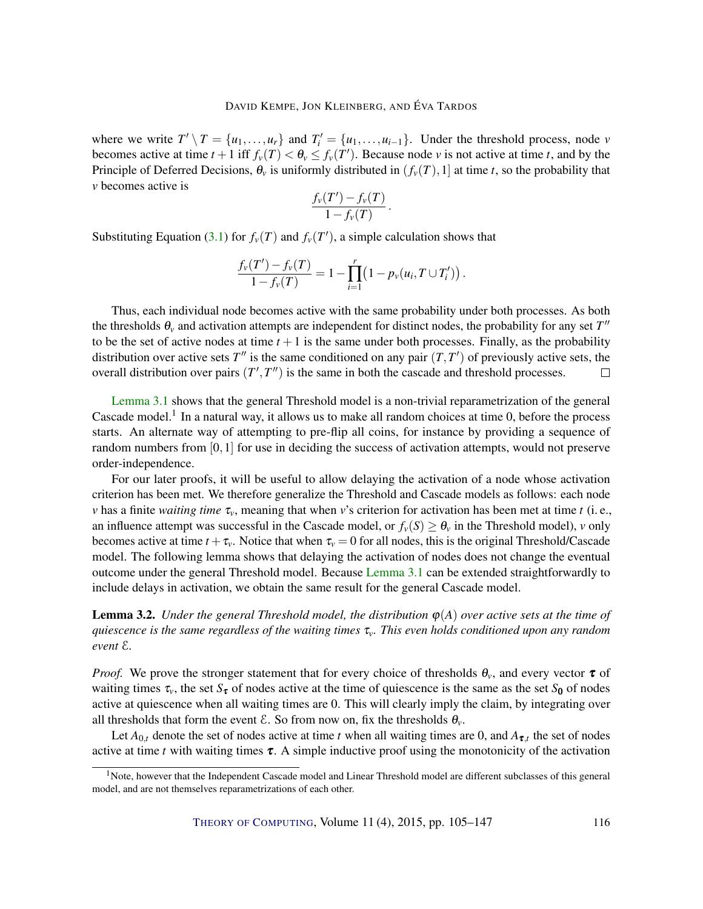where we write $T' \setminus T = \{u_1, \ldots, u_r\}$ and $T'_i = \{u_1, \ldots, u_{i-1}\}$. Under the threshold process, node $v$ becomes active at time $t+1$ iff $f_v(T) < \theta_v \leq f_v(T')$. Because node $v$ is not active at time $t$, and by the Principle of Deferred Decisions, $\theta_v$ is uniformly distributed in $(f_v(T), 1]$ at time $t$, so the probability that $v$ becomes active is

$$\frac{f_v(T') - f_v(T)}{1 - f_v(T)} .$$

Substituting Equation (3.1) for $f_v(T)$ and $f_v(T')$, a simple calculation shows that

$$\frac{f_v(T') - f_v(T)}{1 - f_v(T)} = 1 - \prod_{i=1}^{r} \bigl(1 - p_v(u_i, T \cup T'_i)\bigr) .$$

Thus, each individual node becomes active with the same probability under both processes. As both the thresholds $\theta_v$ and activation attempts are independent for distinct nodes, the probability for any set $T''$ to be the set of active nodes at time $t+1$ is the same under both processes. Finally, as the probability distribution over active sets $T''$ is the same conditioned on any pair $(T, T')$ of previously active sets, the overall distribution over pairs $(T', T'')$ is the same in both the cascade and threshold processes. □

Lemma 3.1 shows that the general Threshold model is a non-trivial reparametrization of the general Cascade model.[1] In a natural way, it allows us to make all random choices at time 0, before the process starts. An alternate way of attempting to pre-flip all coins, for instance by providing a sequence of random numbers from $[0, 1]$ for use in deciding the success of activation attempts, would not preserve order-independence.

For our later proofs, it will be useful to allow delaying the activation of a node whose activation criterion has been met. We therefore generalize the Threshold and Cascade models as follows: each node $v$ has a finite *waiting time* $\tau_v$, meaning that when $v$'s criterion for activation has been met at time $t$ (i. e., an influence attempt was successful in the Cascade model, or $f_v(S) \geq \theta_v$ in the Threshold model), $v$ only becomes active at time $t + \tau_v$. Notice that when $\tau_v = 0$ for all nodes, this is the original Threshold/Cascade model. The following lemma shows that delaying the activation of nodes does not change the eventual outcome under the general Threshold model. Because Lemma 3.1 can be extended straightforwardly to include delays in activation, we obtain the same result for the general Cascade model.

**Lemma 3.2.** *Under the general Threshold model, the distribution $\varphi(A)$ over active sets at the time of quiescence is the same regardless of the waiting times $\tau_v$. This even holds conditioned upon any random event $\mathcal{E}$.*

*Proof.* We prove the stronger statement that for every choice of thresholds $\theta_v$, and every vector $\boldsymbol{\tau}$ of waiting times $\tau_v$, the set $S_{\boldsymbol{\tau}}$ of nodes active at the time of quiescence is the same as the set $S_{\mathbf{0}}$ of nodes active at quiescence when all waiting times are 0. This will clearly imply the claim, by integrating over all thresholds that form the event $\mathcal{E}$. So from now on, fix the thresholds $\theta_v$.

Let $A_{0,t}$ denote the set of nodes active at time $t$ when all waiting times are 0, and $A_{\boldsymbol{\tau},t}$ the set of nodes active at time $t$ with waiting times $\boldsymbol{\tau}$. A simple inductive proof using the monotonicity of the activation

[1] Note, however that the Independent Cascade model and Linear Threshold model are different subclasses of this general model, and are not themselves reparametrizations of each other.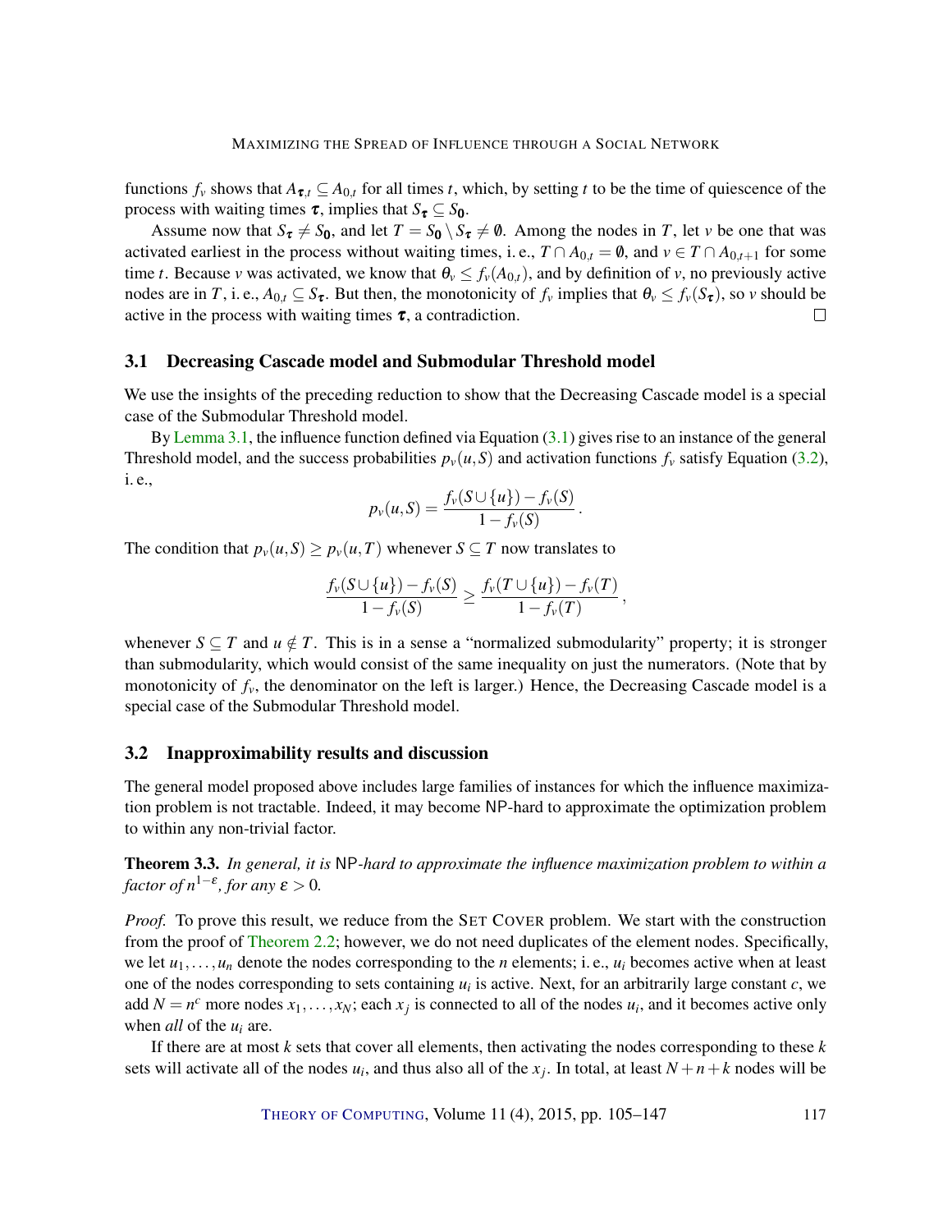functions $f_v$ shows that $A_{\boldsymbol{\tau},t} \subseteq A_{0,t}$ for all times $t$, which, by setting $t$ to be the time of quiescence of the process with waiting times $\boldsymbol{\tau}$, implies that $S_{\boldsymbol{\tau}} \subseteq S_{\mathbf{0}}$.

Assume now that $S_{\boldsymbol{\tau}} \neq S_{\mathbf{0}}$, and let $T = S_{\mathbf{0}} \setminus S_{\boldsymbol{\tau}} \neq \emptyset$. Among the nodes in $T$, let $v$ be one that was activated earliest in the process without waiting times, i. e., $T \cap A_{0,t} = \emptyset$, and $v \in T \cap A_{0,t+1}$ for some time $t$. Because $v$ was activated, we know that $\theta_v \leq f_v(A_{0,t})$, and by definition of $v$, no previously active nodes are in $T$, i. e., $A_{0,t} \subseteq S_{\boldsymbol{\tau}}$. But then, the monotonicity of $f_v$ implies that $\theta_v \leq f_v(S_{\boldsymbol{\tau}})$, so $v$ should be active in the process with waiting times $\boldsymbol{\tau}$, a contradiction. □

## 3.1 Decreasing Cascade model and Submodular Threshold model

We use the insights of the preceding reduction to show that the Decreasing Cascade model is a special case of the Submodular Threshold model.

By Lemma 3.1, the influence function defined via Equation (3.1) gives rise to an instance of the general Threshold model, and the success probabilities $p_v(u,S)$ and activation functions $f_v$ satisfy Equation (3.2), i. e.,

$$p_v(u,S) = \frac{f_v(S \cup \{u\}) - f_v(S)}{1 - f_v(S)}\,.$$

The condition that $p_v(u,S) \geq p_v(u,T)$ whenever $S \subseteq T$ now translates to

$$\frac{f_v(S \cup \{u\}) - f_v(S)}{1 - f_v(S)} \geq \frac{f_v(T \cup \{u\}) - f_v(T)}{1 - f_v(T)}\,,$$

whenever $S \subseteq T$ and $u \notin T$. This is in a sense a "normalized submodularity" property; it is stronger than submodularity, which would consist of the same inequality on just the numerators. (Note that by monotonicity of $f_v$, the denominator on the left is larger.) Hence, the Decreasing Cascade model is a special case of the Submodular Threshold model.

## 3.2 Inapproximability results and discussion

The general model proposed above includes large families of instances for which the influence maximization problem is not tractable. Indeed, it may become NP-hard to approximate the optimization problem to within any non-trivial factor.

**Theorem 3.3.** *In general, it is* NP*-hard to approximate the influence maximization problem to within a factor of $n^{1-\varepsilon}$, for any $\varepsilon > 0$.*

*Proof.* To prove this result, we reduce from the SET COVER problem. We start with the construction from the proof of Theorem 2.2; however, we do not need duplicates of the element nodes. Specifically, we let $u_1,\ldots,u_n$ denote the nodes corresponding to the $n$ elements; i. e., $u_i$ becomes active when at least one of the nodes corresponding to sets containing $u_i$ is active. Next, for an arbitrarily large constant $c$, we add $N = n^c$ more nodes $x_1,\ldots,x_N$; each $x_j$ is connected to all of the nodes $u_i$, and it becomes active only when *all* of the $u_i$ are.

If there are at most $k$ sets that cover all elements, then activating the nodes corresponding to these $k$ sets will activate all of the nodes $u_i$, and thus also all of the $x_j$. In total, at least $N+n+k$ nodes will be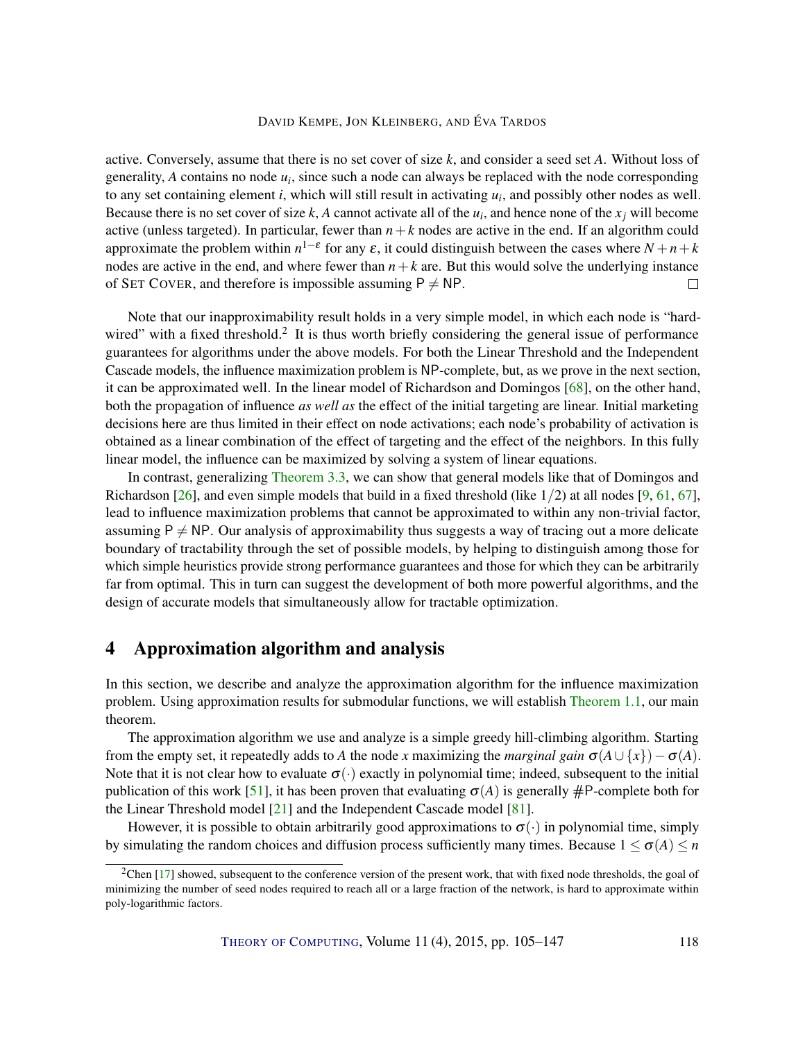active. Conversely, assume that there is no set cover of size $k$, and consider a seed set $A$. Without loss of generality, $A$ contains no node $u_i$, since such a node can always be replaced with the node corresponding to any set containing element $i$, which will still result in activating $u_i$, and possibly other nodes as well. Because there is no set cover of size $k$, $A$ cannot activate all of the $u_i$, and hence none of the $x_j$ will become active (unless targeted). In particular, fewer than $n+k$ nodes are active in the end. If an algorithm could approximate the problem within $n^{1-\varepsilon}$ for any $\varepsilon$, it could distinguish between the cases where $N+n+k$ nodes are active in the end, and where fewer than $n+k$ are. But this would solve the underlying instance of SET COVER, and therefore is impossible assuming $\mathsf{P} \neq \mathsf{NP}$. □

Note that our inapproximability result holds in a very simple model, in which each node is "hard-wired" with a fixed threshold.[2] It is thus worth briefly considering the general issue of performance guarantees for algorithms under the above models. For both the Linear Threshold and the Independent Cascade models, the influence maximization problem is NP-complete, but, as we prove in the next section, it can be approximated well. In the linear model of Richardson and Domingos [68], on the other hand, both the propagation of influence *as well as* the effect of the initial targeting are linear. Initial marketing decisions here are thus limited in their effect on node activations; each node's probability of activation is obtained as a linear combination of the effect of targeting and the effect of the neighbors. In this fully linear model, the influence can be maximized by solving a system of linear equations.

In contrast, generalizing Theorem 3.3, we can show that general models like that of Domingos and Richardson [26], and even simple models that build in a fixed threshold (like $1/2$) at all nodes [9, 61, 67], lead to influence maximization problems that cannot be approximated to within any non-trivial factor, assuming $\mathsf{P} \neq \mathsf{NP}$. Our analysis of approximability thus suggests a way of tracing out a more delicate boundary of tractability through the set of possible models, by helping to distinguish among those for which simple heuristics provide strong performance guarantees and those for which they can be arbitrarily far from optimal. This in turn can suggest the development of both more powerful algorithms, and the design of accurate models that simultaneously allow for tractable optimization.

## 4 Approximation algorithm and analysis

In this section, we describe and analyze the approximation algorithm for the influence maximization problem. Using approximation results for submodular functions, we will establish Theorem 1.1, our main theorem.

The approximation algorithm we use and analyze is a simple greedy hill-climbing algorithm. Starting from the empty set, it repeatedly adds to $A$ the node $x$ maximizing the *marginal gain* $\sigma(A \cup \{x\}) - \sigma(A)$. Note that it is not clear how to evaluate $\sigma(\cdot)$ exactly in polynomial time; indeed, subsequent to the initial publication of this work [51], it has been proven that evaluating $\sigma(A)$ is generally #P-complete both for the Linear Threshold model [21] and the Independent Cascade model [81].

However, it is possible to obtain arbitrarily good approximations to $\sigma(\cdot)$ in polynomial time, simply by simulating the random choices and diffusion process sufficiently many times. Because $1 \leq \sigma(A) \leq n$

[2] Chen [17] showed, subsequent to the conference version of the present work, that with fixed node thresholds, the goal of minimizing the number of seed nodes required to reach all or a large fraction of the network, is hard to approximate within poly-logarithmic factors.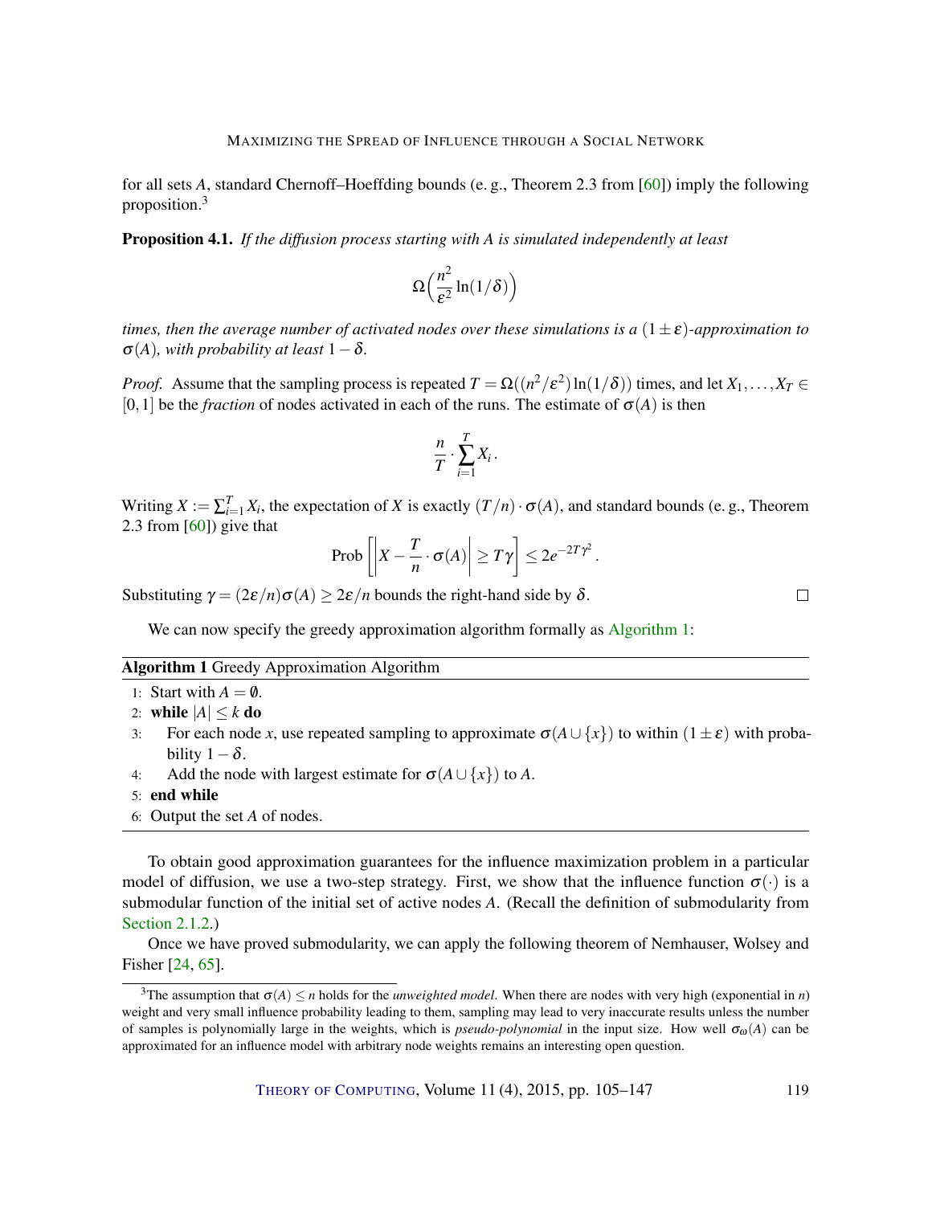for all sets $A$, standard Chernoff–Hoeffding bounds (e. g., Theorem 2.3 from [60]) imply the following proposition.[3]

**Proposition 4.1.** *If the diffusion process starting with $A$ is simulated independently at least*

$$\Omega\Big(\frac{n^2}{\varepsilon^2}\ln(1/\delta)\Big)$$

*times, then the average number of activated nodes over these simulations is a $(1 \pm \varepsilon)$-approximation to $\sigma(A)$, with probability at least $1-\delta$.*

*Proof.* Assume that the sampling process is repeated $T = \Omega((n^2/\varepsilon^2)\ln(1/\delta))$ times, and let $X_1,\ldots,X_T \in [0,1]$ be the *fraction* of nodes activated in each of the runs. The estimate of $\sigma(A)$ is then

$$\frac{n}{T} \cdot \sum_{i=1}^{T} X_i\,.$$

Writing $X := \sum_{i=1}^{T} X_i$, the expectation of $X$ is exactly $(T/n)\cdot\sigma(A)$, and standard bounds (e. g., Theorem 2.3 from [60]) give that

$$\text{Prob}\left[\left|X - \frac{T}{n}\cdot\sigma(A)\right| \geq T\gamma\right] \leq 2e^{-2T\gamma^2}\,.$$

Substituting $\gamma = (2\varepsilon/n)\sigma(A) \geq 2\varepsilon/n$ bounds the right-hand side by $\delta$. □

We can now specify the greedy approximation algorithm formally as Algorithm 1:

**Algorithm 1** Greedy Approximation Algorithm

```
1: Start with A = ∅.
2: while |A| ≤ k do
3:     For each node x, use repeated sampling to approximate σ(A ∪ {x}) to within (1 ± ε) with probability 1 − δ.
4:     Add the node with largest estimate for σ(A ∪ {x}) to A.
5: end while
6: Output the set A of nodes.
```

To obtain good approximation guarantees for the influence maximization problem in a particular model of diffusion, we use a two-step strategy. First, we show that the influence function $\sigma(\cdot)$ is a submodular function of the initial set of active nodes $A$. (Recall the definition of submodularity from Section 2.1.2.)

Once we have proved submodularity, we can apply the following theorem of Nemhauser, Wolsey and Fisher [24, 65].

[3] The assumption that $\sigma(A) \leq n$ holds for the *unweighted model*. When there are nodes with very high (exponential in $n$) weight and very small influence probability leading to them, sampling may lead to very inaccurate results unless the number of samples is polynomially large in the weights, which is *pseudo-polynomial* in the input size. How well $\sigma_\omega(A)$ can be approximated for an influence model with arbitrary node weights remains an interesting open question.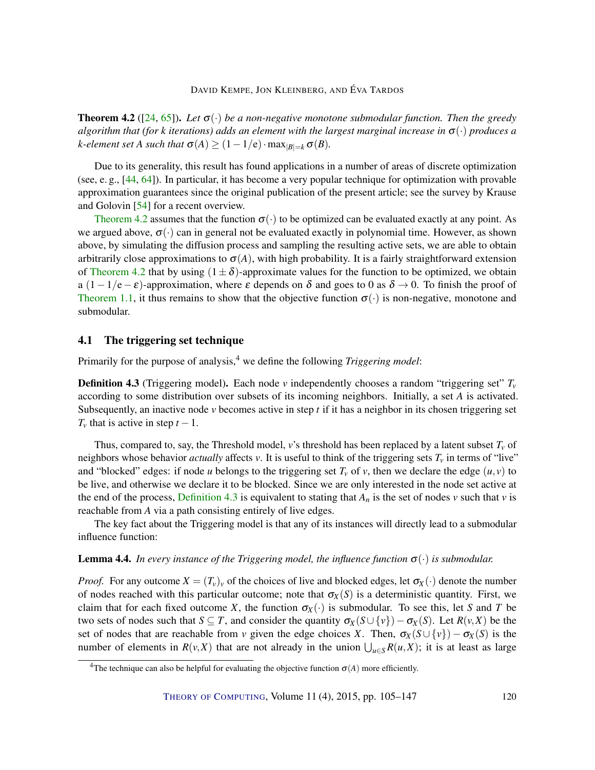**Theorem 4.2** ([24, 65]). *Let $\sigma(\cdot)$ be a non-negative monotone submodular function. Then the greedy algorithm that (for k iterations) adds an element with the largest marginal increase in $\sigma(\cdot)$ produces a k-element set A such that $\sigma(A) \geq (1-1/\mathrm{e}) \cdot \max_{|B|=k} \sigma(B)$.*

Due to its generality, this result has found applications in a number of areas of discrete optimization (see, e. g., [44, 64]). In particular, it has become a very popular technique for optimization with provable approximation guarantees since the original publication of the present article; see the survey by Krause and Golovin [54] for a recent overview.

Theorem 4.2 assumes that the function $\sigma(\cdot)$ to be optimized can be evaluated exactly at any point. As we argued above, $\sigma(\cdot)$ can in general not be evaluated exactly in polynomial time. However, as shown above, by simulating the diffusion process and sampling the resulting active sets, we are able to obtain arbitrarily close approximations to $\sigma(A)$, with high probability. It is a fairly straightforward extension of Theorem 4.2 that by using $(1 \pm \delta)$-approximate values for the function to be optimized, we obtain a $(1-1/\mathrm{e}-\varepsilon)$-approximation, where $\varepsilon$ depends on $\delta$ and goes to 0 as $\delta \to 0$. To finish the proof of Theorem 1.1, it thus remains to show that the objective function $\sigma(\cdot)$ is non-negative, monotone and submodular.

## 4.1 The triggering set technique

Primarily for the purpose of analysis,[4] we define the following *Triggering model*:

**Definition 4.3** (Triggering model). Each node $v$ independently chooses a random "triggering set" $T_v$ according to some distribution over subsets of its incoming neighbors. Initially, a set $A$ is activated. Subsequently, an inactive node $v$ becomes active in step $t$ if it has a neighbor in its chosen triggering set $T_v$ that is active in step $t-1$.

Thus, compared to, say, the Threshold model, $v$'s threshold has been replaced by a latent subset $T_v$ of neighbors whose behavior *actually* affects $v$. It is useful to think of the triggering sets $T_v$ in terms of "live" and "blocked" edges: if node $u$ belongs to the triggering set $T_v$ of $v$, then we declare the edge $(u,v)$ to be live, and otherwise we declare it to be blocked. Since we are only interested in the node set active at the end of the process, Definition 4.3 is equivalent to stating that $A_n$ is the set of nodes $v$ such that $v$ is reachable from $A$ via a path consisting entirely of live edges.

The key fact about the Triggering model is that any of its instances will directly lead to a submodular influence function:

**Lemma 4.4.** *In every instance of the Triggering model, the influence function $\sigma(\cdot)$ is submodular.*

*Proof.* For any outcome $X = (T_v)_v$ of the choices of live and blocked edges, let $\sigma_X(\cdot)$ denote the number of nodes reached with this particular outcome; note that $\sigma_X(S)$ is a deterministic quantity. First, we claim that for each fixed outcome $X$, the function $\sigma_X(\cdot)$ is submodular. To see this, let $S$ and $T$ be two sets of nodes such that $S \subseteq T$, and consider the quantity $\sigma_X(S \cup \{v\}) - \sigma_X(S)$. Let $R(v,X)$ be the set of nodes that are reachable from $v$ given the edge choices $X$. Then, $\sigma_X(S \cup \{v\}) - \sigma_X(S)$ is the number of elements in $R(v,X)$ that are not already in the union $\bigcup_{u \in S} R(u,X)$; it is at least as large

[4] The technique can also be helpful for evaluating the objective function $\sigma(A)$ more efficiently.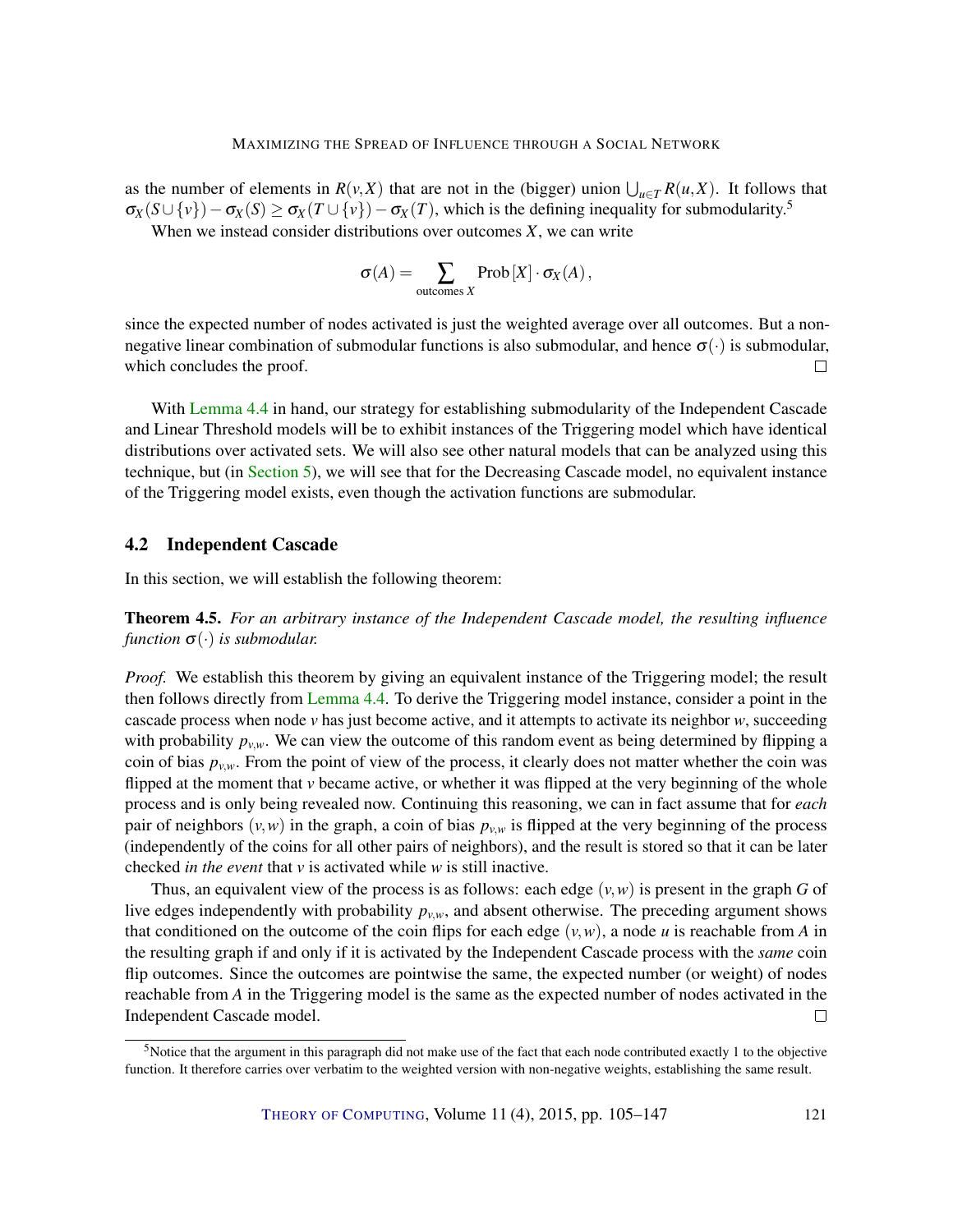as the number of elements in $R(v,X)$ that are not in the (bigger) union $\bigcup_{u\in T} R(u,X)$. It follows that $\sigma_X(S\cup\{v\}) - \sigma_X(S) \geq \sigma_X(T\cup\{v\}) - \sigma_X(T)$, which is the defining inequality for submodularity.[5]

When we instead consider distributions over outcomes $X$, we can write

$$\sigma(A) = \sum_{\text{outcomes } X} \text{Prob}[X] \cdot \sigma_X(A),$$

since the expected number of nodes activated is just the weighted average over all outcomes. But a non-negative linear combination of submodular functions is also submodular, and hence $\sigma(\cdot)$ is submodular, which concludes the proof. □

With Lemma 4.4 in hand, our strategy for establishing submodularity of the Independent Cascade and Linear Threshold models will be to exhibit instances of the Triggering model which have identical distributions over activated sets. We will also see other natural models that can be analyzed using this technique, but (in Section 5), we will see that for the Decreasing Cascade model, no equivalent instance of the Triggering model exists, even though the activation functions are submodular.

## 4.2 Independent Cascade

In this section, we will establish the following theorem:

**Theorem 4.5.** *For an arbitrary instance of the Independent Cascade model, the resulting influence function $\sigma(\cdot)$ is submodular.*

*Proof.* We establish this theorem by giving an equivalent instance of the Triggering model; the result then follows directly from Lemma 4.4. To derive the Triggering model instance, consider a point in the cascade process when node $v$ has just become active, and it attempts to activate its neighbor $w$, succeeding with probability $p_{v,w}$. We can view the outcome of this random event as being determined by flipping a coin of bias $p_{v,w}$. From the point of view of the process, it clearly does not matter whether the coin was flipped at the moment that $v$ became active, or whether it was flipped at the very beginning of the whole process and is only being revealed now. Continuing this reasoning, we can in fact assume that for *each* pair of neighbors $(v,w)$ in the graph, a coin of bias $p_{v,w}$ is flipped at the very beginning of the process (independently of the coins for all other pairs of neighbors), and the result is stored so that it can be later checked *in the event* that $v$ is activated while $w$ is still inactive.

Thus, an equivalent view of the process is as follows: each edge $(v,w)$ is present in the graph $G$ of live edges independently with probability $p_{v,w}$, and absent otherwise. The preceding argument shows that conditioned on the outcome of the coin flips for each edge $(v,w)$, a node $u$ is reachable from $A$ in the resulting graph if and only if it is activated by the Independent Cascade process with the *same* coin flip outcomes. Since the outcomes are pointwise the same, the expected number (or weight) of nodes reachable from $A$ in the Triggering model is the same as the expected number of nodes activated in the Independent Cascade model. □

[5] Notice that the argument in this paragraph did not make use of the fact that each node contributed exactly 1 to the objective function. It therefore carries over verbatim to the weighted version with non-negative weights, establishing the same result.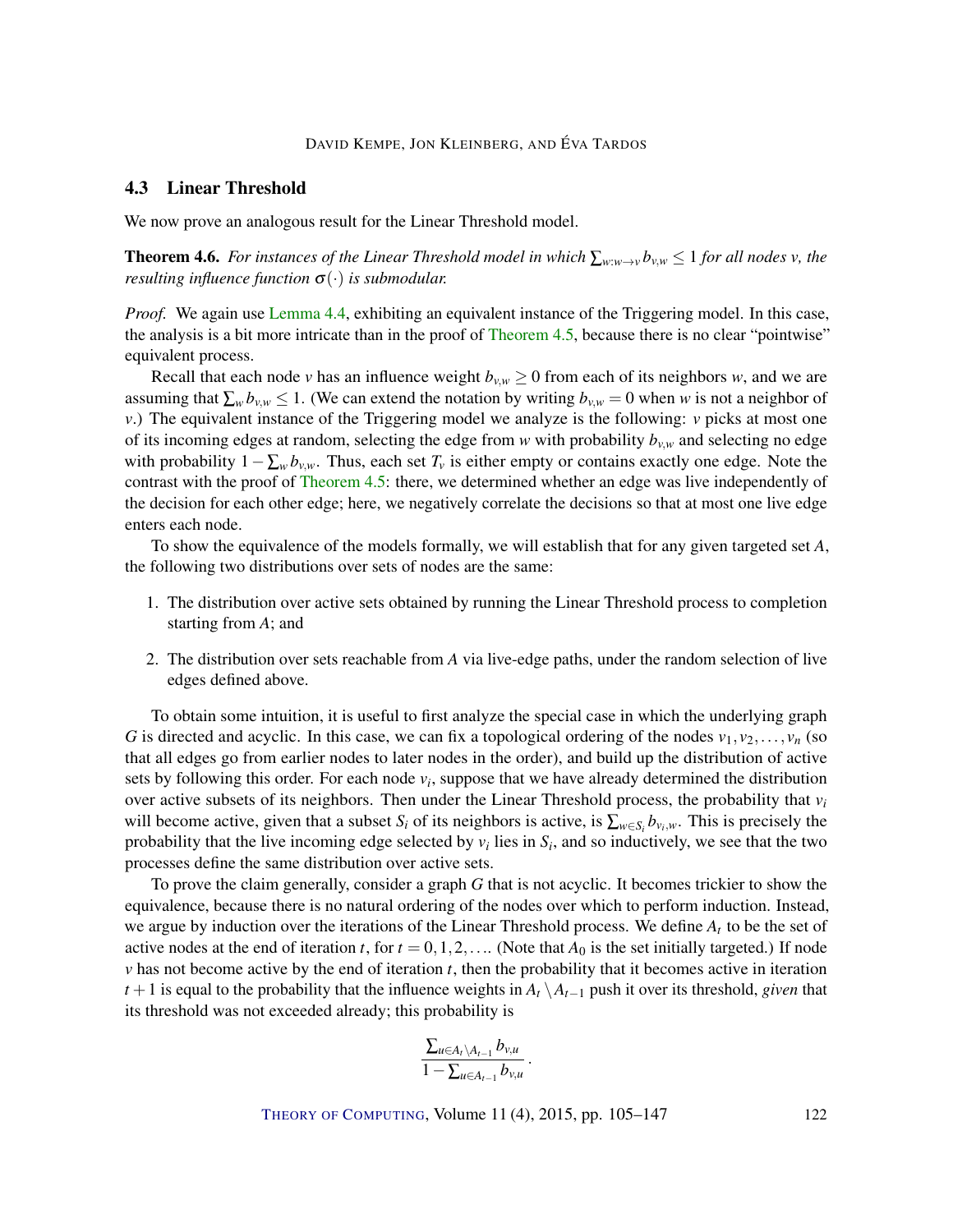## 4.3 Linear Threshold

We now prove an analogous result for the Linear Threshold model.

**Theorem 4.6.** *For instances of the Linear Threshold model in which $\sum_{w:w\to v} b_{v,w} \le 1$ for all nodes $v$, the resulting influence function $\sigma(\cdot)$ is submodular.*

*Proof.* We again use Lemma 4.4, exhibiting an equivalent instance of the Triggering model. In this case, the analysis is a bit more intricate than in the proof of Theorem 4.5, because there is no clear "pointwise" equivalent process.

Recall that each node $v$ has an influence weight $b_{v,w} \ge 0$ from each of its neighbors $w$, and we are assuming that $\sum_w b_{v,w} \le 1$. (We can extend the notation by writing $b_{v,w} = 0$ when $w$ is not a neighbor of $v$.) The equivalent instance of the Triggering model we analyze is the following: $v$ picks at most one of its incoming edges at random, selecting the edge from $w$ with probability $b_{v,w}$ and selecting no edge with probability $1 - \sum_w b_{v,w}$. Thus, each set $T_v$ is either empty or contains exactly one edge. Note the contrast with the proof of Theorem 4.5: there, we determined whether an edge was live independently of the decision for each other edge; here, we negatively correlate the decisions so that at most one live edge enters each node.

To show the equivalence of the models formally, we will establish that for any given targeted set $A$, the following two distributions over sets of nodes are the same:

1. The distribution over active sets obtained by running the Linear Threshold process to completion starting from $A$; and
2. The distribution over sets reachable from $A$ via live-edge paths, under the random selection of live edges defined above.

To obtain some intuition, it is useful to first analyze the special case in which the underlying graph $G$ is directed and acyclic. In this case, we can fix a topological ordering of the nodes $v_1, v_2, \ldots, v_n$ (so that all edges go from earlier nodes to later nodes in the order), and build up the distribution of active sets by following this order. For each node $v_i$, suppose that we have already determined the distribution over active subsets of its neighbors. Then under the Linear Threshold process, the probability that $v_i$ will become active, given that a subset $S_i$ of its neighbors is active, is $\sum_{w \in S_i} b_{v_i,w}$. This is precisely the probability that the live incoming edge selected by $v_i$ lies in $S_i$, and so inductively, we see that the two processes define the same distribution over active sets.

To prove the claim generally, consider a graph $G$ that is not acyclic. It becomes trickier to show the equivalence, because there is no natural ordering of the nodes over which to perform induction. Instead, we argue by induction over the iterations of the Linear Threshold process. We define $A_t$ to be the set of active nodes at the end of iteration $t$, for $t = 0, 1, 2, \ldots$. (Note that $A_0$ is the set initially targeted.) If node $v$ has not become active by the end of iteration $t$, then the probability that it becomes active in iteration $t+1$ is equal to the probability that the influence weights in $A_t \setminus A_{t-1}$ push it over its threshold, *given* that its threshold was not exceeded already; this probability is

$$\frac{\sum_{u \in A_t \setminus A_{t-1}} b_{v,u}}{1 - \sum_{u \in A_{t-1}} b_{v,u}}.$$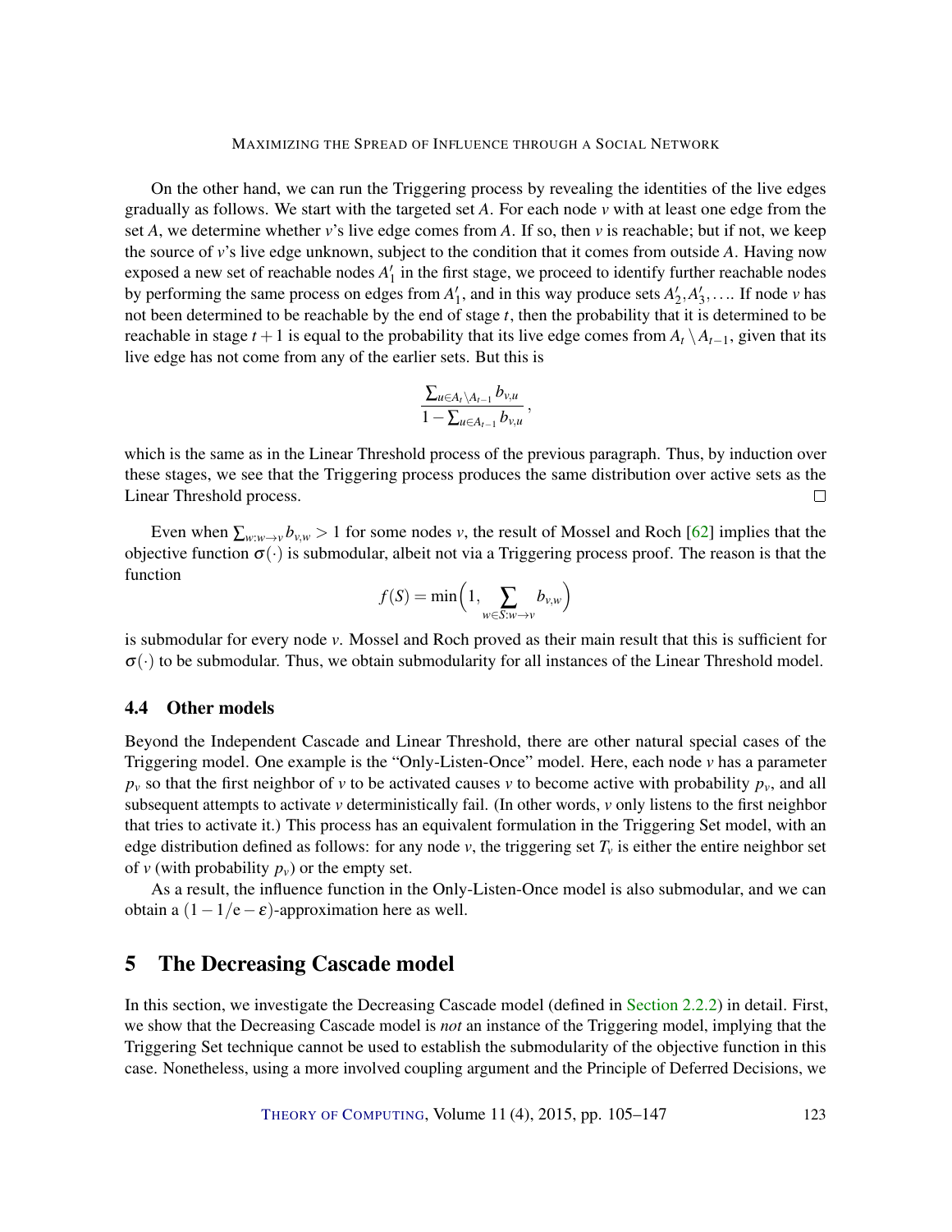On the other hand, we can run the Triggering process by revealing the identities of the live edges gradually as follows. We start with the targeted set $A$. For each node $v$ with at least one edge from the set $A$, we determine whether $v$'s live edge comes from $A$. If so, then $v$ is reachable; but if not, we keep the source of $v$'s live edge unknown, subject to the condition that it comes from outside $A$. Having now exposed a new set of reachable nodes $A'_1$ in the first stage, we proceed to identify further reachable nodes by performing the same process on edges from $A'_1$, and in this way produce sets $A'_2, A'_3, \ldots$. If node $v$ has not been determined to be reachable by the end of stage $t$, then the probability that it is determined to be reachable in stage $t+1$ is equal to the probability that its live edge comes from $A_t \setminus A_{t-1}$, given that its live edge has not come from any of the earlier sets. But this is

$$\frac{\sum_{u \in A_t \setminus A_{t-1}} b_{v,u}}{1 - \sum_{u \in A_{t-1}} b_{v,u}},$$

which is the same as in the Linear Threshold process of the previous paragraph. Thus, by induction over these stages, we see that the Triggering process produces the same distribution over active sets as the Linear Threshold process. $\square$

Even when $\sum_{w: w \to v} b_{v,w} > 1$ for some nodes $v$, the result of Mossel and Roch [62] implies that the objective function $\sigma(\cdot)$ is submodular, albeit not via a Triggering process proof. The reason is that the function

$$f(S) = \min\Big(1, \sum_{w \in S: w \to v} b_{v,w}\Big)$$

is submodular for every node $v$. Mossel and Roch proved as their main result that this is sufficient for $\sigma(\cdot)$ to be submodular. Thus, we obtain submodularity for all instances of the Linear Threshold model.

### 4.4 Other models

Beyond the Independent Cascade and Linear Threshold, there are other natural special cases of the Triggering model. One example is the "Only-Listen-Once" model. Here, each node $v$ has a parameter $p_v$ so that the first neighbor of $v$ to be activated causes $v$ to become active with probability $p_v$, and all subsequent attempts to activate $v$ deterministically fail. (In other words, $v$ only listens to the first neighbor that tries to activate it.) This process has an equivalent formulation in the Triggering Set model, with an edge distribution defined as follows: for any node $v$, the triggering set $T_v$ is either the entire neighbor set of $v$ (with probability $p_v$) or the empty set.

As a result, the influence function in the Only-Listen-Once model is also submodular, and we can obtain a $(1 - 1/e - \varepsilon)$-approximation here as well.

## 5 The Decreasing Cascade model

In this section, we investigate the Decreasing Cascade model (defined in Section 2.2.2) in detail. First, we show that the Decreasing Cascade model is *not* an instance of the Triggering model, implying that the Triggering Set technique cannot be used to establish the submodularity of the objective function in this case. Nonetheless, using a more involved coupling argument and the Principle of Deferred Decisions, we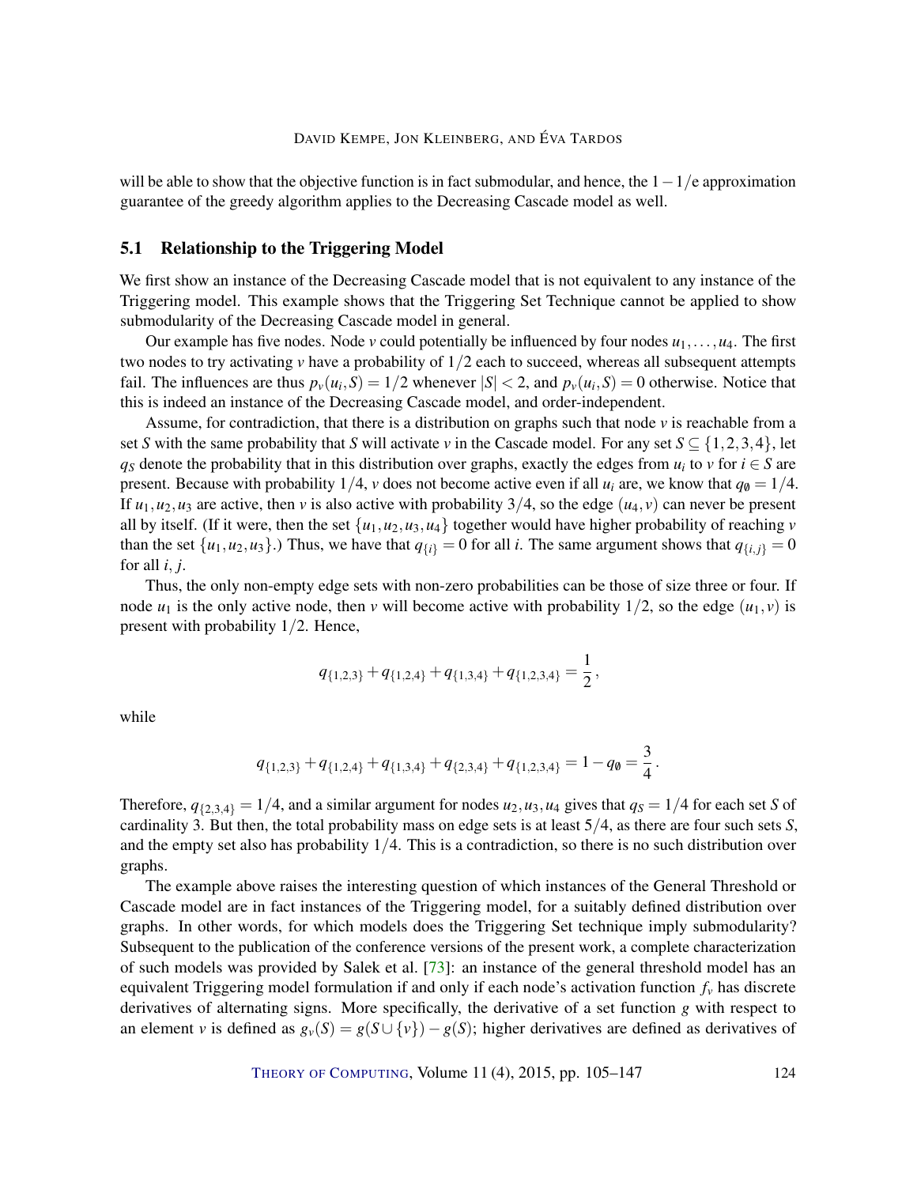will be able to show that the objective function is in fact submodular, and hence, the $1-1/e$ approximation guarantee of the greedy algorithm applies to the Decreasing Cascade model as well.

## 5.1 Relationship to the Triggering Model

We first show an instance of the Decreasing Cascade model that is not equivalent to any instance of the Triggering model. This example shows that the Triggering Set Technique cannot be applied to show submodularity of the Decreasing Cascade model in general.

Our example has five nodes. Node $v$ could potentially be influenced by four nodes $u_1,\ldots,u_4$. The first two nodes to try activating $v$ have a probability of $1/2$ each to succeed, whereas all subsequent attempts fail. The influences are thus $p_v(u_i,S)=1/2$ whenever $|S|<2$, and $p_v(u_i,S)=0$ otherwise. Notice that this is indeed an instance of the Decreasing Cascade model, and order-independent.

Assume, for contradiction, that there is a distribution on graphs such that node $v$ is reachable from a set $S$ with the same probability that $S$ will activate $v$ in the Cascade model. For any set $S\subseteq\{1,2,3,4\}$, let $q_S$ denote the probability that in this distribution over graphs, exactly the edges from $u_i$ to $v$ for $i\in S$ are present. Because with probability $1/4$, $v$ does not become active even if all $u_i$ are, we know that $q_\emptyset=1/4$. If $u_1,u_2,u_3$ are active, then $v$ is also active with probability $3/4$, so the edge $(u_4,v)$ can never be present all by itself. (If it were, then the set $\{u_1,u_2,u_3,u_4\}$ together would have higher probability of reaching $v$ than the set $\{u_1,u_2,u_3\}$.) Thus, we have that $q_{\{i\}}=0$ for all $i$. The same argument shows that $q_{\{i,j\}}=0$ for all $i$, $j$.

Thus, the only non-empty edge sets with non-zero probabilities can be those of size three or four. If node $u_1$ is the only active node, then $v$ will become active with probability $1/2$, so the edge $(u_1,v)$ is present with probability $1/2$. Hence,

$$q_{\{1,2,3\}}+q_{\{1,2,4\}}+q_{\{1,3,4\}}+q_{\{1,2,3,4\}}=\frac{1}{2},$$

while

$$q_{\{1,2,3\}}+q_{\{1,2,4\}}+q_{\{1,3,4\}}+q_{\{2,3,4\}}+q_{\{1,2,3,4\}}=1-q_\emptyset=\frac{3}{4}.$$

Therefore, $q_{\{2,3,4\}}=1/4$, and a similar argument for nodes $u_2,u_3,u_4$ gives that $q_S=1/4$ for each set $S$ of cardinality 3. But then, the total probability mass on edge sets is at least $5/4$, as there are four such sets $S$, and the empty set also has probability $1/4$. This is a contradiction, so there is no such distribution over graphs.

The example above raises the interesting question of which instances of the General Threshold or Cascade model are in fact instances of the Triggering model, for a suitably defined distribution over graphs. In other words, for which models does the Triggering Set technique imply submodularity? Subsequent to the publication of the conference versions of the present work, a complete characterization of such models was provided by Salek et al. [73]: an instance of the general threshold model has an equivalent Triggering model formulation if and only if each node's activation function $f_v$ has discrete derivatives of alternating signs. More specifically, the derivative of a set function $g$ with respect to an element $v$ is defined as $g_v(S)=g(S\cup\{v\})-g(S)$; higher derivatives are defined as derivatives of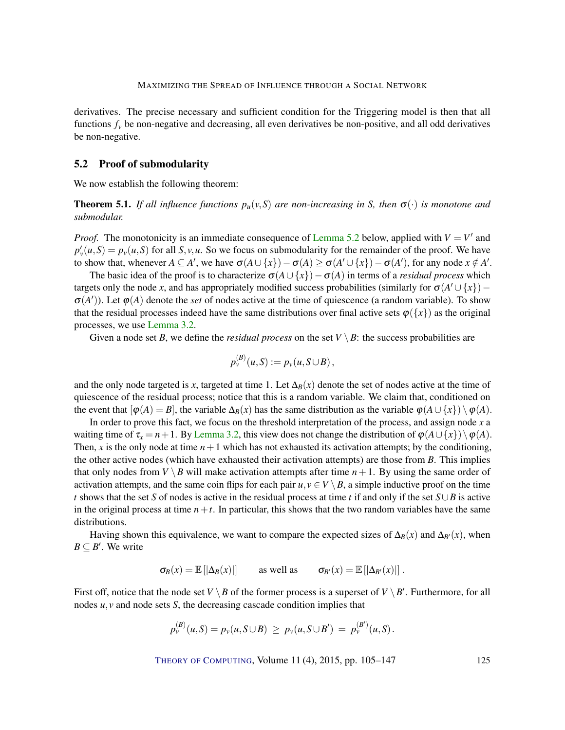derivatives. The precise necessary and sufficient condition for the Triggering model is then that all functions $f_v$ be non-negative and decreasing, all even derivatives be non-positive, and all odd derivatives be non-negative.

### 5.2 Proof of submodularity

We now establish the following theorem:

**Theorem 5.1.** *If all influence functions $p_u(v,S)$ are non-increasing in $S$, then $\sigma(\cdot)$ is monotone and submodular.*

*Proof.* The monotonicity is an immediate consequence of Lemma 5.2 below, applied with $V = V'$ and $p'_v(u,S) = p_v(u,S)$ for all $S,v,u$. So we focus on submodularity for the remainder of the proof. We have to show that, whenever $A \subseteq A'$, we have $\sigma(A \cup \{x\}) - \sigma(A) \geq \sigma(A' \cup \{x\}) - \sigma(A')$, for any node $x \notin A'$.

The basic idea of the proof is to characterize $\sigma(A \cup \{x\}) - \sigma(A)$ in terms of a *residual process* which targets only the node $x$, and has appropriately modified success probabilities (similarly for $\sigma(A' \cup \{x\}) - \sigma(A')$). Let $\varphi(A)$ denote the *set* of nodes active at the time of quiescence (a random variable). To show that the residual processes indeed have the same distributions over final active sets $\varphi(\{x\})$ as the original processes, we use Lemma 3.2.

Given a node set $B$, we define the *residual process* on the set $V \setminus B$: the success probabilities are

$$p_v^{(B)}(u,S) := p_v(u, S \cup B),$$

and the only node targeted is $x$, targeted at time 1. Let $\Delta_B(x)$ denote the set of nodes active at the time of quiescence of the residual process; notice that this is a random variable. We claim that, conditioned on the event that $[\varphi(A) = B]$, the variable $\Delta_B(x)$ has the same distribution as the variable $\varphi(A \cup \{x\}) \setminus \varphi(A)$.

In order to prove this fact, we focus on the threshold interpretation of the process, and assign node $x$ a waiting time of $\tau_x = n+1$. By Lemma 3.2, this view does not change the distribution of $\varphi(A \cup \{x\}) \setminus \varphi(A)$. Then, $x$ is the only node at time $n+1$ which has not exhausted its activation attempts; by the conditioning, the other active nodes (which have exhausted their activation attempts) are those from $B$. This implies that only nodes from $V \setminus B$ will make activation attempts after time $n+1$. By using the same order of activation attempts, and the same coin flips for each pair $u, v \in V \setminus B$, a simple inductive proof on the time $t$ shows that the set $S$ of nodes is active in the residual process at time $t$ if and only if the set $S \cup B$ is active in the original process at time $n+t$. In particular, this shows that the two random variables have the same distributions.

Having shown this equivalence, we want to compare the expected sizes of $\Delta_B(x)$ and $\Delta_{B'}(x)$, when $B \subseteq B'$. We write

$$\sigma_B(x) = \mathbb{E}\left[|\Delta_B(x)|\right] \qquad \text{as well as} \qquad \sigma_{B'}(x) = \mathbb{E}\left[|\Delta_{B'}(x)|\right].$$

First off, notice that the node set $V \setminus B$ of the former process is a superset of $V \setminus B'$. Furthermore, for all nodes $u, v$ and node sets $S$, the decreasing cascade condition implies that

$$p_v^{(B)}(u,S) = p_v(u, S \cup B) \;\geq\; p_v(u, S \cup B') \;=\; p_v^{(B')}(u,S).$$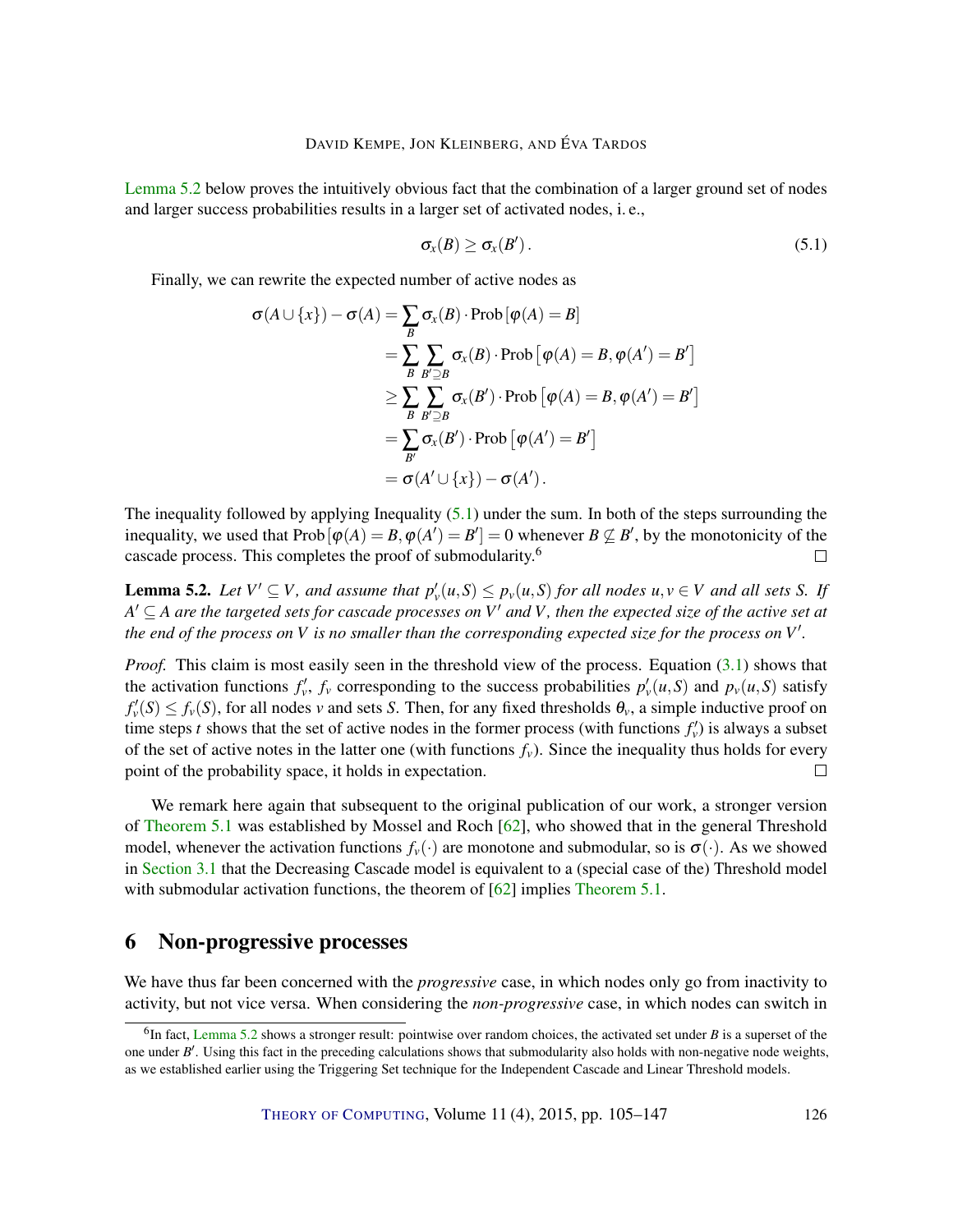Lemma 5.2 below proves the intuitively obvious fact that the combination of a larger ground set of nodes and larger success probabilities results in a larger set of activated nodes, i. e.,

$$\sigma_x(B) \geq \sigma_x(B') . \tag{5.1}$$

Finally, we can rewrite the expected number of active nodes as

$$\begin{aligned}
\sigma(A \cup \{x\}) - \sigma(A) &= \sum_B \sigma_x(B) \cdot \operatorname{Prob}[\varphi(A) = B] \\
&= \sum_B \sum_{B' \supseteq B} \sigma_x(B) \cdot \operatorname{Prob}\left[\varphi(A) = B, \varphi(A') = B'\right] \\
&\geq \sum_B \sum_{B' \supseteq B} \sigma_x(B') \cdot \operatorname{Prob}\left[\varphi(A) = B, \varphi(A') = B'\right] \\
&= \sum_{B'} \sigma_x(B') \cdot \operatorname{Prob}\left[\varphi(A') = B'\right] \\
&= \sigma(A' \cup \{x\}) - \sigma(A') .
\end{aligned}$$

The inequality followed by applying Inequality (5.1) under the sum. In both of the steps surrounding the inequality, we used that $\operatorname{Prob}[\varphi(A) = B, \varphi(A') = B'] = 0$ whenever $B \not\subseteq B'$, by the monotonicity of the cascade process. This completes the proof of submodularity.[6] □

**Lemma 5.2.** *Let $V' \subseteq V$, and assume that $p'_v(u,S) \leq p_v(u,S)$ for all nodes $u, v \in V$ and all sets $S$. If $A' \subseteq A$ are the targeted sets for cascade processes on $V'$ and $V$, then the expected size of the active set at the end of the process on $V$ is no smaller than the corresponding expected size for the process on $V'$.*

*Proof.* This claim is most easily seen in the threshold view of the process. Equation (3.1) shows that the activation functions $f'_v$, $f_v$ corresponding to the success probabilities $p'_v(u,S)$ and $p_v(u,S)$ satisfy $f'_v(S) \leq f_v(S)$, for all nodes $v$ and sets $S$. Then, for any fixed thresholds $\theta_v$, a simple inductive proof on time steps $t$ shows that the set of active nodes in the former process (with functions $f'_v$) is always a subset of the set of active notes in the latter one (with functions $f_v$). Since the inequality thus holds for every point of the probability space, it holds in expectation. □

We remark here again that subsequent to the original publication of our work, a stronger version of Theorem 5.1 was established by Mossel and Roch [62], who showed that in the general Threshold model, whenever the activation functions $f_v(\cdot)$ are monotone and submodular, so is $\sigma(\cdot)$. As we showed in Section 3.1 that the Decreasing Cascade model is equivalent to a (special case of the) Threshold model with submodular activation functions, the theorem of [62] implies Theorem 5.1.

## 6 Non-progressive processes

We have thus far been concerned with the *progressive* case, in which nodes only go from inactivity to activity, but not vice versa. When considering the *non-progressive* case, in which nodes can switch in

[6] In fact, Lemma 5.2 shows a stronger result: pointwise over random choices, the activated set under $B$ is a superset of the one under $B'$. Using this fact in the preceding calculations shows that submodularity also holds with non-negative node weights, as we established earlier using the Triggering Set technique for the Independent Cascade and Linear Threshold models.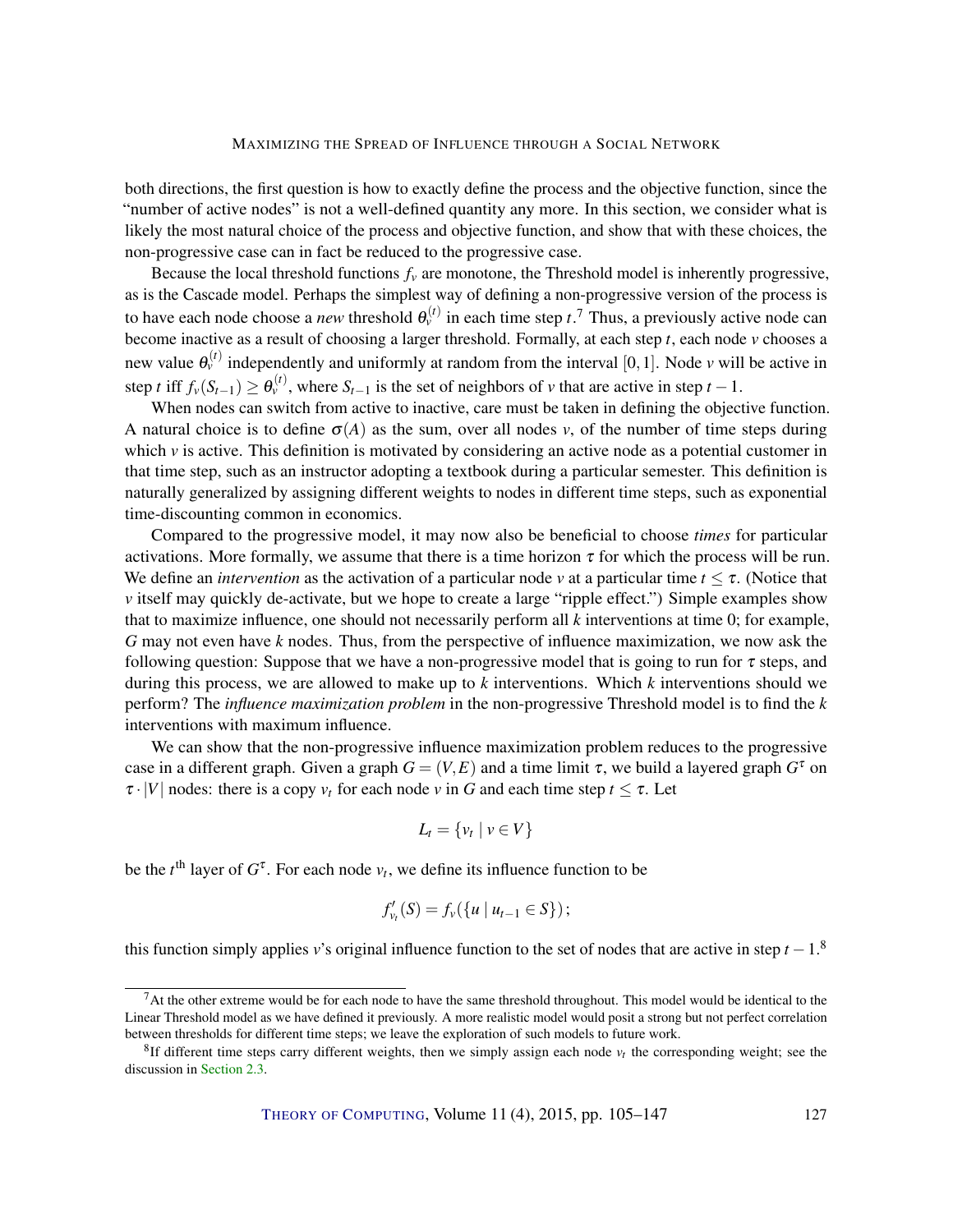both directions, the first question is how to exactly define the process and the objective function, since the "number of active nodes" is not a well-defined quantity any more. In this section, we consider what is likely the most natural choice of the process and objective function, and show that with these choices, the non-progressive case can in fact be reduced to the progressive case.

Because the local threshold functions $f_v$ are monotone, the Threshold model is inherently progressive, as is the Cascade model. Perhaps the simplest way of defining a non-progressive version of the process is to have each node choose a *new* threshold $\theta_v^{(t)}$ in each time step $t$.[7] Thus, a previously active node can become inactive as a result of choosing a larger threshold. Formally, at each step $t$, each node $v$ chooses a new value $\theta_v^{(t)}$ independently and uniformly at random from the interval $[0,1]$. Node $v$ will be active in step $t$ iff $f_v(S_{t-1}) \geq \theta_v^{(t)}$, where $S_{t-1}$ is the set of neighbors of $v$ that are active in step $t-1$.

When nodes can switch from active to inactive, care must be taken in defining the objective function. A natural choice is to define $\sigma(A)$ as the sum, over all nodes $v$, of the number of time steps during which $v$ is active. This definition is motivated by considering an active node as a potential customer in that time step, such as an instructor adopting a textbook during a particular semester. This definition is naturally generalized by assigning different weights to nodes in different time steps, such as exponential time-discounting common in economics.

Compared to the progressive model, it may now also be beneficial to choose *times* for particular activations. More formally, we assume that there is a time horizon $\tau$ for which the process will be run. We define an *intervention* as the activation of a particular node $v$ at a particular time $t \leq \tau$. (Notice that $v$ itself may quickly de-activate, but we hope to create a large "ripple effect.") Simple examples show that to maximize influence, one should not necessarily perform all $k$ interventions at time 0; for example, $G$ may not even have $k$ nodes. Thus, from the perspective of influence maximization, we now ask the following question: Suppose that we have a non-progressive model that is going to run for $\tau$ steps, and during this process, we are allowed to make up to $k$ interventions. Which $k$ interventions should we perform? The *influence maximization problem* in the non-progressive Threshold model is to find the $k$ interventions with maximum influence.

We can show that the non-progressive influence maximization problem reduces to the progressive case in a different graph. Given a graph $G=(V,E)$ and a time limit $\tau$, we build a layered graph $G^\tau$ on $\tau \cdot |V|$ nodes: there is a copy $v_t$ for each node $v$ in $G$ and each time step $t \leq \tau$. Let

$$L_t = \{v_t \mid v \in V\}$$

be the $t^{\text{th}}$ layer of $G^\tau$. For each node $v_t$, we define its influence function to be

$$f'_{v_t}(S) = f_v(\{u \mid u_{t-1} \in S\});$$

this function simply applies $v$'s original influence function to the set of nodes that are active in step $t-1$.[8]

[7] At the other extreme would be for each node to have the same threshold throughout. This model would be identical to the Linear Threshold model as we have defined it previously. A more realistic model would posit a strong but not perfect correlation between thresholds for different time steps; we leave the exploration of such models to future work.

[8] If different time steps carry different weights, then we simply assign each node $v_t$ the corresponding weight; see the discussion in Section 2.3.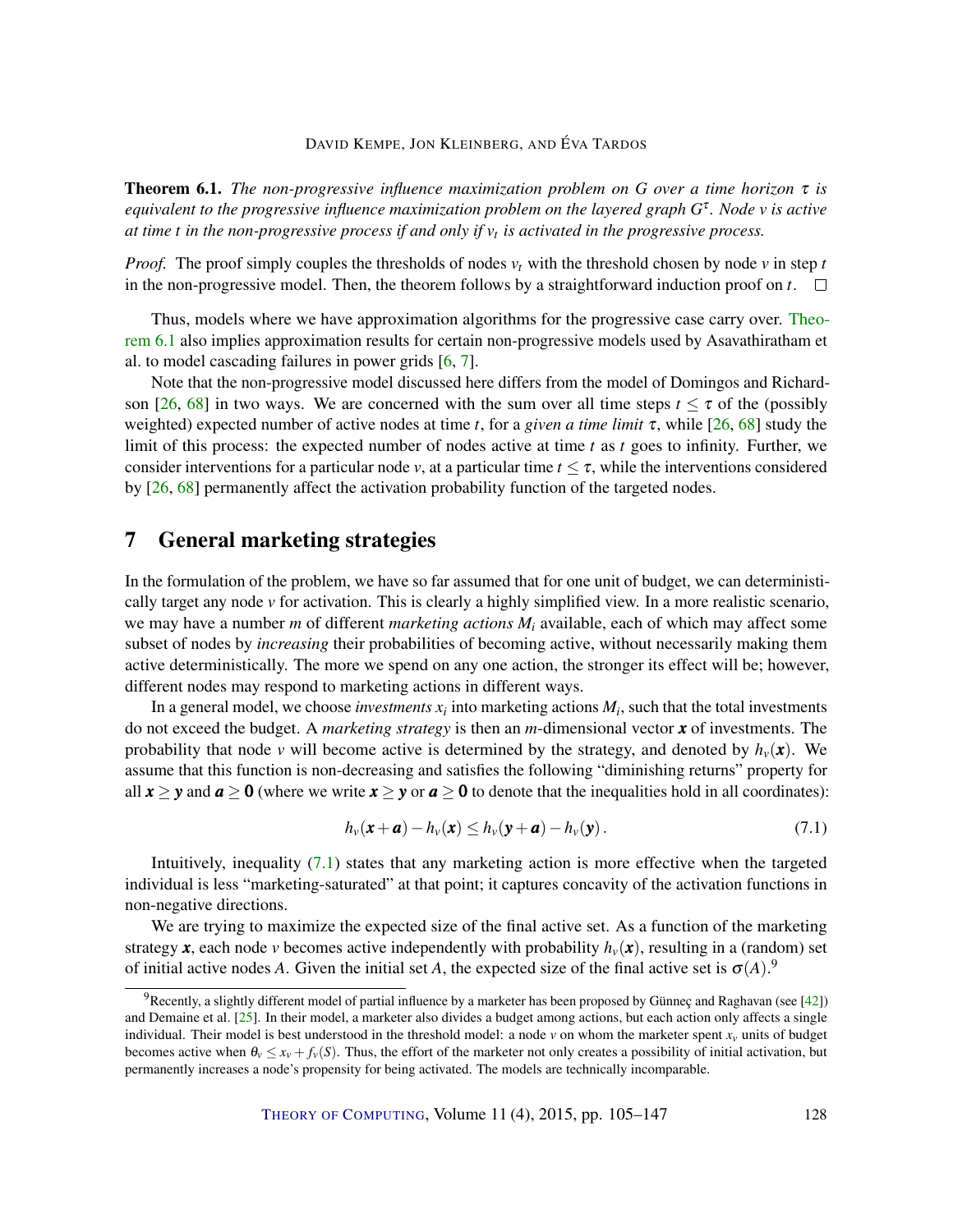**Theorem 6.1.** *The non-progressive influence maximization problem on $G$ over a time horizon $\tau$ is equivalent to the progressive influence maximization problem on the layered graph $G^\tau$. Node $v$ is active at time $t$ in the non-progressive process if and only if $v_t$ is activated in the progressive process.*

*Proof.* The proof simply couples the thresholds of nodes $v_t$ with the threshold chosen by node $v$ in step $t$ in the non-progressive model. Then, the theorem follows by a straightforward induction proof on $t$. □

Thus, models where we have approximation algorithms for the progressive case carry over. Theorem 6.1 also implies approximation results for certain non-progressive models used by Asavathiratham et al. to model cascading failures in power grids [6, 7].

Note that the non-progressive model discussed here differs from the model of Domingos and Richardson [26, 68] in two ways. We are concerned with the sum over all time steps $t \leq \tau$ of the (possibly weighted) expected number of active nodes at time $t$, for a *given a time limit* $\tau$, while [26, 68] study the limit of this process: the expected number of nodes active at time $t$ as $t$ goes to infinity. Further, we consider interventions for a particular node $v$, at a particular time $t \leq \tau$, while the interventions considered by [26, 68] permanently affect the activation probability function of the targeted nodes.

## 7 General marketing strategies

In the formulation of the problem, we have so far assumed that for one unit of budget, we can deterministically target any node $v$ for activation. This is clearly a highly simplified view. In a more realistic scenario, we may have a number $m$ of different *marketing actions* $M_i$ available, each of which may affect some subset of nodes by *increasing* their probabilities of becoming active, without necessarily making them active deterministically. The more we spend on any one action, the stronger its effect will be; however, different nodes may respond to marketing actions in different ways.

In a general model, we choose *investments* $x_i$ into marketing actions $M_i$, such that the total investments do not exceed the budget. A *marketing strategy* is then an $m$-dimensional vector $\boldsymbol{x}$ of investments. The probability that node $v$ will become active is determined by the strategy, and denoted by $h_v(\boldsymbol{x})$. We assume that this function is non-decreasing and satisfies the following "diminishing returns" property for all $\boldsymbol{x} \geq \boldsymbol{y}$ and $\boldsymbol{a} \geq \boldsymbol{0}$ (where we write $\boldsymbol{x} \geq \boldsymbol{y}$ or $\boldsymbol{a} \geq \boldsymbol{0}$ to denote that the inequalities hold in all coordinates):

$$h_v(\boldsymbol{x}+\boldsymbol{a}) - h_v(\boldsymbol{x}) \leq h_v(\boldsymbol{y}+\boldsymbol{a}) - h_v(\boldsymbol{y}). \tag{7.1}$$

Intuitively, inequality (7.1) states that any marketing action is more effective when the targeted individual is less "marketing-saturated" at that point; it captures concavity of the activation functions in non-negative directions.

We are trying to maximize the expected size of the final active set. As a function of the marketing strategy $\boldsymbol{x}$, each node $v$ becomes active independently with probability $h_v(\boldsymbol{x})$, resulting in a (random) set of initial active nodes $A$. Given the initial set $A$, the expected size of the final active set is $\sigma(A)$.[9]

[9] Recently, a slightly different model of partial influence by a marketer has been proposed by Günneç and Raghavan (see [42]) and Demaine et al. [25]. In their model, a marketer also divides a budget among actions, but each action only affects a single individual. Their model is best understood in the threshold model: a node $v$ on whom the marketer spent $x_v$ units of budget becomes active when $\theta_v \leq x_v + f_v(S)$. Thus, the effort of the marketer not only creates a possibility of initial activation, but permanently increases a node's propensity for being activated. The models are technically incomparable.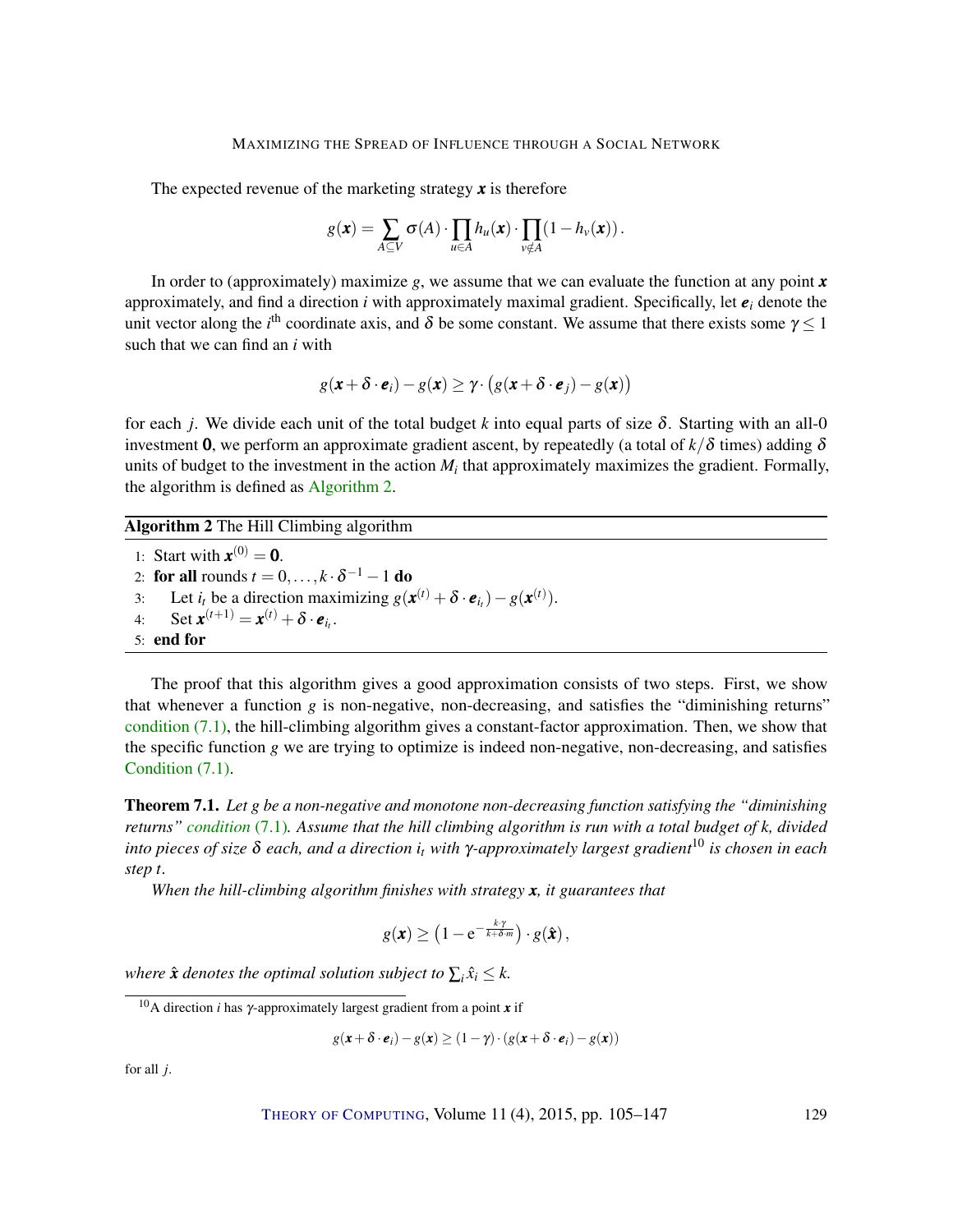The expected revenue of the marketing strategy $\boldsymbol{x}$ is therefore

$$g(\boldsymbol{x}) = \sum_{A \subseteq V} \sigma(A) \cdot \prod_{u \in A} h_u(\boldsymbol{x}) \cdot \prod_{v \notin A} (1 - h_v(\boldsymbol{x})).$$

In order to (approximately) maximize $g$, we assume that we can evaluate the function at any point $\boldsymbol{x}$ approximately, and find a direction $i$ with approximately maximal gradient. Specifically, let $\boldsymbol{e}_i$ denote the unit vector along the $i^{\text{th}}$ coordinate axis, and $\delta$ be some constant. We assume that there exists some $\gamma \leq 1$ such that we can find an $i$ with

$$g(\boldsymbol{x} + \delta \cdot \boldsymbol{e}_i) - g(\boldsymbol{x}) \geq \gamma \cdot \left( g(\boldsymbol{x} + \delta \cdot \boldsymbol{e}_j) - g(\boldsymbol{x}) \right)$$

for each $j$. We divide each unit of the total budget $k$ into equal parts of size $\delta$. Starting with an all-0 investment $\mathbf{0}$, we perform an approximate gradient ascent, by repeatedly (a total of $k/\delta$ times) adding $\delta$ units of budget to the investment in the action $M_i$ that approximately maximizes the gradient. Formally, the algorithm is defined as Algorithm 2.

**Algorithm 2** The Hill Climbing algorithm

```
1: Start with x^(0) = 0.
2: for all rounds t = 0, ..., k·δ^(-1) − 1 do
3:     Let i_t be a direction maximizing g(x^(t) + δ·e_{i_t}) − g(x^(t)).
4:     Set x^(t+1) = x^(t) + δ·e_{i_t}.
5: end for
```

The proof that this algorithm gives a good approximation consists of two steps. First, we show that whenever a function $g$ is non-negative, non-decreasing, and satisfies the "diminishing returns" condition (7.1), the hill-climbing algorithm gives a constant-factor approximation. Then, we show that the specific function $g$ we are trying to optimize is indeed non-negative, non-decreasing, and satisfies Condition (7.1).

**Theorem 7.1.** *Let $g$ be a non-negative and monotone non-decreasing function satisfying the "diminishing returns" condition (7.1). Assume that the hill climbing algorithm is run with a total budget of $k$, divided into pieces of size $\delta$ each, and a direction $i_t$ with $\gamma$-approximately largest gradient*[10] *is chosen in each step $t$.*

*When the hill-climbing algorithm finishes with strategy $\boldsymbol{x}$, it guarantees that*

$$g(\boldsymbol{x}) \geq \left(1 - \mathrm{e}^{-\frac{k \cdot \gamma}{k + \delta \cdot m}}\right) \cdot g(\hat{\boldsymbol{x}}),$$

*where $\hat{\boldsymbol{x}}$ denotes the optimal solution subject to $\sum_i \hat{x}_i \leq k$.*

[10] A direction $i$ has $\gamma$-approximately largest gradient from a point $\boldsymbol{x}$ if

$$g(\boldsymbol{x} + \delta \cdot \boldsymbol{e}_i) - g(\boldsymbol{x}) \geq (1 - \gamma) \cdot (g(\boldsymbol{x} + \delta \cdot \boldsymbol{e}_i) - g(\boldsymbol{x}))$$

for all $j$.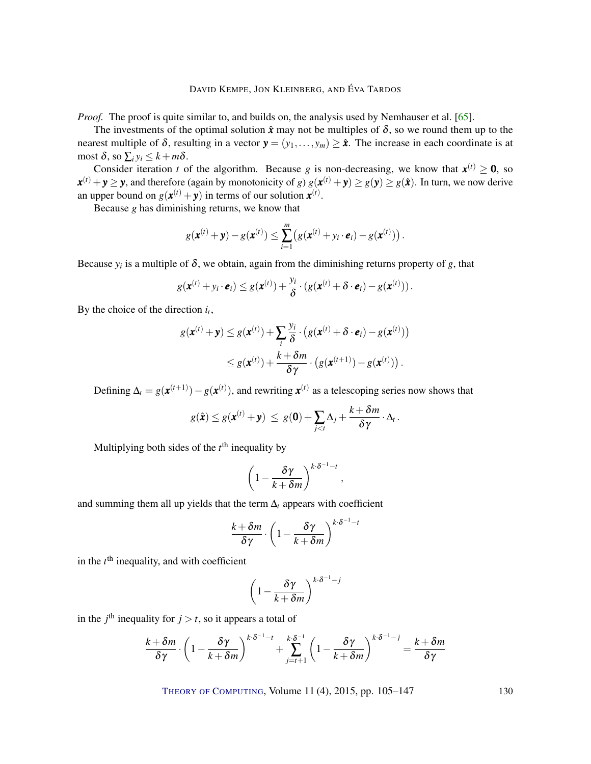*Proof.* The proof is quite similar to, and builds on, the analysis used by Nemhauser et al. [65].

The investments of the optimal solution $\hat{\boldsymbol{x}}$ may not be multiples of $\delta$, so we round them up to the nearest multiple of $\delta$, resulting in a vector $\boldsymbol{y} = (y_1, \ldots, y_m) \geq \hat{\boldsymbol{x}}$. The increase in each coordinate is at most $\delta$, so $\sum_i y_i \leq k + m\delta$.

Consider iteration $t$ of the algorithm. Because $g$ is non-decreasing, we know that $\boldsymbol{x}^{(t)} \geq \boldsymbol{0}$, so $\boldsymbol{x}^{(t)} + \boldsymbol{y} \geq \boldsymbol{y}$, and therefore (again by monotonicity of $g$) $g(\boldsymbol{x}^{(t)} + \boldsymbol{y}) \geq g(\boldsymbol{y}) \geq g(\hat{\boldsymbol{x}})$. In turn, we now derive an upper bound on $g(\boldsymbol{x}^{(t)} + \boldsymbol{y})$ in terms of our solution $\boldsymbol{x}^{(t)}$.

Because $g$ has diminishing returns, we know that

$$g(\boldsymbol{x}^{(t)} + \boldsymbol{y}) - g(\boldsymbol{x}^{(t)}) \leq \sum_{i=1}^{m} \left( g(\boldsymbol{x}^{(t)} + y_i \cdot \boldsymbol{e}_i) - g(\boldsymbol{x}^{(t)}) \right).$$

Because $y_i$ is a multiple of $\delta$, we obtain, again from the diminishing returns property of $g$, that

$$g(\boldsymbol{x}^{(t)} + y_i \cdot \boldsymbol{e}_i) \leq g(\boldsymbol{x}^{(t)}) + \frac{y_i}{\delta} \cdot (g(\boldsymbol{x}^{(t)} + \delta \cdot \boldsymbol{e}_i) - g(\boldsymbol{x}^{(t)})).$$

By the choice of the direction $i_t$,

$$\begin{aligned}
g(\boldsymbol{x}^{(t)} + \boldsymbol{y}) &\leq g(\boldsymbol{x}^{(t)}) + \sum_i \frac{y_i}{\delta} \cdot \left( g(\boldsymbol{x}^{(t)} + \delta \cdot \boldsymbol{e}_i) - g(\boldsymbol{x}^{(t)}) \right) \\
&\leq g(\boldsymbol{x}^{(t)}) + \frac{k + \delta m}{\delta \gamma} \cdot \left( g(\boldsymbol{x}^{(t+1)}) - g(\boldsymbol{x}^{(t)}) \right).
\end{aligned}$$

Defining $\Delta_t = g(\boldsymbol{x}^{(t+1)}) - g(\boldsymbol{x}^{(t)})$, and rewriting $\boldsymbol{x}^{(t)}$ as a telescoping series now shows that

$$g(\hat{\boldsymbol{x}}) \leq g(\boldsymbol{x}^{(t)} + \boldsymbol{y}) \ \leq \ g(\boldsymbol{0}) + \sum_{j<t} \Delta_j + \frac{k + \delta m}{\delta \gamma} \cdot \Delta_t .$$

Multiplying both sides of the $t^{\text{th}}$ inequality by

$$\left( 1 - \frac{\delta \gamma}{k + \delta m} \right)^{k \cdot \delta^{-1} - t},$$

and summing them all up yields that the term $\Delta_t$ appears with coefficient

$$\frac{k + \delta m}{\delta \gamma} \cdot \left( 1 - \frac{\delta \gamma}{k + \delta m} \right)^{k \cdot \delta^{-1} - t}$$

in the $t^{\text{th}}$ inequality, and with coefficient

$$\left( 1 - \frac{\delta \gamma}{k + \delta m} \right)^{k \cdot \delta^{-1} - j}$$

in the $j^{\text{th}}$ inequality for $j > t$, so it appears a total of

$$\frac{k + \delta m}{\delta \gamma} \cdot \left( 1 - \frac{\delta \gamma}{k + \delta m} \right)^{k \cdot \delta^{-1} - t} + \sum_{j=t+1}^{k \cdot \delta^{-1}} \left( 1 - \frac{\delta \gamma}{k + \delta m} \right)^{k \cdot \delta^{-1} - j} = \frac{k + \delta m}{\delta \gamma}$$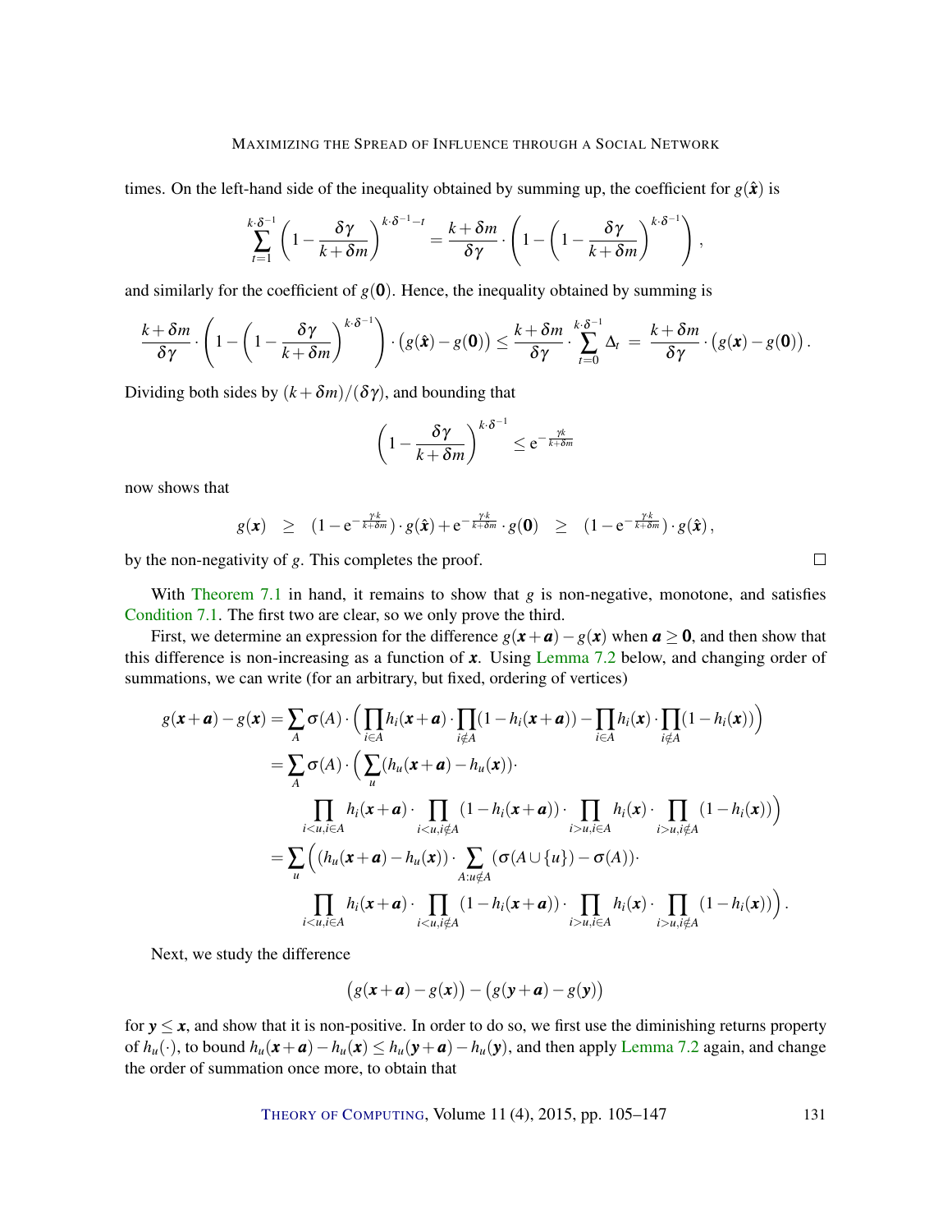times. On the left-hand side of the inequality obtained by summing up, the coefficient for $g(\hat{\boldsymbol{x}})$ is

$$\sum_{t=1}^{k\cdot\delta^{-1}} \left(1-\frac{\delta\gamma}{k+\delta m}\right)^{k\cdot\delta^{-1}-t} = \frac{k+\delta m}{\delta\gamma}\cdot\left(1-\left(1-\frac{\delta\gamma}{k+\delta m}\right)^{k\cdot\delta^{-1}}\right),$$

and similarly for the coefficient of $g(\mathbf{0})$. Hence, the inequality obtained by summing is

$$\frac{k+\delta m}{\delta\gamma}\cdot\left(1-\left(1-\frac{\delta\gamma}{k+\delta m}\right)^{k\cdot\delta^{-1}}\right)\cdot\big(g(\hat{\boldsymbol{x}})-g(\mathbf{0})\big) \le \frac{k+\delta m}{\delta\gamma}\cdot\sum_{t=0}^{k\cdot\delta^{-1}}\Delta_t \;=\; \frac{k+\delta m}{\delta\gamma}\cdot\big(g(\boldsymbol{x})-g(\mathbf{0})\big).$$

Dividing both sides by $(k+\delta m)/(\delta\gamma)$, and bounding that

$$\left(1-\frac{\delta\gamma}{k+\delta m}\right)^{k\cdot\delta^{-1}} \le \mathrm{e}^{-\frac{\gamma k}{k+\delta m}}$$

now shows that

$$g(\boldsymbol{x}) \;\;\ge\;\; (1-\mathrm{e}^{-\frac{\gamma\cdot k}{k+\delta m}})\cdot g(\hat{\boldsymbol{x}})+\mathrm{e}^{-\frac{\gamma\cdot k}{k+\delta m}}\cdot g(\mathbf{0}) \;\;\ge\;\; (1-\mathrm{e}^{-\frac{\gamma\cdot k}{k+\delta m}})\cdot g(\hat{\boldsymbol{x}}),$$

by the non-negativity of $g$. This completes the proof. □

With Theorem 7.1 in hand, it remains to show that $g$ is non-negative, monotone, and satisfies Condition 7.1. The first two are clear, so we only prove the third.

First, we determine an expression for the difference $g(\boldsymbol{x}+\boldsymbol{a})-g(\boldsymbol{x})$ when $\boldsymbol{a}\ge\mathbf{0}$, and then show that this difference is non-increasing as a function of $\boldsymbol{x}$. Using Lemma 7.2 below, and changing order of summations, we can write (for an arbitrary, but fixed, ordering of vertices)

$$\begin{aligned}
g(\boldsymbol{x}+\boldsymbol{a})-g(\boldsymbol{x}) &= \sum_A \sigma(A)\cdot\Big(\prod_{i\in A}h_i(\boldsymbol{x}+\boldsymbol{a})\cdot\prod_{i\notin A}(1-h_i(\boldsymbol{x}+\boldsymbol{a})) - \prod_{i\in A}h_i(\boldsymbol{x})\cdot\prod_{i\notin A}(1-h_i(\boldsymbol{x}))\Big)\\
&= \sum_A \sigma(A)\cdot\Big(\sum_u (h_u(\boldsymbol{x}+\boldsymbol{a})-h_u(\boldsymbol{x}))\cdot\\
&\qquad \prod_{i<u,i\in A}h_i(\boldsymbol{x}+\boldsymbol{a})\cdot\prod_{i<u,i\notin A}(1-h_i(\boldsymbol{x}+\boldsymbol{a}))\cdot\prod_{i>u,i\in A}h_i(\boldsymbol{x})\cdot\prod_{i>u,i\notin A}(1-h_i(\boldsymbol{x}))\Big)\\
&= \sum_u \Big((h_u(\boldsymbol{x}+\boldsymbol{a})-h_u(\boldsymbol{x}))\cdot\sum_{A:u\notin A}(\sigma(A\cup\{u\})-\sigma(A))\cdot\\
&\qquad \prod_{i<u,i\in A}h_i(\boldsymbol{x}+\boldsymbol{a})\cdot\prod_{i<u,i\notin A}(1-h_i(\boldsymbol{x}+\boldsymbol{a}))\cdot\prod_{i>u,i\in A}h_i(\boldsymbol{x})\cdot\prod_{i>u,i\notin A}(1-h_i(\boldsymbol{x}))\Big).
\end{aligned}$$

Next, we study the difference

$$\big(g(\boldsymbol{x}+\boldsymbol{a})-g(\boldsymbol{x})\big)-\big(g(\boldsymbol{y}+\boldsymbol{a})-g(\boldsymbol{y})\big)$$

for $\boldsymbol{y}\le\boldsymbol{x}$, and show that it is non-positive. In order to do so, we first use the diminishing returns property of $h_u(\cdot)$, to bound $h_u(\boldsymbol{x}+\boldsymbol{a})-h_u(\boldsymbol{x})\le h_u(\boldsymbol{y}+\boldsymbol{a})-h_u(\boldsymbol{y})$, and then apply Lemma 7.2 again, and change the order of summation once more, to obtain that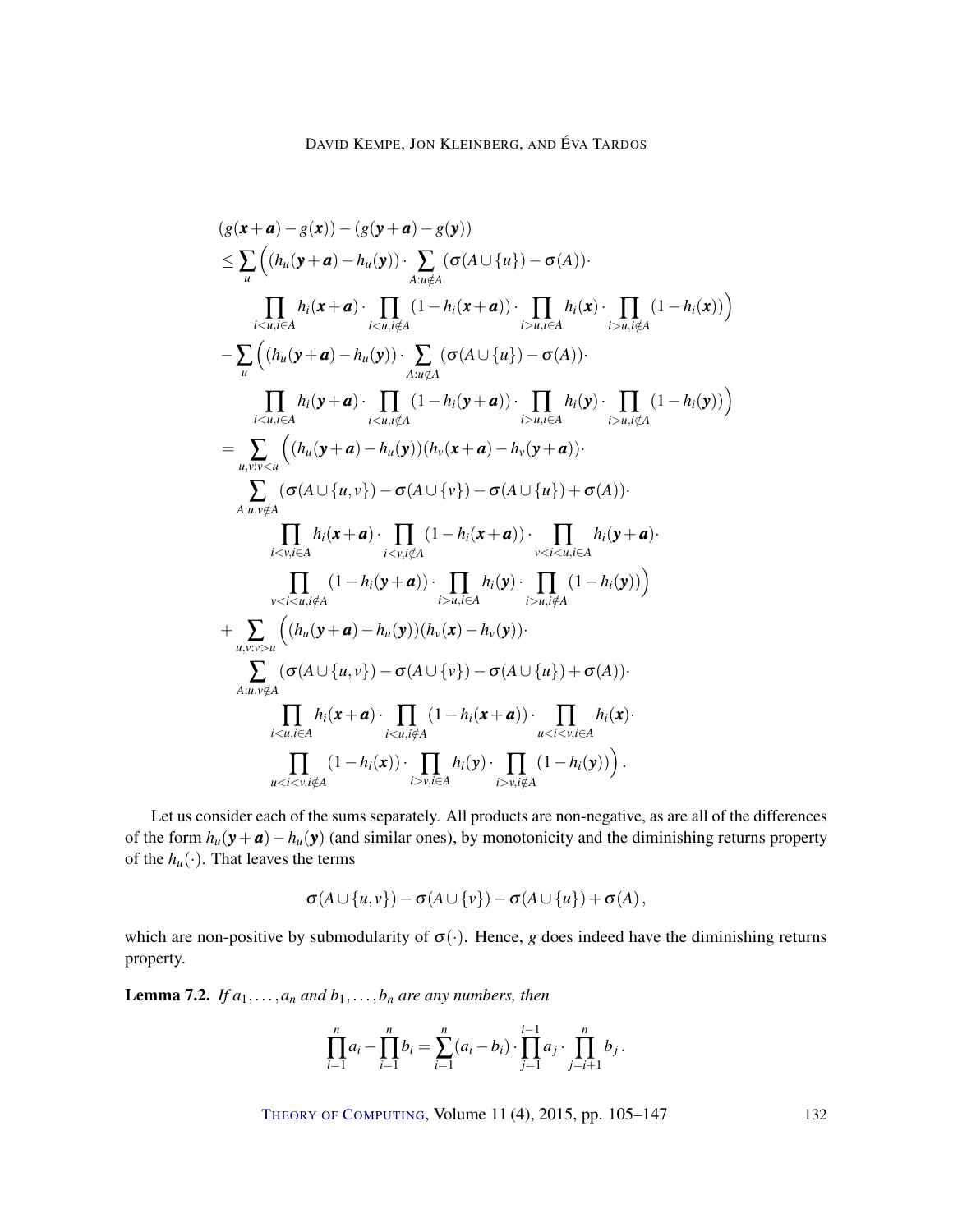$$
\begin{aligned}
&(g(\boldsymbol{x}+\boldsymbol{a})-g(\boldsymbol{x}))-(g(\boldsymbol{y}+\boldsymbol{a})-g(\boldsymbol{y}))\\
&\leq \sum_u \Big( (h_u(\boldsymbol{y}+\boldsymbol{a})-h_u(\boldsymbol{y}))\cdot \sum_{A:u\notin A} (\sigma(A\cup\{u\})-\sigma(A))\cdot \\
&\qquad \prod_{i<u,i\in A} h_i(\boldsymbol{x}+\boldsymbol{a})\cdot \prod_{i<u,i\notin A}(1-h_i(\boldsymbol{x}+\boldsymbol{a}))\cdot \prod_{i>u,i\in A} h_i(\boldsymbol{x})\cdot \prod_{i>u,i\notin A}(1-h_i(\boldsymbol{x}))\Big)\\
&\quad -\sum_u \Big( (h_u(\boldsymbol{y}+\boldsymbol{a})-h_u(\boldsymbol{y}))\cdot \sum_{A:u\notin A} (\sigma(A\cup\{u\})-\sigma(A))\cdot \\
&\qquad \prod_{i<u,i\in A} h_i(\boldsymbol{y}+\boldsymbol{a})\cdot \prod_{i<u,i\notin A}(1-h_i(\boldsymbol{y}+\boldsymbol{a}))\cdot \prod_{i>u,i\in A} h_i(\boldsymbol{y})\cdot \prod_{i>u,i\notin A}(1-h_i(\boldsymbol{y}))\Big)\\
&= \sum_{u,v:v<u} \Big( (h_u(\boldsymbol{y}+\boldsymbol{a})-h_u(\boldsymbol{y}))(h_v(\boldsymbol{x}+\boldsymbol{a})-h_v(\boldsymbol{y}+\boldsymbol{a}))\cdot \\
&\qquad \sum_{A:u,v\notin A} (\sigma(A\cup\{u,v\})-\sigma(A\cup\{v\})-\sigma(A\cup\{u\})+\sigma(A))\cdot \\
&\qquad\quad \prod_{i<v,i\in A} h_i(\boldsymbol{x}+\boldsymbol{a})\cdot \prod_{i<v,i\notin A}(1-h_i(\boldsymbol{x}+\boldsymbol{a}))\cdot \prod_{v<i<u,i\in A} h_i(\boldsymbol{y}+\boldsymbol{a})\cdot \\
&\qquad\quad \prod_{v<i<u,i\notin A}(1-h_i(\boldsymbol{y}+\boldsymbol{a}))\cdot \prod_{i>u,i\in A} h_i(\boldsymbol{y})\cdot \prod_{i>u,i\notin A}(1-h_i(\boldsymbol{y}))\Big)\\
&\quad + \sum_{u,v:v>u} \Big( (h_u(\boldsymbol{y}+\boldsymbol{a})-h_u(\boldsymbol{y}))(h_v(\boldsymbol{x})-h_v(\boldsymbol{y}))\cdot \\
&\qquad \sum_{A:u,v\notin A} (\sigma(A\cup\{u,v\})-\sigma(A\cup\{v\})-\sigma(A\cup\{u\})+\sigma(A))\cdot \\
&\qquad\quad \prod_{i<u,i\in A} h_i(\boldsymbol{x}+\boldsymbol{a})\cdot \prod_{i<u,i\notin A}(1-h_i(\boldsymbol{x}+\boldsymbol{a}))\cdot \prod_{u<i<v,i\in A} h_i(\boldsymbol{x})\cdot \\
&\qquad\quad \prod_{u<i<v,i\notin A}(1-h_i(\boldsymbol{x}))\cdot \prod_{i>v,i\in A} h_i(\boldsymbol{y})\cdot \prod_{i>v,i\notin A}(1-h_i(\boldsymbol{y}))\Big).
\end{aligned}
$$

Let us consider each of the sums separately. All products are non-negative, as are all of the differences of the form $h_u(\boldsymbol{y}+\boldsymbol{a})-h_u(\boldsymbol{y})$ (and similar ones), by monotonicity and the diminishing returns property of the $h_u(\cdot)$. That leaves the terms

$$\sigma(A\cup\{u,v\})-\sigma(A\cup\{v\})-\sigma(A\cup\{u\})+\sigma(A),$$

which are non-positive by submodularity of $\sigma(\cdot)$. Hence, $g$ does indeed have the diminishing returns property.

**Lemma 7.2.** *If $a_1,\ldots,a_n$ and $b_1,\ldots,b_n$ are any numbers, then*

$$\prod_{i=1}^n a_i - \prod_{i=1}^n b_i = \sum_{i=1}^n (a_i-b_i)\cdot \prod_{j=1}^{i-1} a_j \cdot \prod_{j=i+1}^{n} b_j .$$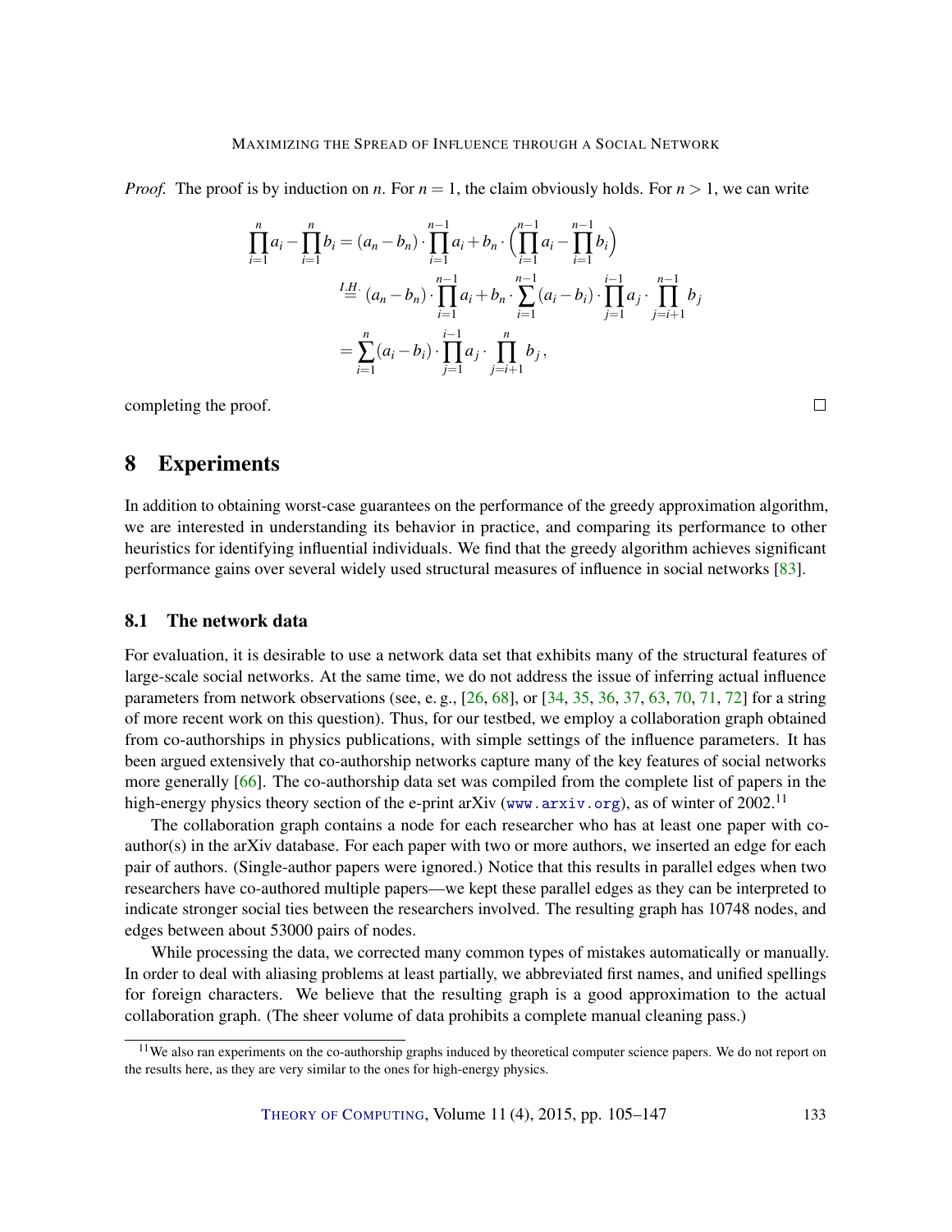*Proof.* The proof is by induction on $n$. For $n = 1$, the claim obviously holds. For $n > 1$, we can write

$$\begin{aligned}
\prod_{i=1}^{n} a_i - \prod_{i=1}^{n} b_i &= (a_n - b_n) \cdot \prod_{i=1}^{n-1} a_i + b_n \cdot \Big( \prod_{i=1}^{n-1} a_i - \prod_{i=1}^{n-1} b_i \Big) \\
&\overset{I.H.}{=} (a_n - b_n) \cdot \prod_{i=1}^{n-1} a_i + b_n \cdot \sum_{i=1}^{n-1} (a_i - b_i) \cdot \prod_{j=1}^{i-1} a_j \cdot \prod_{j=i+1}^{n-1} b_j \\
&= \sum_{i=1}^{n} (a_i - b_i) \cdot \prod_{j=1}^{i-1} a_j \cdot \prod_{j=i+1}^{n} b_j \,,
\end{aligned}$$

completing the proof. □

# 8 Experiments

In addition to obtaining worst-case guarantees on the performance of the greedy approximation algorithm, we are interested in understanding its behavior in practice, and comparing its performance to other heuristics for identifying influential individuals. We find that the greedy algorithm achieves significant performance gains over several widely used structural measures of influence in social networks [83].

## 8.1 The network data

For evaluation, it is desirable to use a network data set that exhibits many of the structural features of large-scale social networks. At the same time, we do not address the issue of inferring actual influence parameters from network observations (see, e. g., [26, 68], or [34, 35, 36, 37, 63, 70, 71, 72] for a string of more recent work on this question). Thus, for our testbed, we employ a collaboration graph obtained from co-authorships in physics publications, with simple settings of the influence parameters. It has been argued extensively that co-authorship networks capture many of the key features of social networks more generally [66]. The co-authorship data set was compiled from the complete list of papers in the high-energy physics theory section of the e-print arXiv (www.arxiv.org), as of winter of 2002.[11]

The collaboration graph contains a node for each researcher who has at least one paper with co-author(s) in the arXiv database. For each paper with two or more authors, we inserted an edge for each pair of authors. (Single-author papers were ignored.) Notice that this results in parallel edges when two researchers have co-authored multiple papers—we kept these parallel edges as they can be interpreted to indicate stronger social ties between the researchers involved. The resulting graph has 10748 nodes, and edges between about 53000 pairs of nodes.

While processing the data, we corrected many common types of mistakes automatically or manually. In order to deal with aliasing problems at least partially, we abbreviated first names, and unified spellings for foreign characters. We believe that the resulting graph is a good approximation to the actual collaboration graph. (The sheer volume of data prohibits a complete manual cleaning pass.)

[11] We also ran experiments on the co-authorship graphs induced by theoretical computer science papers. We do not report on the results here, as they are very similar to the ones for high-energy physics.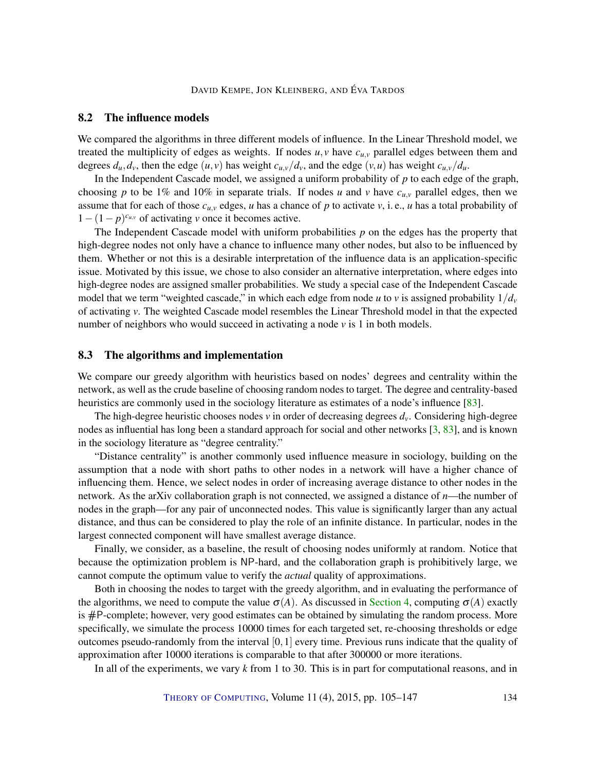### 8.2 The influence models

We compared the algorithms in three different models of influence. In the Linear Threshold model, we treated the multiplicity of edges as weights. If nodes $u, v$ have $c_{u,v}$ parallel edges between them and degrees $d_u, d_v$, then the edge $(u, v)$ has weight $c_{u,v}/d_v$, and the edge $(v, u)$ has weight $c_{u,v}/d_u$.

In the Independent Cascade model, we assigned a uniform probability of $p$ to each edge of the graph, choosing $p$ to be 1% and 10% in separate trials. If nodes $u$ and $v$ have $c_{u,v}$ parallel edges, then we assume that for each of those $c_{u,v}$ edges, $u$ has a chance of $p$ to activate $v$, i. e., $u$ has a total probability of $1-(1-p)^{c_{u,v}}$ of activating $v$ once it becomes active.

The Independent Cascade model with uniform probabilities $p$ on the edges has the property that high-degree nodes not only have a chance to influence many other nodes, but also to be influenced by them. Whether or not this is a desirable interpretation of the influence data is an application-specific issue. Motivated by this issue, we chose to also consider an alternative interpretation, where edges into high-degree nodes are assigned smaller probabilities. We study a special case of the Independent Cascade model that we term "weighted cascade," in which each edge from node $u$ to $v$ is assigned probability $1/d_v$ of activating $v$. The weighted Cascade model resembles the Linear Threshold model in that the expected number of neighbors who would succeed in activating a node $v$ is 1 in both models.

### 8.3 The algorithms and implementation

We compare our greedy algorithm with heuristics based on nodes' degrees and centrality within the network, as well as the crude baseline of choosing random nodes to target. The degree and centrality-based heuristics are commonly used in the sociology literature as estimates of a node's influence [83].

The high-degree heuristic chooses nodes $v$ in order of decreasing degrees $d_v$. Considering high-degree nodes as influential has long been a standard approach for social and other networks [3, 83], and is known in the sociology literature as "degree centrality."

"Distance centrality" is another commonly used influence measure in sociology, building on the assumption that a node with short paths to other nodes in a network will have a higher chance of influencing them. Hence, we select nodes in order of increasing average distance to other nodes in the network. As the arXiv collaboration graph is not connected, we assigned a distance of $n$—the number of nodes in the graph—for any pair of unconnected nodes. This value is significantly larger than any actual distance, and thus can be considered to play the role of an infinite distance. In particular, nodes in the largest connected component will have smallest average distance.

Finally, we consider, as a baseline, the result of choosing nodes uniformly at random. Notice that because the optimization problem is NP-hard, and the collaboration graph is prohibitively large, we cannot compute the optimum value to verify the *actual* quality of approximations.

Both in choosing the nodes to target with the greedy algorithm, and in evaluating the performance of the algorithms, we need to compute the value $\sigma(A)$. As discussed in Section 4, computing $\sigma(A)$ exactly is #P-complete; however, very good estimates can be obtained by simulating the random process. More specifically, we simulate the process 10000 times for each targeted set, re-choosing thresholds or edge outcomes pseudo-randomly from the interval $[0, 1]$ every time. Previous runs indicate that the quality of approximation after 10000 iterations is comparable to that after 300000 or more iterations.

In all of the experiments, we vary $k$ from 1 to 30. This is in part for computational reasons, and in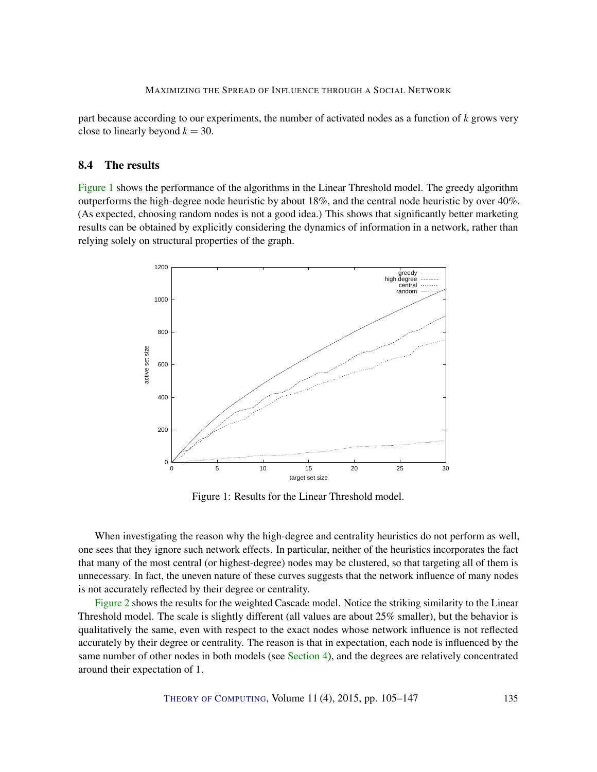part because according to our experiments, the number of activated nodes as a function of $k$ grows very close to linearly beyond $k = 30$.

### 8.4 The results

Figure 1 shows the performance of the algorithms in the Linear Threshold model. The greedy algorithm outperforms the high-degree node heuristic by about 18%, and the central node heuristic by over 40%. (As expected, choosing random nodes is not a good idea.) This shows that significantly better marketing results can be obtained by explicitly considering the dynamics of information in a network, rather than relying solely on structural properties of the graph.

Figure 1: Results for the Linear Threshold model.

When investigating the reason why the high-degree and centrality heuristics do not perform as well, one sees that they ignore such network effects. In particular, neither of the heuristics incorporates the fact that many of the most central (or highest-degree) nodes may be clustered, so that targeting all of them is unnecessary. In fact, the uneven nature of these curves suggests that the network influence of many nodes is not accurately reflected by their degree or centrality.

Figure 2 shows the results for the weighted Cascade model. Notice the striking similarity to the Linear Threshold model. The scale is slightly different (all values are about 25% smaller), but the behavior is qualitatively the same, even with respect to the exact nodes whose network influence is not reflected accurately by their degree or centrality. The reason is that in expectation, each node is influenced by the same number of other nodes in both models (see Section 4), and the degrees are relatively concentrated around their expectation of 1.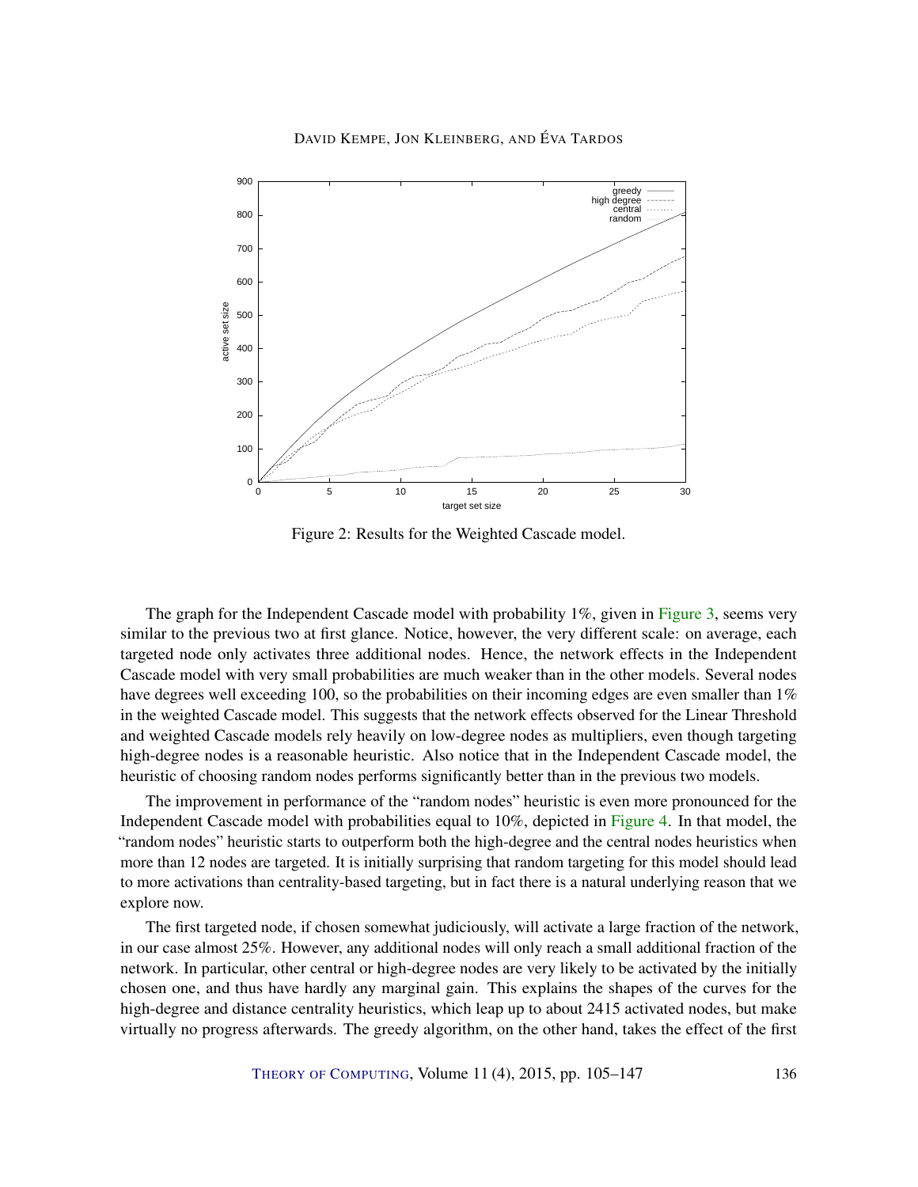Figure 2: Results for the Weighted Cascade model.

The graph for the Independent Cascade model with probability 1%, given in Figure 3, seems very similar to the previous two at first glance. Notice, however, the very different scale: on average, each targeted node only activates three additional nodes. Hence, the network effects in the Independent Cascade model with very small probabilities are much weaker than in the other models. Several nodes have degrees well exceeding 100, so the probabilities on their incoming edges are even smaller than 1% in the weighted Cascade model. This suggests that the network effects observed for the Linear Threshold and weighted Cascade models rely heavily on low-degree nodes as multipliers, even though targeting high-degree nodes is a reasonable heuristic. Also notice that in the Independent Cascade model, the heuristic of choosing random nodes performs significantly better than in the previous two models.

The improvement in performance of the "random nodes" heuristic is even more pronounced for the Independent Cascade model with probabilities equal to 10%, depicted in Figure 4. In that model, the "random nodes" heuristic starts to outperform both the high-degree and the central nodes heuristics when more than 12 nodes are targeted. It is initially surprising that random targeting for this model should lead to more activations than centrality-based targeting, but in fact there is a natural underlying reason that we explore now.

The first targeted node, if chosen somewhat judiciously, will activate a large fraction of the network, in our case almost 25%. However, any additional nodes will only reach a small additional fraction of the network. In particular, other central or high-degree nodes are very likely to be activated by the initially chosen one, and thus have hardly any marginal gain. This explains the shapes of the curves for the high-degree and distance centrality heuristics, which leap up to about 2415 activated nodes, but make virtually no progress afterwards. The greedy algorithm, on the other hand, takes the effect of the first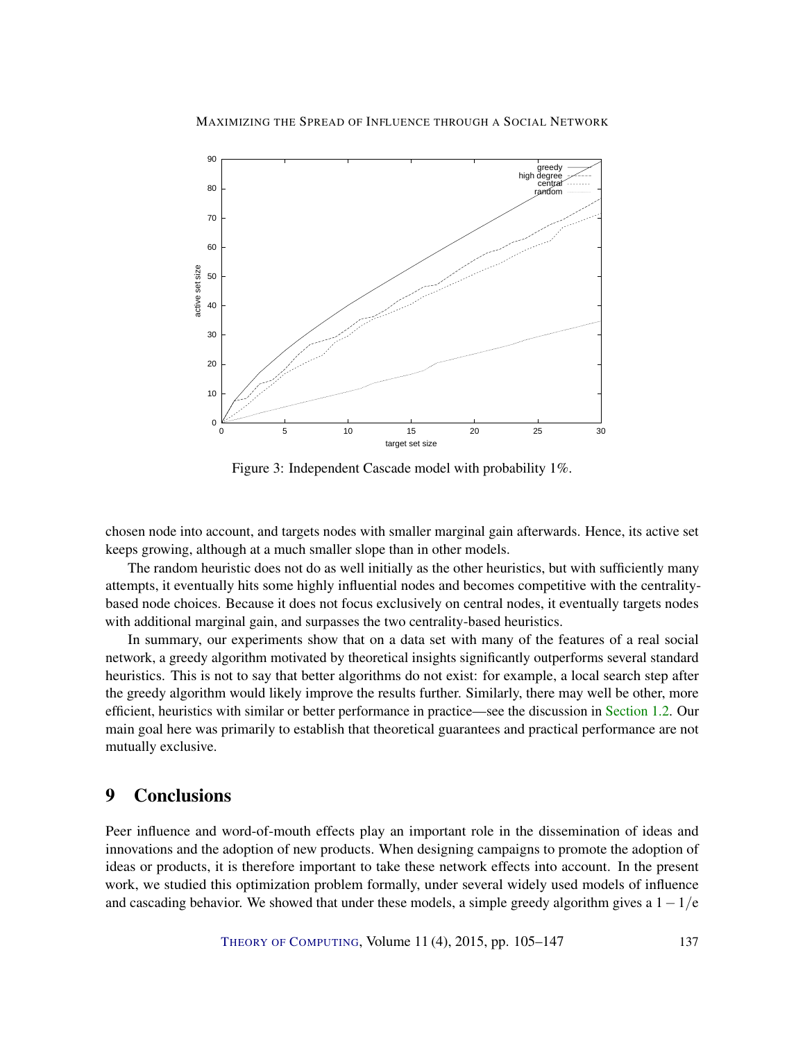Figure 3: Independent Cascade model with probability 1%.

chosen node into account, and targets nodes with smaller marginal gain afterwards. Hence, its active set keeps growing, although at a much smaller slope than in other models.

The random heuristic does not do as well initially as the other heuristics, but with sufficiently many attempts, it eventually hits some highly influential nodes and becomes competitive with the centrality-based node choices. Because it does not focus exclusively on central nodes, it eventually targets nodes with additional marginal gain, and surpasses the two centrality-based heuristics.

In summary, our experiments show that on a data set with many of the features of a real social network, a greedy algorithm motivated by theoretical insights significantly outperforms several standard heuristics. This is not to say that better algorithms do not exist: for example, a local search step after the greedy algorithm would likely improve the results further. Similarly, there may well be other, more efficient, heuristics with similar or better performance in practice—see the discussion in Section 1.2. Our main goal here was primarily to establish that theoretical guarantees and practical performance are not mutually exclusive.

## 9 Conclusions

Peer influence and word-of-mouth effects play an important role in the dissemination of ideas and innovations and the adoption of new products. When designing campaigns to promote the adoption of ideas or products, it is therefore important to take these network effects into account. In the present work, we studied this optimization problem formally, under several widely used models of influence and cascading behavior. We showed that under these models, a simple greedy algorithm gives a $1-1/e$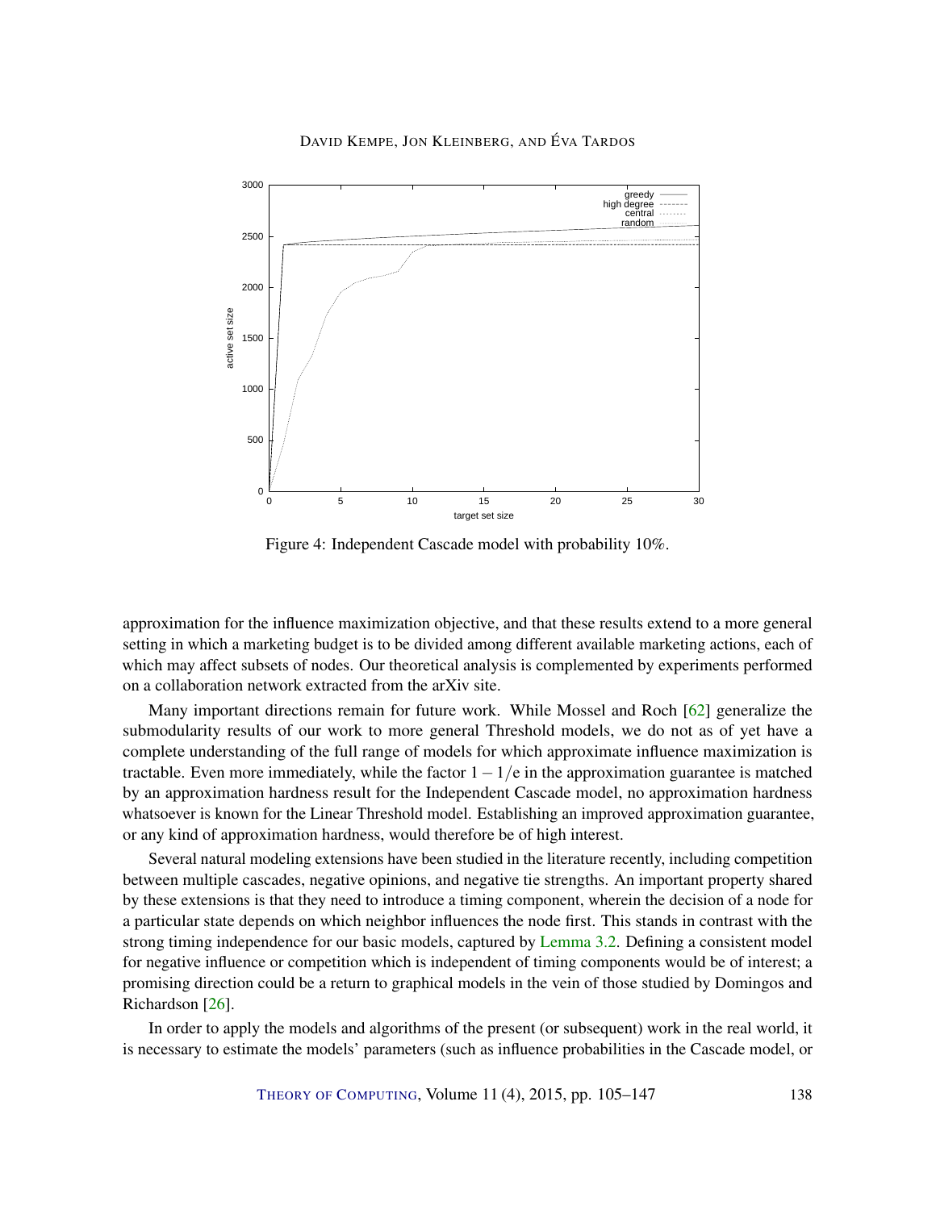Figure 4: Independent Cascade model with probability 10%.

approximation for the influence maximization objective, and that these results extend to a more general setting in which a marketing budget is to be divided among different available marketing actions, each of which may affect subsets of nodes. Our theoretical analysis is complemented by experiments performed on a collaboration network extracted from the arXiv site.

Many important directions remain for future work. While Mossel and Roch [62] generalize the submodularity results of our work to more general Threshold models, we do not as of yet have a complete understanding of the full range of models for which approximate influence maximization is tractable. Even more immediately, while the factor $1 - 1/e$ in the approximation guarantee is matched by an approximation hardness result for the Independent Cascade model, no approximation hardness whatsoever is known for the Linear Threshold model. Establishing an improved approximation guarantee, or any kind of approximation hardness, would therefore be of high interest.

Several natural modeling extensions have been studied in the literature recently, including competition between multiple cascades, negative opinions, and negative tie strengths. An important property shared by these extensions is that they need to introduce a timing component, wherein the decision of a node for a particular state depends on which neighbor influences the node first. This stands in contrast with the strong timing independence for our basic models, captured by Lemma 3.2. Defining a consistent model for negative influence or competition which is independent of timing components would be of interest; a promising direction could be a return to graphical models in the vein of those studied by Domingos and Richardson [26].

In order to apply the models and algorithms of the present (or subsequent) work in the real world, it is necessary to estimate the models' parameters (such as influence probabilities in the Cascade model, or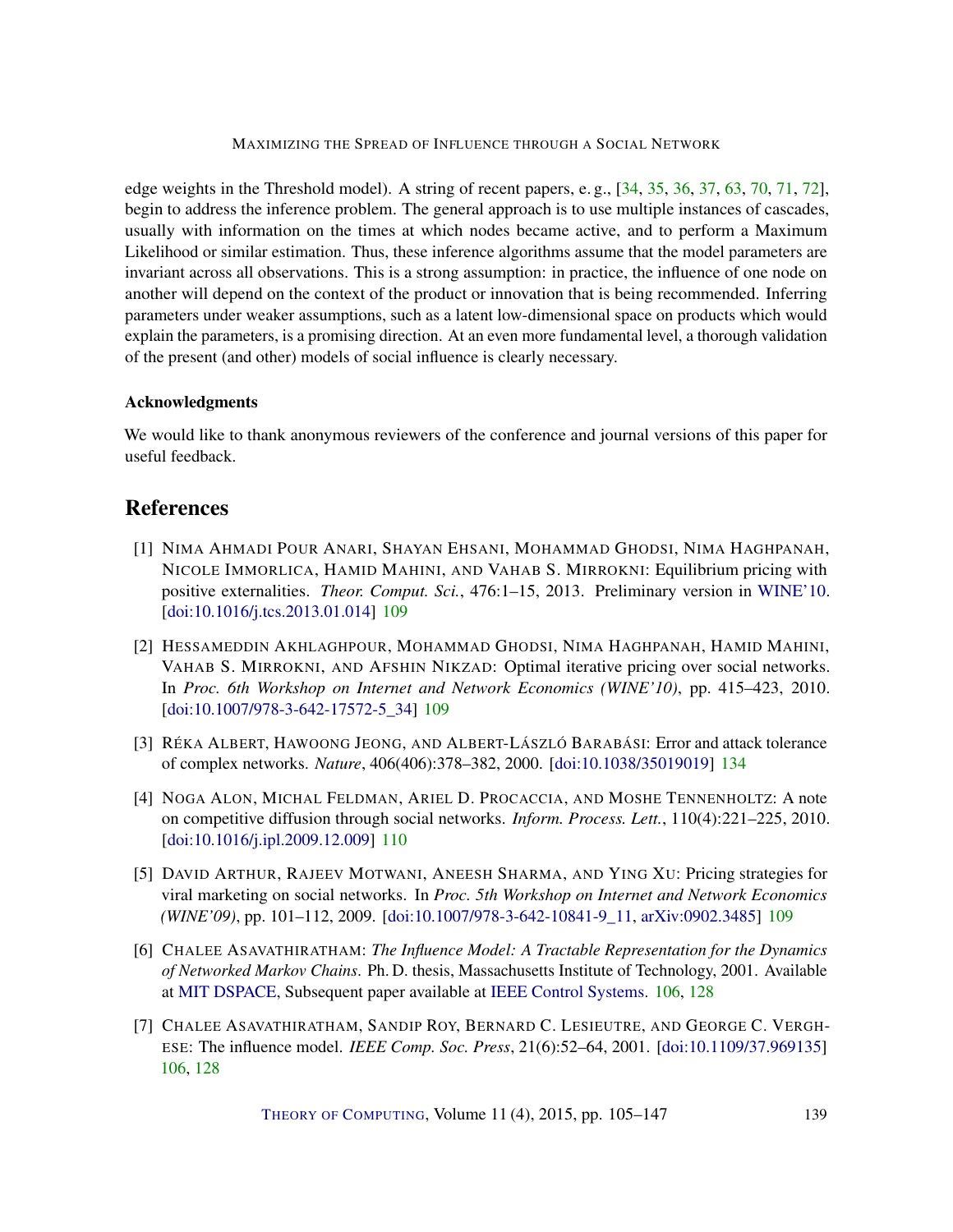edge weights in the Threshold model). A string of recent papers, e. g., [34, 35, 36, 37, 63, 70, 71, 72], begin to address the inference problem. The general approach is to use multiple instances of cascades, usually with information on the times at which nodes became active, and to perform a Maximum Likelihood or similar estimation. Thus, these inference algorithms assume that the model parameters are invariant across all observations. This is a strong assumption: in practice, the influence of one node on another will depend on the context of the product or innovation that is being recommended. Inferring parameters under weaker assumptions, such as a latent low-dimensional space on products which would explain the parameters, is a promising direction. At an even more fundamental level, a thorough validation of the present (and other) models of social influence is clearly necessary.

### Acknowledgments

We would like to thank anonymous reviewers of the conference and journal versions of this paper for useful feedback.

## References

[1] Nima Ahmadi Pour Anari, Shayan Ehsani, Mohammad Ghodsi, Nima Haghpanah, Nicole Immorlica, Hamid Mahini, and Vahab S. Mirrokni: Equilibrium pricing with positive externalities. *Theor. Comput. Sci.*, 476:1–15, 2013. Preliminary version in WINE'10. [doi:10.1016/j.tcs.2013.01.014] 109

[2] Hessameddin Akhlaghpour, Mohammad Ghodsi, Nima Haghpanah, Hamid Mahini, Vahab S. Mirrokni, and Afshin Nikzad: Optimal iterative pricing over social networks. In *Proc. 6th Workshop on Internet and Network Economics (WINE'10)*, pp. 415–423, 2010. [doi:10.1007/978-3-642-17572-5_34] 109

[3] Réka Albert, Hawoong Jeong, and Albert-László Barabási: Error and attack tolerance of complex networks. *Nature*, 406(406):378–382, 2000. [doi:10.1038/35019019] 134

[4] Noga Alon, Michal Feldman, Ariel D. Procaccia, and Moshe Tennenholtz: A note on competitive diffusion through social networks. *Inform. Process. Lett.*, 110(4):221–225, 2010. [doi:10.1016/j.ipl.2009.12.009] 110

[5] David Arthur, Rajeev Motwani, Aneesh Sharma, and Ying Xu: Pricing strategies for viral marketing on social networks. In *Proc. 5th Workshop on Internet and Network Economics (WINE'09)*, pp. 101–112, 2009. [doi:10.1007/978-3-642-10841-9_11, arXiv:0902.3485] 109

[6] Chalee Asavathiratham: *The Influence Model: A Tractable Representation for the Dynamics of Networked Markov Chains*. Ph. D. thesis, Massachusetts Institute of Technology, 2001. Available at MIT DSPACE, Subsequent paper available at IEEE Control Systems. 106, 128

[7] Chalee Asavathiratham, Sandip Roy, Bernard C. Lesieutre, and George C. Verghese: The influence model. *IEEE Comp. Soc. Press*, 21(6):52–64, 2001. [doi:10.1109/37.969135] 106, 128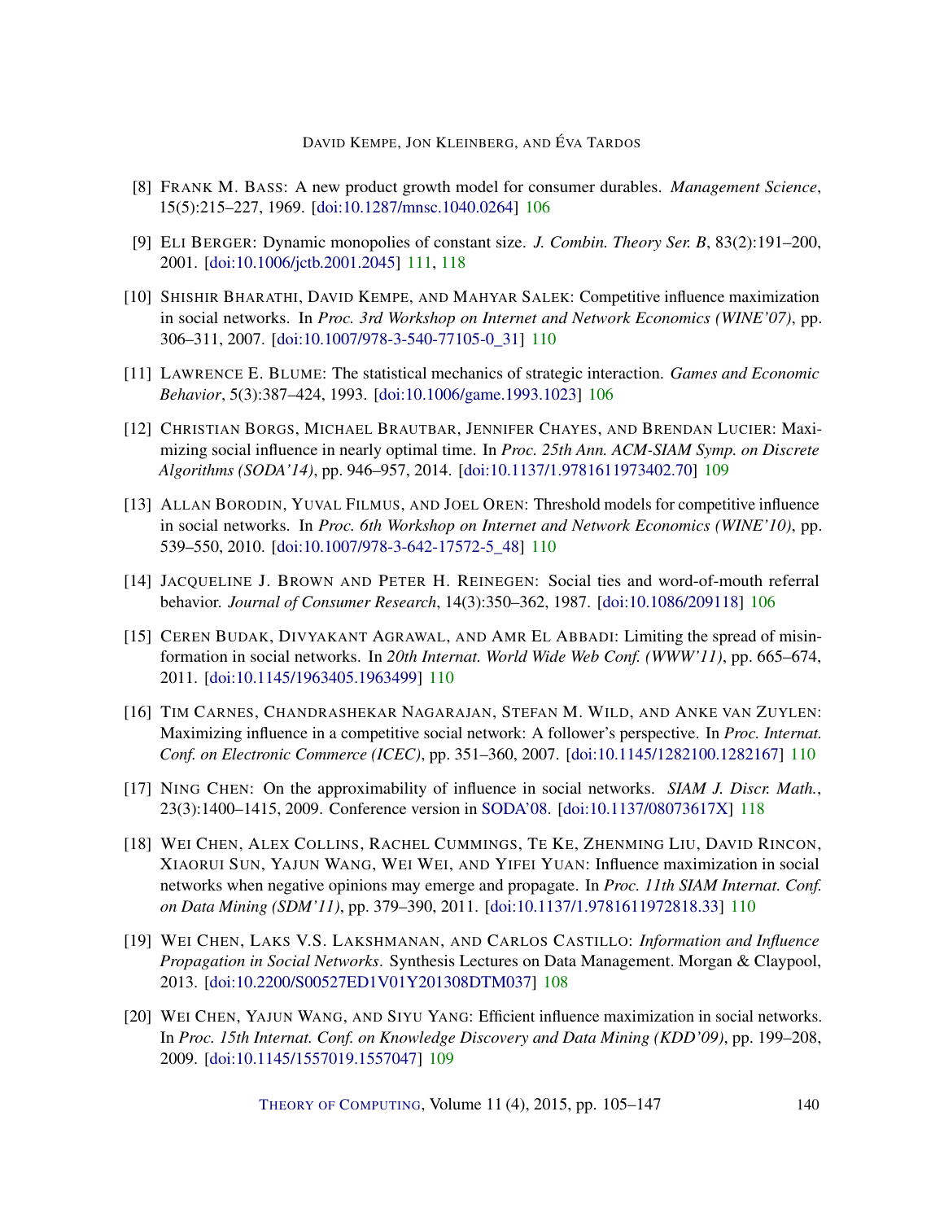[8] Frank M. Bass: A new product growth model for consumer durables. *Management Science*, 15(5):215–227, 1969. [doi:10.1287/mnsc.1040.0264] 106

[9] Eli Berger: Dynamic monopolies of constant size. *J. Combin. Theory Ser. B*, 83(2):191–200, 2001. [doi:10.1006/jctb.2001.2045] 111, 118

[10] Shishir Bharathi, David Kempe, and Mahyar Salek: Competitive influence maximization in social networks. In *Proc. 3rd Workshop on Internet and Network Economics (WINE'07)*, pp. 306–311, 2007. [doi:10.1007/978-3-540-77105-0_31] 110

[11] Lawrence E. Blume: The statistical mechanics of strategic interaction. *Games and Economic Behavior*, 5(3):387–424, 1993. [doi:10.1006/game.1993.1023] 106

[12] Christian Borgs, Michael Brautbar, Jennifer Chayes, and Brendan Lucier: Maximizing social influence in nearly optimal time. In *Proc. 25th Ann. ACM-SIAM Symp. on Discrete Algorithms (SODA'14)*, pp. 946–957, 2014. [doi:10.1137/1.9781611973402.70] 109

[13] Allan Borodin, Yuval Filmus, and Joel Oren: Threshold models for competitive influence in social networks. In *Proc. 6th Workshop on Internet and Network Economics (WINE'10)*, pp. 539–550, 2010. [doi:10.1007/978-3-642-17572-5_48] 110

[14] Jacqueline J. Brown and Peter H. Reinegen: Social ties and word-of-mouth referral behavior. *Journal of Consumer Research*, 14(3):350–362, 1987. [doi:10.1086/209118] 106

[15] Ceren Budak, Divyakant Agrawal, and Amr El Abbadi: Limiting the spread of misinformation in social networks. In *20th Internat. World Wide Web Conf. (WWW'11)*, pp. 665–674, 2011. [doi:10.1145/1963405.1963499] 110

[16] Tim Carnes, Chandrashekar Nagarajan, Stefan M. Wild, and Anke van Zuylen: Maximizing influence in a competitive social network: A follower's perspective. In *Proc. Internat. Conf. on Electronic Commerce (ICEC)*, pp. 351–360, 2007. [doi:10.1145/1282100.1282167] 110

[17] Ning Chen: On the approximability of influence in social networks. *SIAM J. Discr. Math.*, 23(3):1400–1415, 2009. Conference version in SODA'08. [doi:10.1137/08073617X] 118

[18] Wei Chen, Alex Collins, Rachel Cummings, Te Ke, Zhenming Liu, David Rincon, Xiaorui Sun, Yajun Wang, Wei Wei, and Yifei Yuan: Influence maximization in social networks when negative opinions may emerge and propagate. In *Proc. 11th SIAM Internat. Conf. on Data Mining (SDM'11)*, pp. 379–390, 2011. [doi:10.1137/1.9781611972818.33] 110

[19] Wei Chen, Laks V.S. Lakshmanan, and Carlos Castillo: *Information and Influence Propagation in Social Networks*. Synthesis Lectures on Data Management. Morgan & Claypool, 2013. [doi:10.2200/S00527ED1V01Y201308DTM037] 108

[20] Wei Chen, Yajun Wang, and Siyu Yang: Efficient influence maximization in social networks. In *Proc. 15th Internat. Conf. on Knowledge Discovery and Data Mining (KDD'09)*, pp. 199–208, 2009. [doi:10.1145/1557019.1557047] 109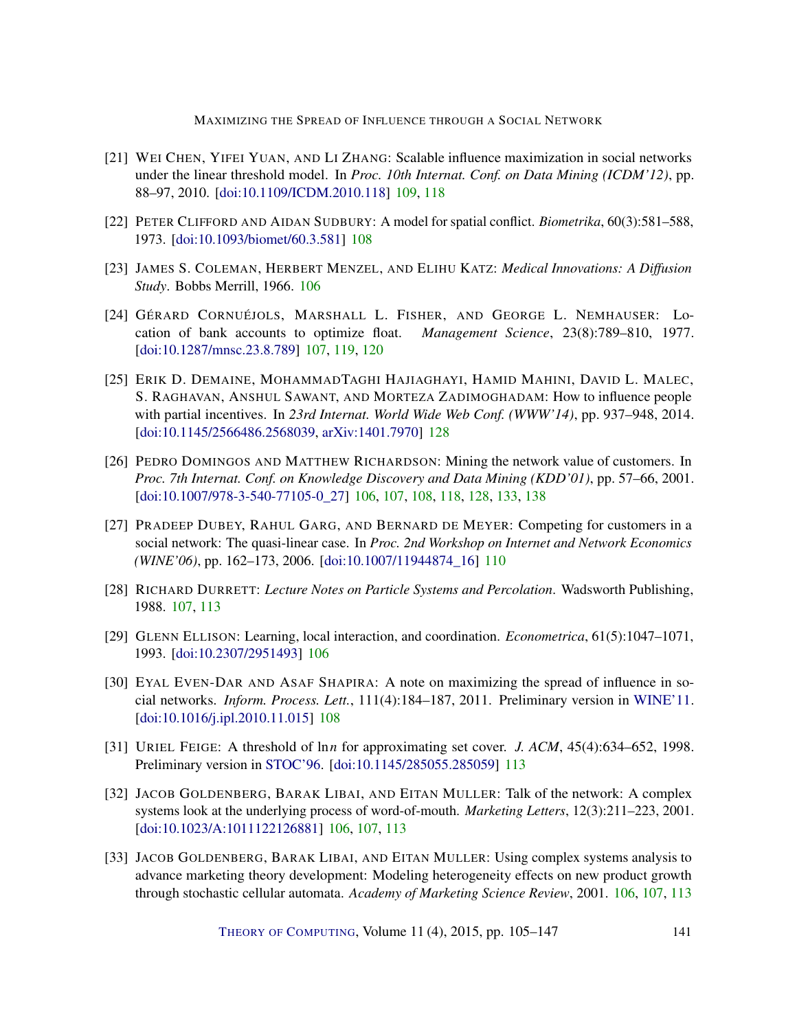[21] Wei Chen, Yifei Yuan, and Li Zhang: Scalable influence maximization in social networks under the linear threshold model. In *Proc. 10th Internat. Conf. on Data Mining (ICDM'12)*, pp. 88–97, 2010. [doi:10.1109/ICDM.2010.118] 109, 118

[22] Peter Clifford and Aidan Sudbury: A model for spatial conflict. *Biometrika*, 60(3):581–588, 1973. [doi:10.1093/biomet/60.3.581] 108

[23] James S. Coleman, Herbert Menzel, and Elihu Katz: *Medical Innovations: A Diffusion Study*. Bobbs Merrill, 1966. 106

[24] Gérard Cornuéjols, Marshall L. Fisher, and George L. Nemhauser: Location of bank accounts to optimize float. *Management Science*, 23(8):789–810, 1977. [doi:10.1287/mnsc.23.8.789] 107, 119, 120

[25] Erik D. Demaine, MohammadTaghi Hajiaghayi, Hamid Mahini, David L. Malec, S. Raghavan, Anshul Sawant, and Morteza Zadimoghadam: How to influence people with partial incentives. In *23rd Internat. World Wide Web Conf. (WWW'14)*, pp. 937–948, 2014. [doi:10.1145/2566486.2568039, arXiv:1401.7970] 128

[26] Pedro Domingos and Matthew Richardson: Mining the network value of customers. In *Proc. 7th Internat. Conf. on Knowledge Discovery and Data Mining (KDD'01)*, pp. 57–66, 2001. [doi:10.1007/978-3-540-77105-0_27] 106, 107, 108, 118, 128, 133, 138

[27] Pradeep Dubey, Rahul Garg, and Bernard de Meyer: Competing for customers in a social network: The quasi-linear case. In *Proc. 2nd Workshop on Internet and Network Economics (WINE'06)*, pp. 162–173, 2006. [doi:10.1007/11944874_16] 110

[28] Richard Durrett: *Lecture Notes on Particle Systems and Percolation*. Wadsworth Publishing, 1988. 107, 113

[29] Glenn Ellison: Learning, local interaction, and coordination. *Econometrica*, 61(5):1047–1071, 1993. [doi:10.2307/2951493] 106

[30] Eyal Even-Dar and Asaf Shapira: A note on maximizing the spread of influence in social networks. *Inform. Process. Lett.*, 111(4):184–187, 2011. Preliminary version in WINE'11. [doi:10.1016/j.ipl.2010.11.015] 108

[31] Uriel Feige: A threshold of $\ln n$ for approximating set cover. *J. ACM*, 45(4):634–652, 1998. Preliminary version in STOC'96. [doi:10.1145/285055.285059] 113

[32] Jacob Goldenberg, Barak Libai, and Eitan Muller: Talk of the network: A complex systems look at the underlying process of word-of-mouth. *Marketing Letters*, 12(3):211–223, 2001. [doi:10.1023/A:1011122126881] 106, 107, 113

[33] Jacob Goldenberg, Barak Libai, and Eitan Muller: Using complex systems analysis to advance marketing theory development: Modeling heterogeneity effects on new product growth through stochastic cellular automata. *Academy of Marketing Science Review*, 2001. 106, 107, 113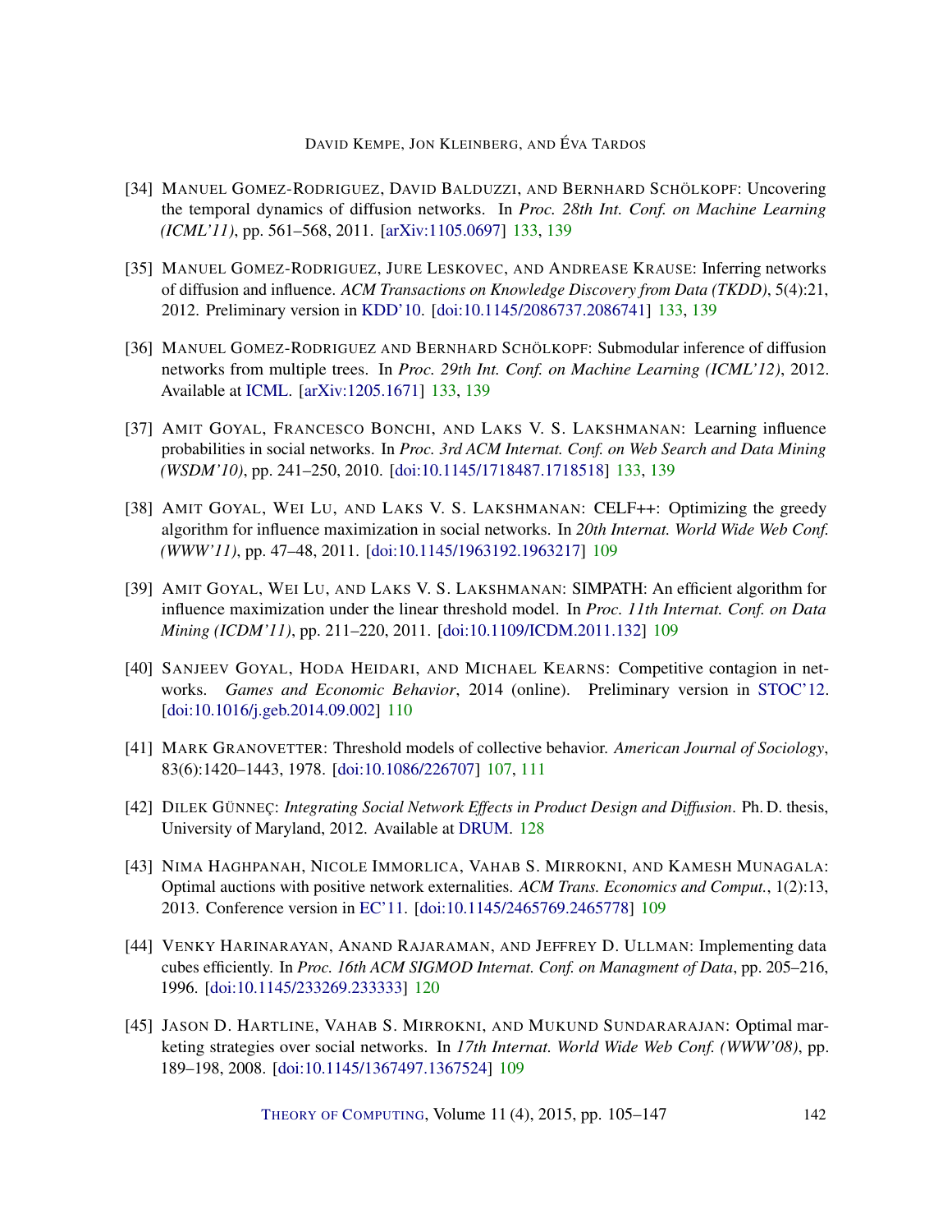[34] Manuel Gomez-Rodriguez, David Balduzzi, and Bernhard Schölkopf: Uncovering the temporal dynamics of diffusion networks. In *Proc. 28th Int. Conf. on Machine Learning (ICML'11)*, pp. 561–568, 2011. [arXiv:1105.0697] 133, 139

[35] Manuel Gomez-Rodriguez, Jure Leskovec, and Andrease Krause: Inferring networks of diffusion and influence. *ACM Transactions on Knowledge Discovery from Data (TKDD)*, 5(4):21, 2012. Preliminary version in KDD'10. [doi:10.1145/2086737.2086741] 133, 139

[36] Manuel Gomez-Rodriguez and Bernhard Schölkopf: Submodular inference of diffusion networks from multiple trees. In *Proc. 29th Int. Conf. on Machine Learning (ICML'12)*, 2012. Available at ICML. [arXiv:1205.1671] 133, 139

[37] Amit Goyal, Francesco Bonchi, and Laks V. S. Lakshmanan: Learning influence probabilities in social networks. In *Proc. 3rd ACM Internat. Conf. on Web Search and Data Mining (WSDM'10)*, pp. 241–250, 2010. [doi:10.1145/1718487.1718518] 133, 139

[38] Amit Goyal, Wei Lu, and Laks V. S. Lakshmanan: CELF++: Optimizing the greedy algorithm for influence maximization in social networks. In *20th Internat. World Wide Web Conf. (WWW'11)*, pp. 47–48, 2011. [doi:10.1145/1963192.1963217] 109

[39] Amit Goyal, Wei Lu, and Laks V. S. Lakshmanan: SIMPATH: An efficient algorithm for influence maximization under the linear threshold model. In *Proc. 11th Internat. Conf. on Data Mining (ICDM'11)*, pp. 211–220, 2011. [doi:10.1109/ICDM.2011.132] 109

[40] Sanjeev Goyal, Hoda Heidari, and Michael Kearns: Competitive contagion in networks. *Games and Economic Behavior*, 2014 (online). Preliminary version in STOC'12. [doi:10.1016/j.geb.2014.09.002] 110

[41] Mark Granovetter: Threshold models of collective behavior. *American Journal of Sociology*, 83(6):1420–1443, 1978. [doi:10.1086/226707] 107, 111

[42] Dilek Günneç: *Integrating Social Network Effects in Product Design and Diffusion*. Ph. D. thesis, University of Maryland, 2012. Available at DRUM. 128

[43] Nima Haghpanah, Nicole Immorlica, Vahab S. Mirrokni, and Kamesh Munagala: Optimal auctions with positive network externalities. *ACM Trans. Economics and Comput.*, 1(2):13, 2013. Conference version in EC'11. [doi:10.1145/2465769.2465778] 109

[44] Venky Harinarayan, Anand Rajaraman, and Jeffrey D. Ullman: Implementing data cubes efficiently. In *Proc. 16th ACM SIGMOD Internat. Conf. on Managment of Data*, pp. 205–216, 1996. [doi:10.1145/233269.233333] 120

[45] Jason D. Hartline, Vahab S. Mirrokni, and Mukund Sundararajan: Optimal marketing strategies over social networks. In *17th Internat. World Wide Web Conf. (WWW'08)*, pp. 189–198, 2008. [doi:10.1145/1367497.1367524] 109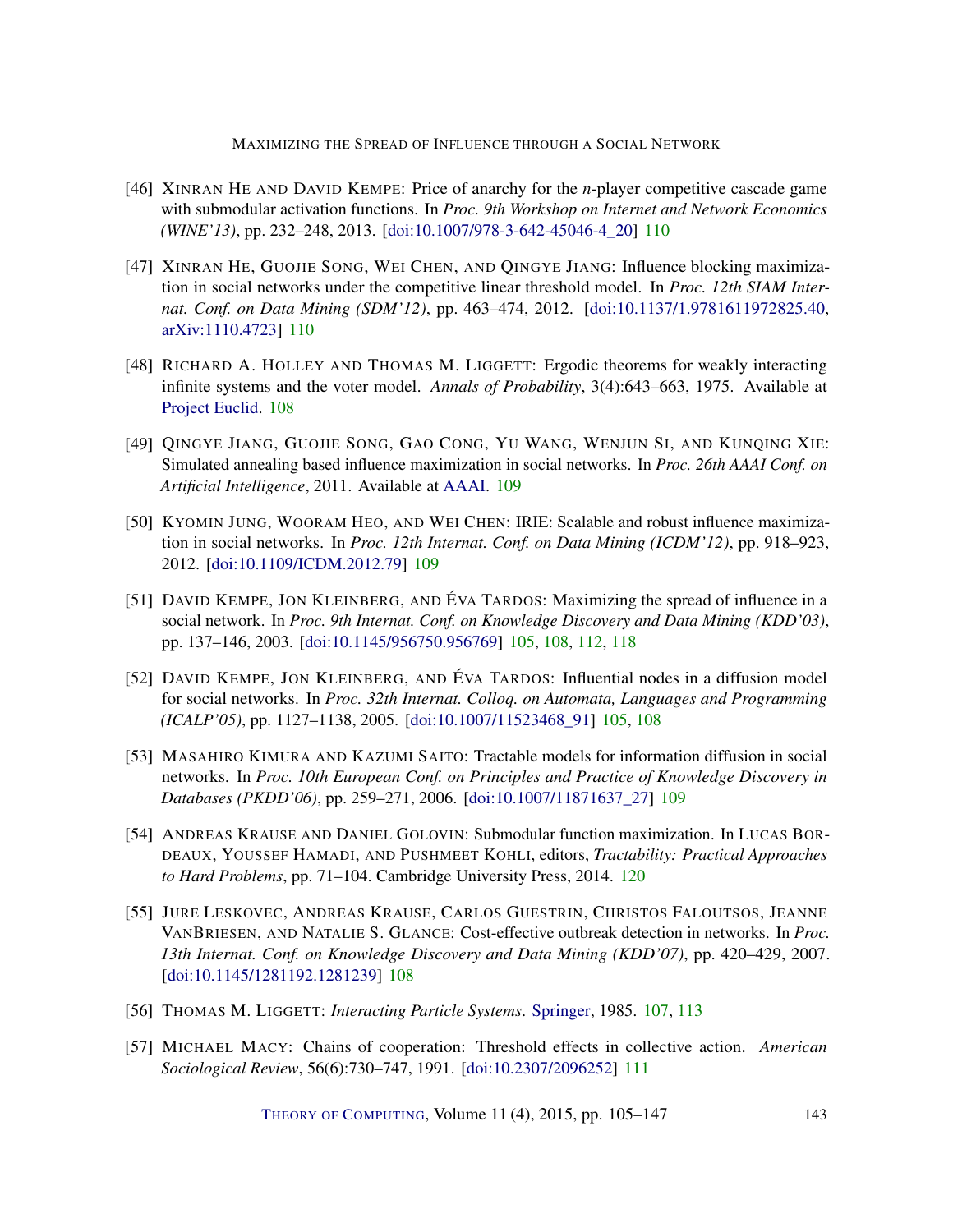[46] Xinran He and David Kempe: Price of anarchy for the $n$-player competitive cascade game with submodular activation functions. In *Proc. 9th Workshop on Internet and Network Economics (WINE'13)*, pp. 232–248, 2013. [doi:10.1007/978-3-642-45046-4_20] 110

[47] Xinran He, Guojie Song, Wei Chen, and Qingye Jiang: Influence blocking maximization in social networks under the competitive linear threshold model. In *Proc. 12th SIAM Internat. Conf. on Data Mining (SDM'12)*, pp. 463–474, 2012. [doi:10.1137/1.9781611972825.40, arXiv:1110.4723] 110

[48] Richard A. Holley and Thomas M. Liggett: Ergodic theorems for weakly interacting infinite systems and the voter model. *Annals of Probability*, 3(4):643–663, 1975. Available at Project Euclid. 108

[49] Qingye Jiang, Guojie Song, Gao Cong, Yu Wang, Wenjun Si, and Kunqing Xie: Simulated annealing based influence maximization in social networks. In *Proc. 26th AAAI Conf. on Artificial Intelligence*, 2011. Available at AAAI. 109

[50] Kyomin Jung, Wooram Heo, and Wei Chen: IRIE: Scalable and robust influence maximization in social networks. In *Proc. 12th Internat. Conf. on Data Mining (ICDM'12)*, pp. 918–923, 2012. [doi:10.1109/ICDM.2012.79] 109

[51] David Kempe, Jon Kleinberg, and Éva Tardos: Maximizing the spread of influence in a social network. In *Proc. 9th Internat. Conf. on Knowledge Discovery and Data Mining (KDD'03)*, pp. 137–146, 2003. [doi:10.1145/956750.956769] 105, 108, 112, 118

[52] David Kempe, Jon Kleinberg, and Éva Tardos: Influential nodes in a diffusion model for social networks. In *Proc. 32th Internat. Colloq. on Automata, Languages and Programming (ICALP'05)*, pp. 1127–1138, 2005. [doi:10.1007/11523468_91] 105, 108

[53] Masahiro Kimura and Kazumi Saito: Tractable models for information diffusion in social networks. In *Proc. 10th European Conf. on Principles and Practice of Knowledge Discovery in Databases (PKDD'06)*, pp. 259–271, 2006. [doi:10.1007/11871637_27] 109

[54] Andreas Krause and Daniel Golovin: Submodular function maximization. In Lucas Bordeaux, Youssef Hamadi, and Pushmeet Kohli, editors, *Tractability: Practical Approaches to Hard Problems*, pp. 71–104. Cambridge University Press, 2014. 120

[55] Jure Leskovec, Andreas Krause, Carlos Guestrin, Christos Faloutsos, Jeanne VanBriesen, and Natalie S. Glance: Cost-effective outbreak detection in networks. In *Proc. 13th Internat. Conf. on Knowledge Discovery and Data Mining (KDD'07)*, pp. 420–429, 2007. [doi:10.1145/1281192.1281239] 108

[56] Thomas M. Liggett: *Interacting Particle Systems*. Springer, 1985. 107, 113

[57] Michael Macy: Chains of cooperation: Threshold effects in collective action. *American Sociological Review*, 56(6):730–747, 1991. [doi:10.2307/2096252] 111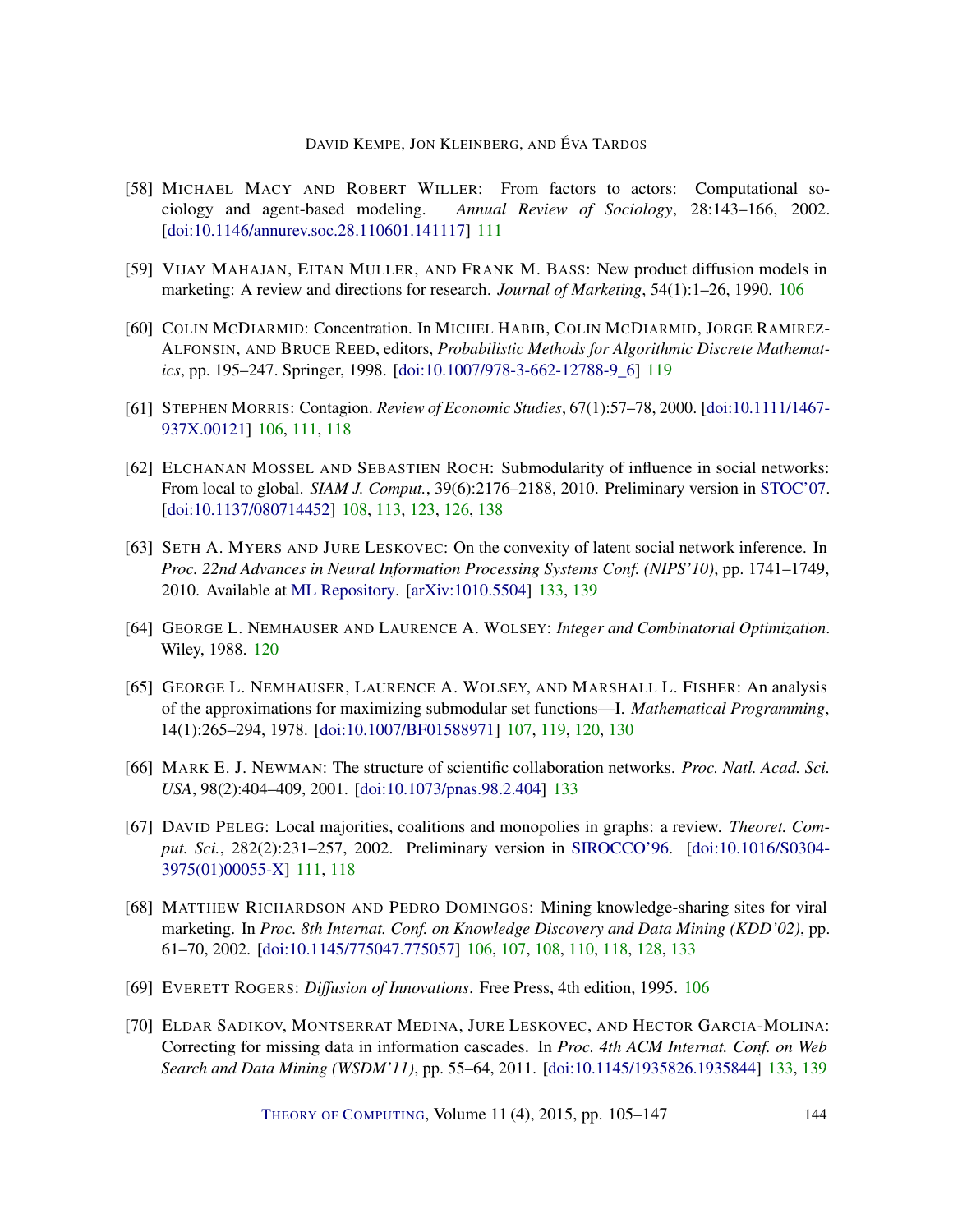[58] MICHAEL MACY AND ROBERT WILLER: From factors to actors: Computational sociology and agent-based modeling. *Annual Review of Sociology*, 28:143–166, 2002. [doi:10.1146/annurev.soc.28.110601.141117] 111

[59] VIJAY MAHAJAN, EITAN MULLER, AND FRANK M. BASS: New product diffusion models in marketing: A review and directions for research. *Journal of Marketing*, 54(1):1–26, 1990. 106

[60] COLIN MCDIARMID: Concentration. In MICHEL HABIB, COLIN MCDIARMID, JORGE RAMIREZ-ALFONSIN, AND BRUCE REED, editors, *Probabilistic Methods for Algorithmic Discrete Mathematics*, pp. 195–247. Springer, 1998. [doi:10.1007/978-3-662-12788-9_6] 119

[61] STEPHEN MORRIS: Contagion. *Review of Economic Studies*, 67(1):57–78, 2000. [doi:10.1111/1467-937X.00121] 106, 111, 118

[62] ELCHANAN MOSSEL AND SEBASTIEN ROCH: Submodularity of influence in social networks: From local to global. *SIAM J. Comput.*, 39(6):2176–2188, 2010. Preliminary version in STOC'07. [doi:10.1137/080714452] 108, 113, 123, 126, 138

[63] SETH A. MYERS AND JURE LESKOVEC: On the convexity of latent social network inference. In *Proc. 22nd Advances in Neural Information Processing Systems Conf. (NIPS'10)*, pp. 1741–1749, 2010. Available at ML Repository. [arXiv:1010.5504] 133, 139

[64] GEORGE L. NEMHAUSER AND LAURENCE A. WOLSEY: *Integer and Combinatorial Optimization*. Wiley, 1988. 120

[65] GEORGE L. NEMHAUSER, LAURENCE A. WOLSEY, AND MARSHALL L. FISHER: An analysis of the approximations for maximizing submodular set functions—I. *Mathematical Programming*, 14(1):265–294, 1978. [doi:10.1007/BF01588971] 107, 119, 120, 130

[66] MARK E. J. NEWMAN: The structure of scientific collaboration networks. *Proc. Natl. Acad. Sci. USA*, 98(2):404–409, 2001. [doi:10.1073/pnas.98.2.404] 133

[67] DAVID PELEG: Local majorities, coalitions and monopolies in graphs: a review. *Theoret. Comput. Sci.*, 282(2):231–257, 2002. Preliminary version in SIROCCO'96. [doi:10.1016/S0304-3975(01)00055-X] 111, 118

[68] MATTHEW RICHARDSON AND PEDRO DOMINGOS: Mining knowledge-sharing sites for viral marketing. In *Proc. 8th Internat. Conf. on Knowledge Discovery and Data Mining (KDD'02)*, pp. 61–70, 2002. [doi:10.1145/775047.775057] 106, 107, 108, 110, 118, 128, 133

[69] EVERETT ROGERS: *Diffusion of Innovations*. Free Press, 4th edition, 1995. 106

[70] ELDAR SADIKOV, MONTSERRAT MEDINA, JURE LESKOVEC, AND HECTOR GARCIA-MOLINA: Correcting for missing data in information cascades. In *Proc. 4th ACM Internat. Conf. on Web Search and Data Mining (WSDM'11)*, pp. 55–64, 2011. [doi:10.1145/1935826.1935844] 133, 139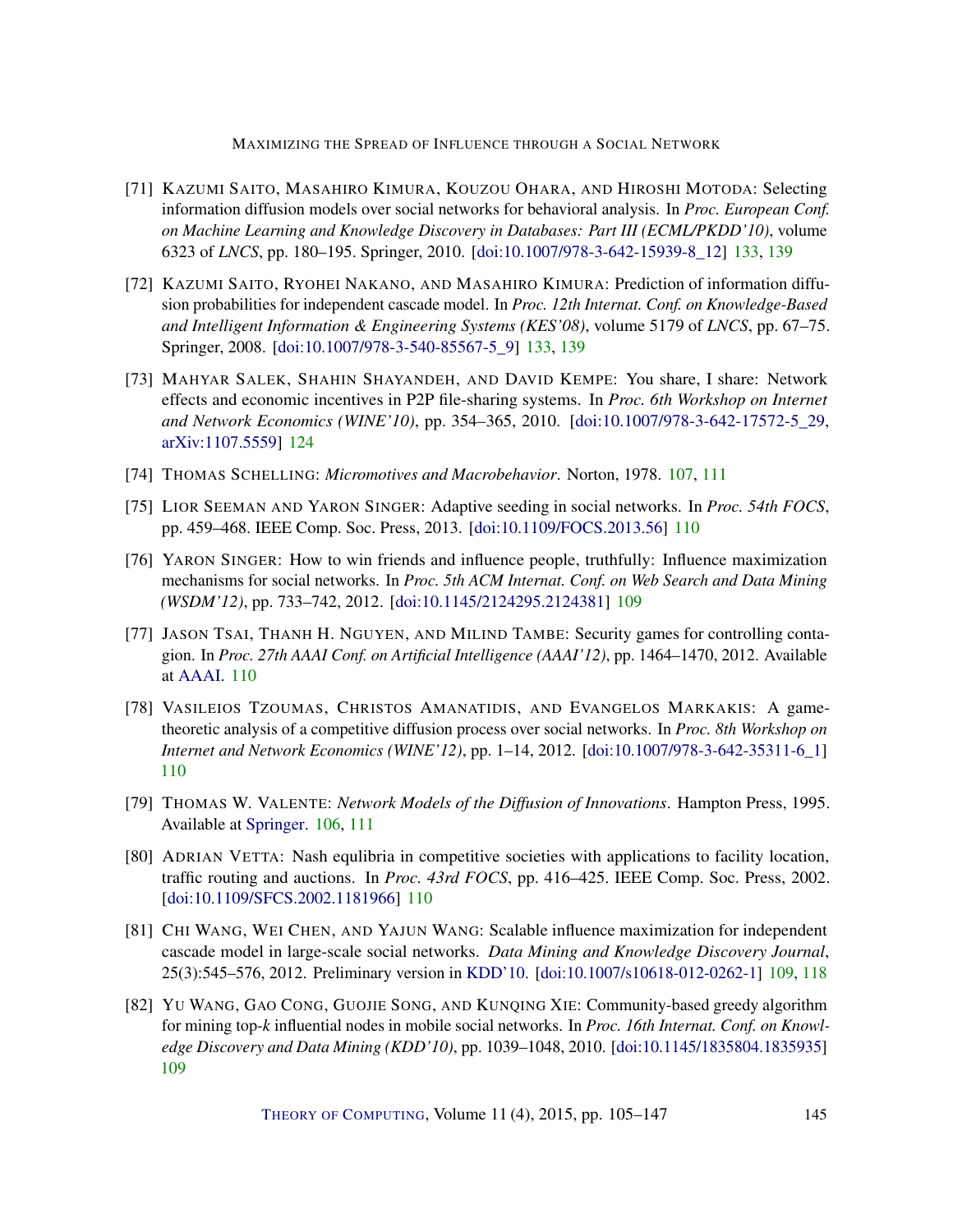[71] KAZUMI SAITO, MASAHIRO KIMURA, KOUZOU OHARA, AND HIROSHI MOTODA: Selecting information diffusion models over social networks for behavioral analysis. In *Proc. European Conf. on Machine Learning and Knowledge Discovery in Databases: Part III (ECML/PKDD'10)*, volume 6323 of *LNCS*, pp. 180–195. Springer, 2010. [doi:10.1007/978-3-642-15939-8_12] 133, 139

[72] KAZUMI SAITO, RYOHEI NAKANO, AND MASAHIRO KIMURA: Prediction of information diffusion probabilities for independent cascade model. In *Proc. 12th Internat. Conf. on Knowledge-Based and Intelligent Information & Engineering Systems (KES'08)*, volume 5179 of *LNCS*, pp. 67–75. Springer, 2008. [doi:10.1007/978-3-540-85567-5_9] 133, 139

[73] MAHYAR SALEK, SHAHIN SHAYANDEH, AND DAVID KEMPE: You share, I share: Network effects and economic incentives in P2P file-sharing systems. In *Proc. 6th Workshop on Internet and Network Economics (WINE'10)*, pp. 354–365, 2010. [doi:10.1007/978-3-642-17572-5_29, arXiv:1107.5559] 124

[74] THOMAS SCHELLING: *Micromotives and Macrobehavior*. Norton, 1978. 107, 111

[75] LIOR SEEMAN AND YARON SINGER: Adaptive seeding in social networks. In *Proc. 54th FOCS*, pp. 459–468. IEEE Comp. Soc. Press, 2013. [doi:10.1109/FOCS.2013.56] 110

[76] YARON SINGER: How to win friends and influence people, truthfully: Influence maximization mechanisms for social networks. In *Proc. 5th ACM Internat. Conf. on Web Search and Data Mining (WSDM'12)*, pp. 733–742, 2012. [doi:10.1145/2124295.2124381] 109

[77] JASON TSAI, THANH H. NGUYEN, AND MILIND TAMBE: Security games for controlling contagion. In *Proc. 27th AAAI Conf. on Artificial Intelligence (AAAI'12)*, pp. 1464–1470, 2012. Available at AAAI. 110

[78] VASILEIOS TZOUMAS, CHRISTOS AMANATIDIS, AND EVANGELOS MARKAKIS: A game-theoretic analysis of a competitive diffusion process over social networks. In *Proc. 8th Workshop on Internet and Network Economics (WINE'12)*, pp. 1–14, 2012. [doi:10.1007/978-3-642-35311-6_1] 110

[79] THOMAS W. VALENTE: *Network Models of the Diffusion of Innovations*. Hampton Press, 1995. Available at Springer. 106, 111

[80] ADRIAN VETTA: Nash equlibria in competitive societies with applications to facility location, traffic routing and auctions. In *Proc. 43rd FOCS*, pp. 416–425. IEEE Comp. Soc. Press, 2002. [doi:10.1109/SFCS.2002.1181966] 110

[81] CHI WANG, WEI CHEN, AND YAJUN WANG: Scalable influence maximization for independent cascade model in large-scale social networks. *Data Mining and Knowledge Discovery Journal*, 25(3):545–576, 2012. Preliminary version in KDD'10. [doi:10.1007/s10618-012-0262-1] 109, 118

[82] YU WANG, GAO CONG, GUOJIE SONG, AND KUNQING XIE: Community-based greedy algorithm for mining top-*k* influential nodes in mobile social networks. In *Proc. 16th Internat. Conf. on Knowledge Discovery and Data Mining (KDD'10)*, pp. 1039–1048, 2010. [doi:10.1145/1835804.1835935] 109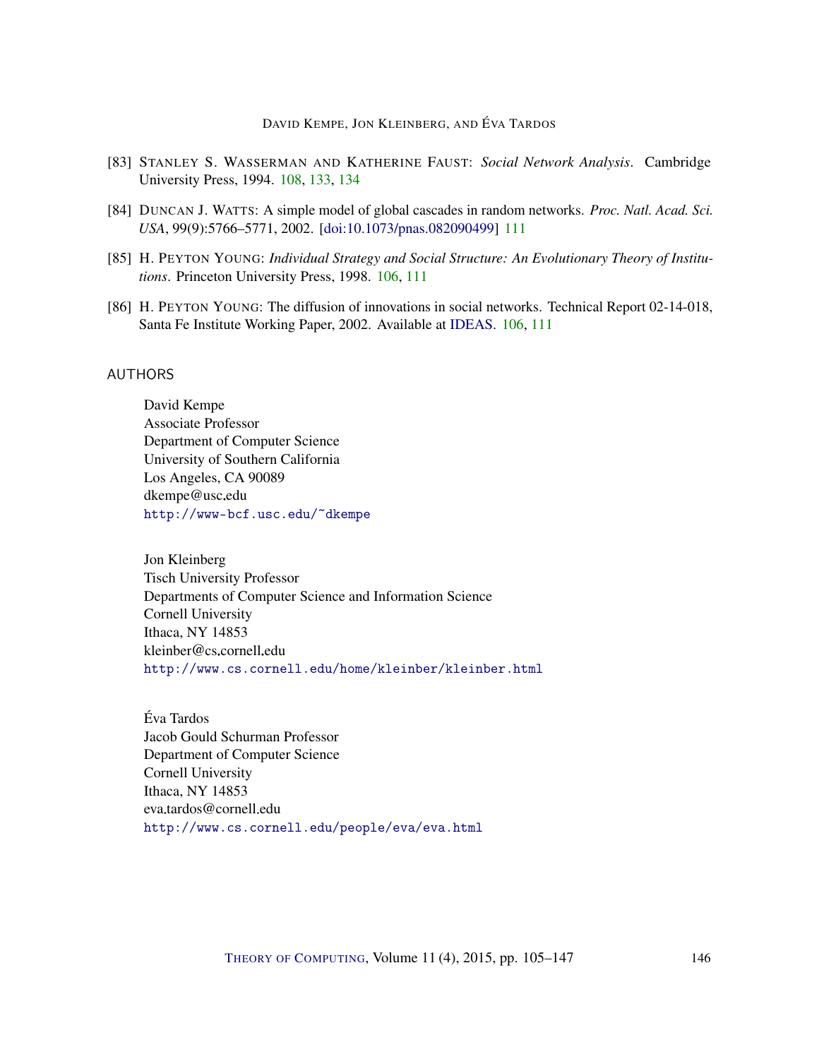[83] STANLEY S. WASSERMAN AND KATHERINE FAUST: *Social Network Analysis*. Cambridge University Press, 1994. 108, 133, 134

[84] DUNCAN J. WATTS: A simple model of global cascades in random networks. *Proc. Natl. Acad. Sci. USA*, 99(9):5766–5771, 2002. [doi:10.1073/pnas.082090499] 111

[85] H. PEYTON YOUNG: *Individual Strategy and Social Structure: An Evolutionary Theory of Institutions*. Princeton University Press, 1998. 106, 111

[86] H. PEYTON YOUNG: The diffusion of innovations in social networks. Technical Report 02-14-018, Santa Fe Institute Working Paper, 2002. Available at IDEAS. 106, 111

## AUTHORS

David Kempe
Associate Professor
Department of Computer Science
University of Southern California
Los Angeles, CA 90089
dkempe@usc.edu
http://www-bcf.usc.edu/~dkempe

Jon Kleinberg
Tisch University Professor
Departments of Computer Science and Information Science
Cornell University
Ithaca, NY 14853
kleinber@cs.cornell.edu
http://www.cs.cornell.edu/home/kleinber/kleinber.html

Éva Tardos
Jacob Gould Schurman Professor
Department of Computer Science
Cornell University
Ithaca, NY 14853
eva.tardos@cornell.edu
http://www.cs.cornell.edu/people/eva/eva.html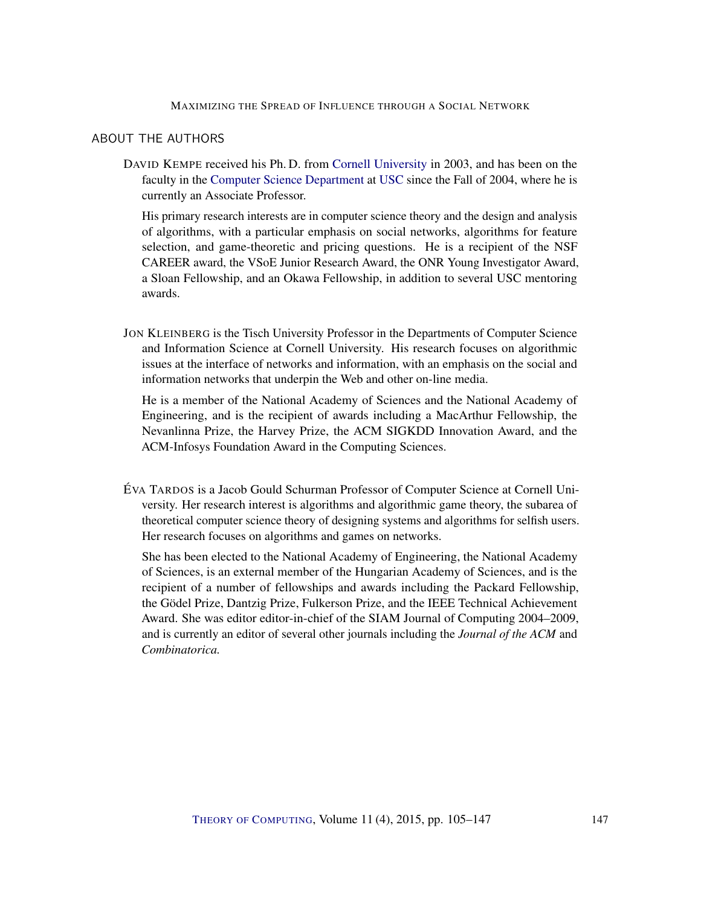## ABOUT THE AUTHORS

DAVID KEMPE received his Ph. D. from Cornell University in 2003, and has been on the faculty in the Computer Science Department at USC since the Fall of 2004, where he is currently an Associate Professor.

His primary research interests are in computer science theory and the design and analysis of algorithms, with a particular emphasis on social networks, algorithms for feature selection, and game-theoretic and pricing questions. He is a recipient of the NSF CAREER award, the VSoE Junior Research Award, the ONR Young Investigator Award, a Sloan Fellowship, and an Okawa Fellowship, in addition to several USC mentoring awards.

JON KLEINBERG is the Tisch University Professor in the Departments of Computer Science and Information Science at Cornell University. His research focuses on algorithmic issues at the interface of networks and information, with an emphasis on the social and information networks that underpin the Web and other on-line media.

He is a member of the National Academy of Sciences and the National Academy of Engineering, and is the recipient of awards including a MacArthur Fellowship, the Nevanlinna Prize, the Harvey Prize, the ACM SIGKDD Innovation Award, and the ACM-Infosys Foundation Award in the Computing Sciences.

ÉVA TARDOS is a Jacob Gould Schurman Professor of Computer Science at Cornell University. Her research interest is algorithms and algorithmic game theory, the subarea of theoretical computer science theory of designing systems and algorithms for selfish users. Her research focuses on algorithms and games on networks.

She has been elected to the National Academy of Engineering, the National Academy of Sciences, is an external member of the Hungarian Academy of Sciences, and is the recipient of a number of fellowships and awards including the Packard Fellowship, the Gödel Prize, Dantzig Prize, Fulkerson Prize, and the IEEE Technical Achievement Award. She was editor editor-in-chief of the SIAM Journal of Computing 2004–2009, and is currently an editor of several other journals including the *Journal of the ACM* and *Combinatorica.*